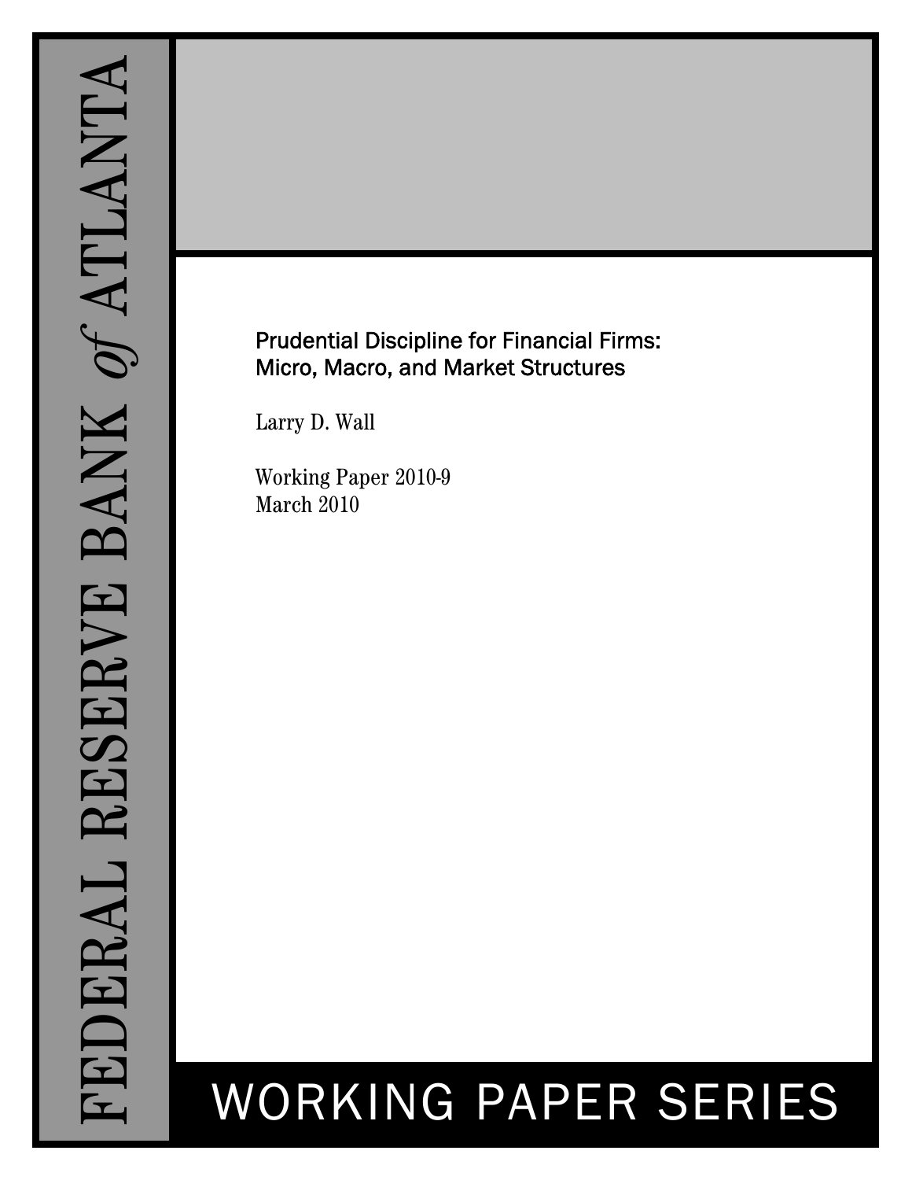FEDERAL RESERVE BANK *of* ATLANTA

# Prudential Discipline for Financial Firms: Micro, Macro, and Market Structures

Larry D. Wall

Working Paper 2010-9
March 2010

WORKING PAPER SERIES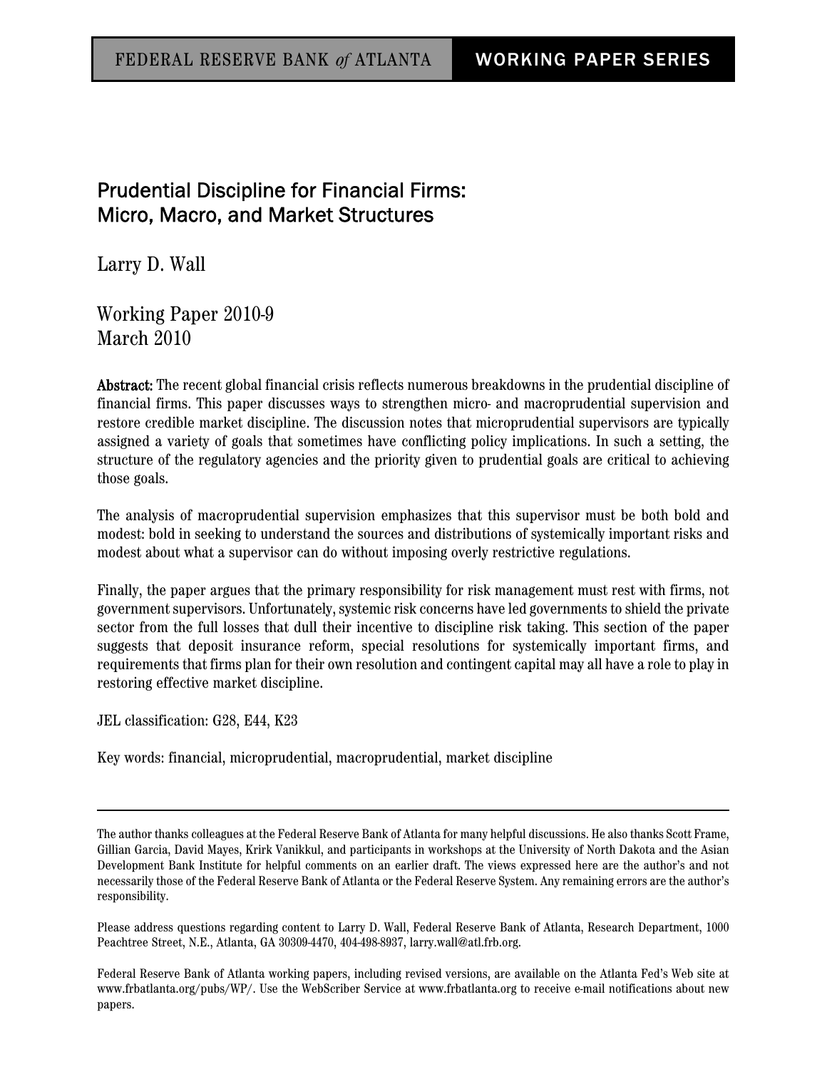FEDERAL RESERVE BANK *of* ATLANTA — WORKING PAPER SERIES

# Prudential Discipline for Financial Firms: Micro, Macro, and Market Structures

Larry D. Wall

Working Paper 2010-9
March 2010

**Abstract:** The recent global financial crisis reflects numerous breakdowns in the prudential discipline of financial firms. This paper discusses ways to strengthen micro- and macroprudential supervision and restore credible market discipline. The discussion notes that microprudential supervisors are typically assigned a variety of goals that sometimes have conflicting policy implications. In such a setting, the structure of the regulatory agencies and the priority given to prudential goals are critical to achieving those goals.

The analysis of macroprudential supervision emphasizes that this supervisor must be both bold and modest: bold in seeking to understand the sources and distributions of systemically important risks and modest about what a supervisor can do without imposing overly restrictive regulations.

Finally, the paper argues that the primary responsibility for risk management must rest with firms, not government supervisors. Unfortunately, systemic risk concerns have led governments to shield the private sector from the full losses that dull their incentive to discipline risk taking. This section of the paper suggests that deposit insurance reform, special resolutions for systemically important firms, and requirements that firms plan for their own resolution and contingent capital may all have a role to play in restoring effective market discipline.

JEL classification: G28, E44, K23

Key words: financial, microprudential, macroprudential, market discipline

---

The author thanks colleagues at the Federal Reserve Bank of Atlanta for many helpful discussions. He also thanks Scott Frame, Gillian Garcia, David Mayes, Krirk Vanikkul, and participants in workshops at the University of North Dakota and the Asian Development Bank Institute for helpful comments on an earlier draft. The views expressed here are the author's and not necessarily those of the Federal Reserve Bank of Atlanta or the Federal Reserve System. Any remaining errors are the author's responsibility.

Please address questions regarding content to Larry D. Wall, Federal Reserve Bank of Atlanta, Research Department, 1000 Peachtree Street, N.E., Atlanta, GA 30309-4470, 404-498-8937, larry.wall@atl.frb.org.

Federal Reserve Bank of Atlanta working papers, including revised versions, are available on the Atlanta Fed's Web site at www.frbatlanta.org/pubs/WP/. Use the WebScriber Service at www.frbatlanta.org to receive e-mail notifications about new papers.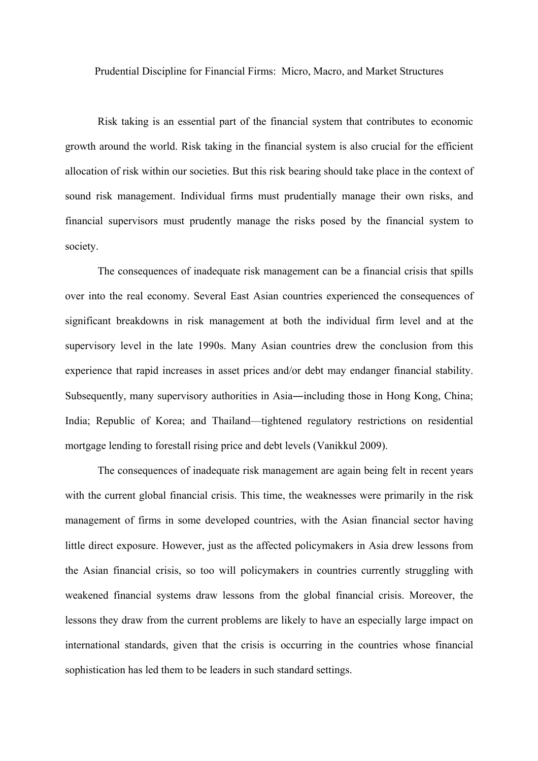# Prudential Discipline for Financial Firms: Micro, Macro, and Market Structures

Risk taking is an essential part of the financial system that contributes to economic growth around the world. Risk taking in the financial system is also crucial for the efficient allocation of risk within our societies. But this risk bearing should take place in the context of sound risk management. Individual firms must prudentially manage their own risks, and financial supervisors must prudently manage the risks posed by the financial system to society.

The consequences of inadequate risk management can be a financial crisis that spills over into the real economy. Several East Asian countries experienced the consequences of significant breakdowns in risk management at both the individual firm level and at the supervisory level in the late 1990s. Many Asian countries drew the conclusion from this experience that rapid increases in asset prices and/or debt may endanger financial stability. Subsequently, many supervisory authorities in Asia―including those in Hong Kong, China; India; Republic of Korea; and Thailand—tightened regulatory restrictions on residential mortgage lending to forestall rising price and debt levels (Vanikkul 2009).

The consequences of inadequate risk management are again being felt in recent years with the current global financial crisis. This time, the weaknesses were primarily in the risk management of firms in some developed countries, with the Asian financial sector having little direct exposure. However, just as the affected policymakers in Asia drew lessons from the Asian financial crisis, so too will policymakers in countries currently struggling with weakened financial systems draw lessons from the global financial crisis. Moreover, the lessons they draw from the current problems are likely to have an especially large impact on international standards, given that the crisis is occurring in the countries whose financial sophistication has led them to be leaders in such standard settings.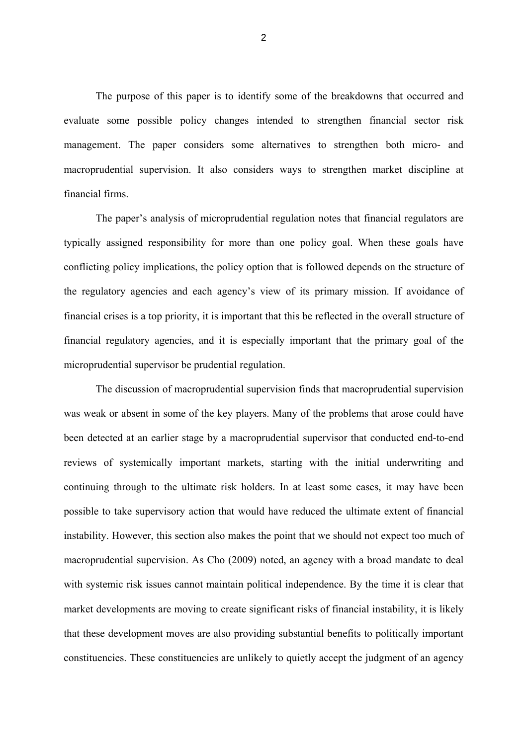The purpose of this paper is to identify some of the breakdowns that occurred and evaluate some possible policy changes intended to strengthen financial sector risk management. The paper considers some alternatives to strengthen both micro- and macroprudential supervision. It also considers ways to strengthen market discipline at financial firms.

The paper's analysis of microprudential regulation notes that financial regulators are typically assigned responsibility for more than one policy goal. When these goals have conflicting policy implications, the policy option that is followed depends on the structure of the regulatory agencies and each agency's view of its primary mission. If avoidance of financial crises is a top priority, it is important that this be reflected in the overall structure of financial regulatory agencies, and it is especially important that the primary goal of the microprudential supervisor be prudential regulation.

The discussion of macroprudential supervision finds that macroprudential supervision was weak or absent in some of the key players. Many of the problems that arose could have been detected at an earlier stage by a macroprudential supervisor that conducted end-to-end reviews of systemically important markets, starting with the initial underwriting and continuing through to the ultimate risk holders. In at least some cases, it may have been possible to take supervisory action that would have reduced the ultimate extent of financial instability. However, this section also makes the point that we should not expect too much of macroprudential supervision. As Cho (2009) noted, an agency with a broad mandate to deal with systemic risk issues cannot maintain political independence. By the time it is clear that market developments are moving to create significant risks of financial instability, it is likely that these development moves are also providing substantial benefits to politically important constituencies. These constituencies are unlikely to quietly accept the judgment of an agency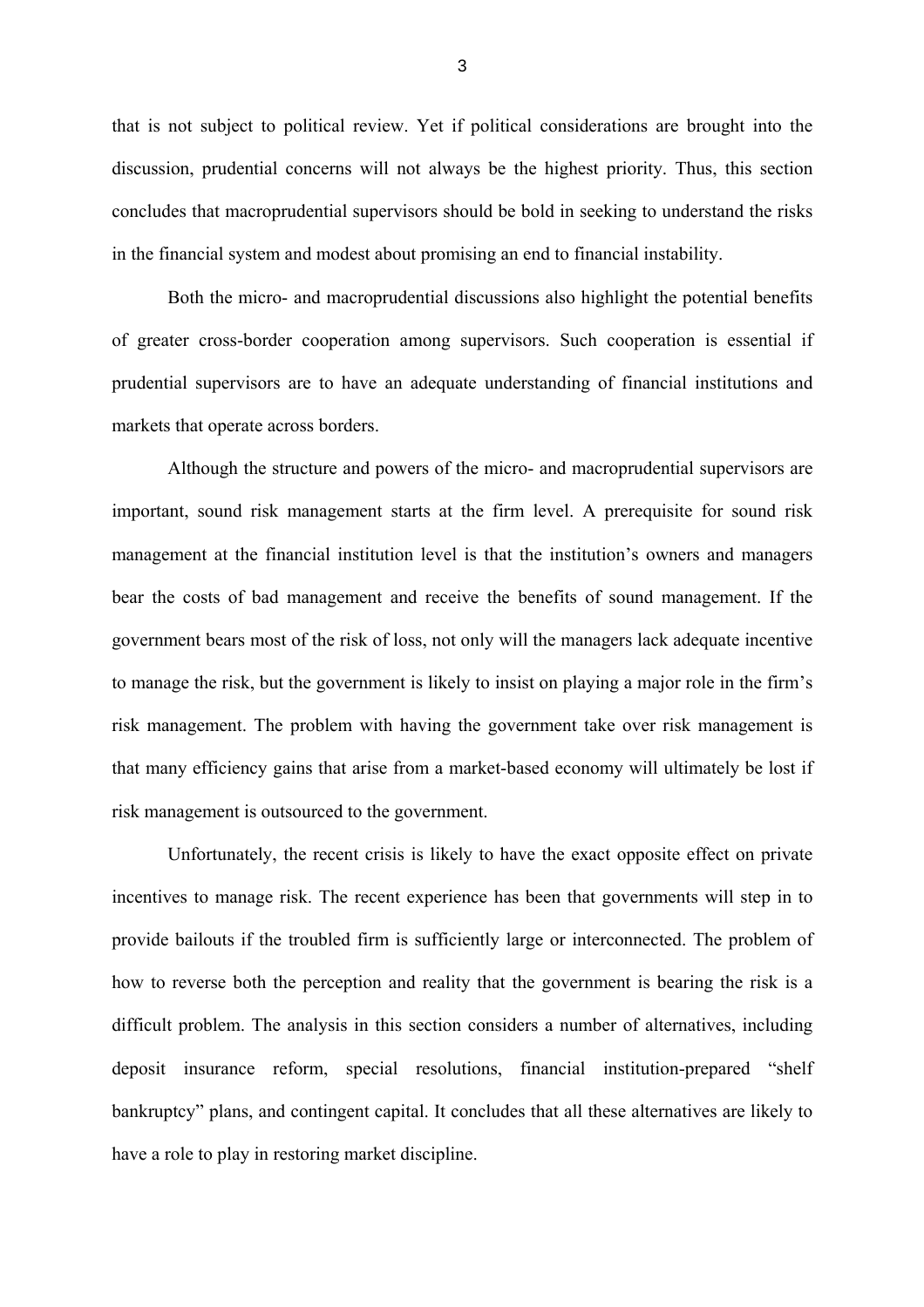that is not subject to political review. Yet if political considerations are brought into the discussion, prudential concerns will not always be the highest priority. Thus, this section concludes that macroprudential supervisors should be bold in seeking to understand the risks in the financial system and modest about promising an end to financial instability.

Both the micro- and macroprudential discussions also highlight the potential benefits of greater cross-border cooperation among supervisors. Such cooperation is essential if prudential supervisors are to have an adequate understanding of financial institutions and markets that operate across borders.

Although the structure and powers of the micro- and macroprudential supervisors are important, sound risk management starts at the firm level. A prerequisite for sound risk management at the financial institution level is that the institution's owners and managers bear the costs of bad management and receive the benefits of sound management. If the government bears most of the risk of loss, not only will the managers lack adequate incentive to manage the risk, but the government is likely to insist on playing a major role in the firm's risk management. The problem with having the government take over risk management is that many efficiency gains that arise from a market-based economy will ultimately be lost if risk management is outsourced to the government.

Unfortunately, the recent crisis is likely to have the exact opposite effect on private incentives to manage risk. The recent experience has been that governments will step in to provide bailouts if the troubled firm is sufficiently large or interconnected. The problem of how to reverse both the perception and reality that the government is bearing the risk is a difficult problem. The analysis in this section considers a number of alternatives, including deposit insurance reform, special resolutions, financial institution-prepared "shelf bankruptcy" plans, and contingent capital. It concludes that all these alternatives are likely to have a role to play in restoring market discipline.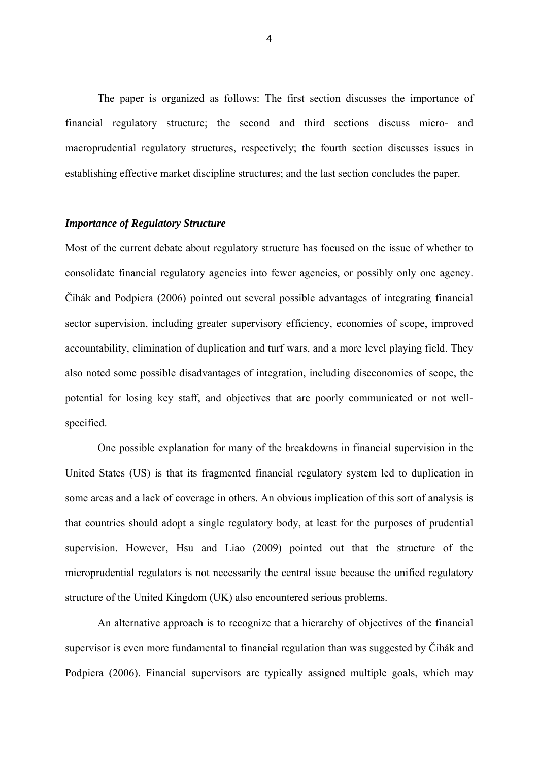The paper is organized as follows: The first section discusses the importance of financial regulatory structure; the second and third sections discuss micro- and macroprudential regulatory structures, respectively; the fourth section discusses issues in establishing effective market discipline structures; and the last section concludes the paper.

### *Importance of Regulatory Structure*

Most of the current debate about regulatory structure has focused on the issue of whether to consolidate financial regulatory agencies into fewer agencies, or possibly only one agency. Čihák and Podpiera (2006) pointed out several possible advantages of integrating financial sector supervision, including greater supervisory efficiency, economies of scope, improved accountability, elimination of duplication and turf wars, and a more level playing field. They also noted some possible disadvantages of integration, including diseconomies of scope, the potential for losing key staff, and objectives that are poorly communicated or not well-specified.

One possible explanation for many of the breakdowns in financial supervision in the United States (US) is that its fragmented financial regulatory system led to duplication in some areas and a lack of coverage in others. An obvious implication of this sort of analysis is that countries should adopt a single regulatory body, at least for the purposes of prudential supervision. However, Hsu and Liao (2009) pointed out that the structure of the microprudential regulators is not necessarily the central issue because the unified regulatory structure of the United Kingdom (UK) also encountered serious problems.

An alternative approach is to recognize that a hierarchy of objectives of the financial supervisor is even more fundamental to financial regulation than was suggested by Čihák and Podpiera (2006). Financial supervisors are typically assigned multiple goals, which may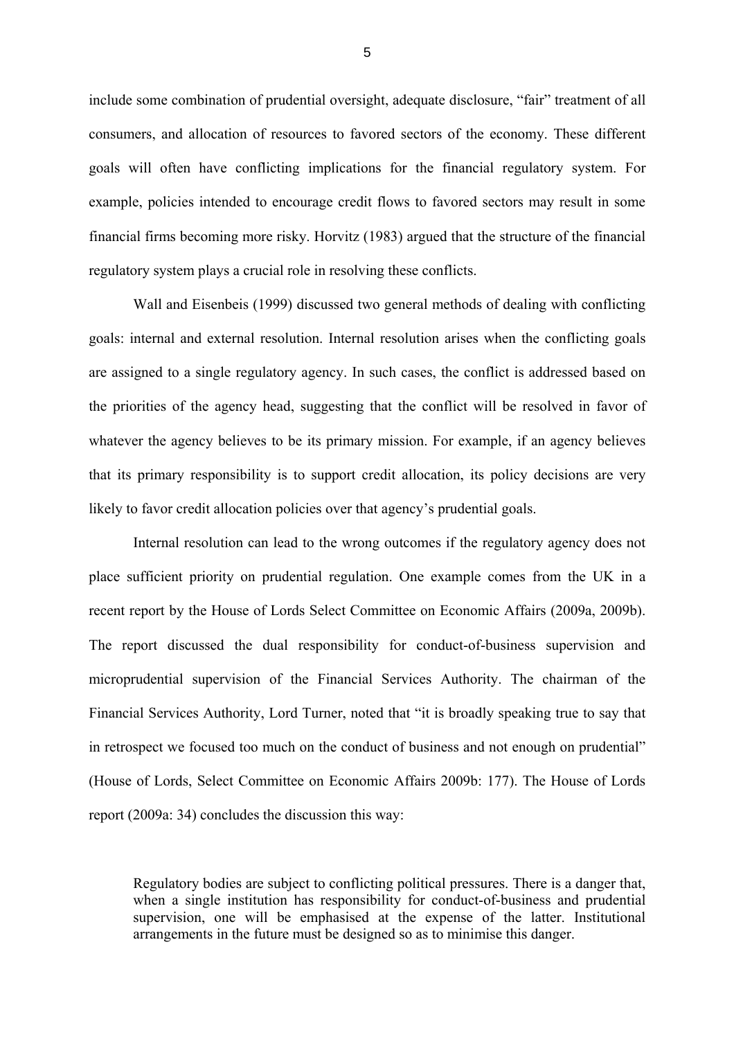include some combination of prudential oversight, adequate disclosure, "fair" treatment of all consumers, and allocation of resources to favored sectors of the economy. These different goals will often have conflicting implications for the financial regulatory system. For example, policies intended to encourage credit flows to favored sectors may result in some financial firms becoming more risky. Horvitz (1983) argued that the structure of the financial regulatory system plays a crucial role in resolving these conflicts.

Wall and Eisenbeis (1999) discussed two general methods of dealing with conflicting goals: internal and external resolution. Internal resolution arises when the conflicting goals are assigned to a single regulatory agency. In such cases, the conflict is addressed based on the priorities of the agency head, suggesting that the conflict will be resolved in favor of whatever the agency believes to be its primary mission. For example, if an agency believes that its primary responsibility is to support credit allocation, its policy decisions are very likely to favor credit allocation policies over that agency's prudential goals.

Internal resolution can lead to the wrong outcomes if the regulatory agency does not place sufficient priority on prudential regulation. One example comes from the UK in a recent report by the House of Lords Select Committee on Economic Affairs (2009a, 2009b). The report discussed the dual responsibility for conduct-of-business supervision and microprudential supervision of the Financial Services Authority. The chairman of the Financial Services Authority, Lord Turner, noted that "it is broadly speaking true to say that in retrospect we focused too much on the conduct of business and not enough on prudential" (House of Lords, Select Committee on Economic Affairs 2009b: 177). The House of Lords report (2009a: 34) concludes the discussion this way:

> Regulatory bodies are subject to conflicting political pressures. There is a danger that, when a single institution has responsibility for conduct-of-business and prudential supervision, one will be emphasised at the expense of the latter. Institutional arrangements in the future must be designed so as to minimise this danger.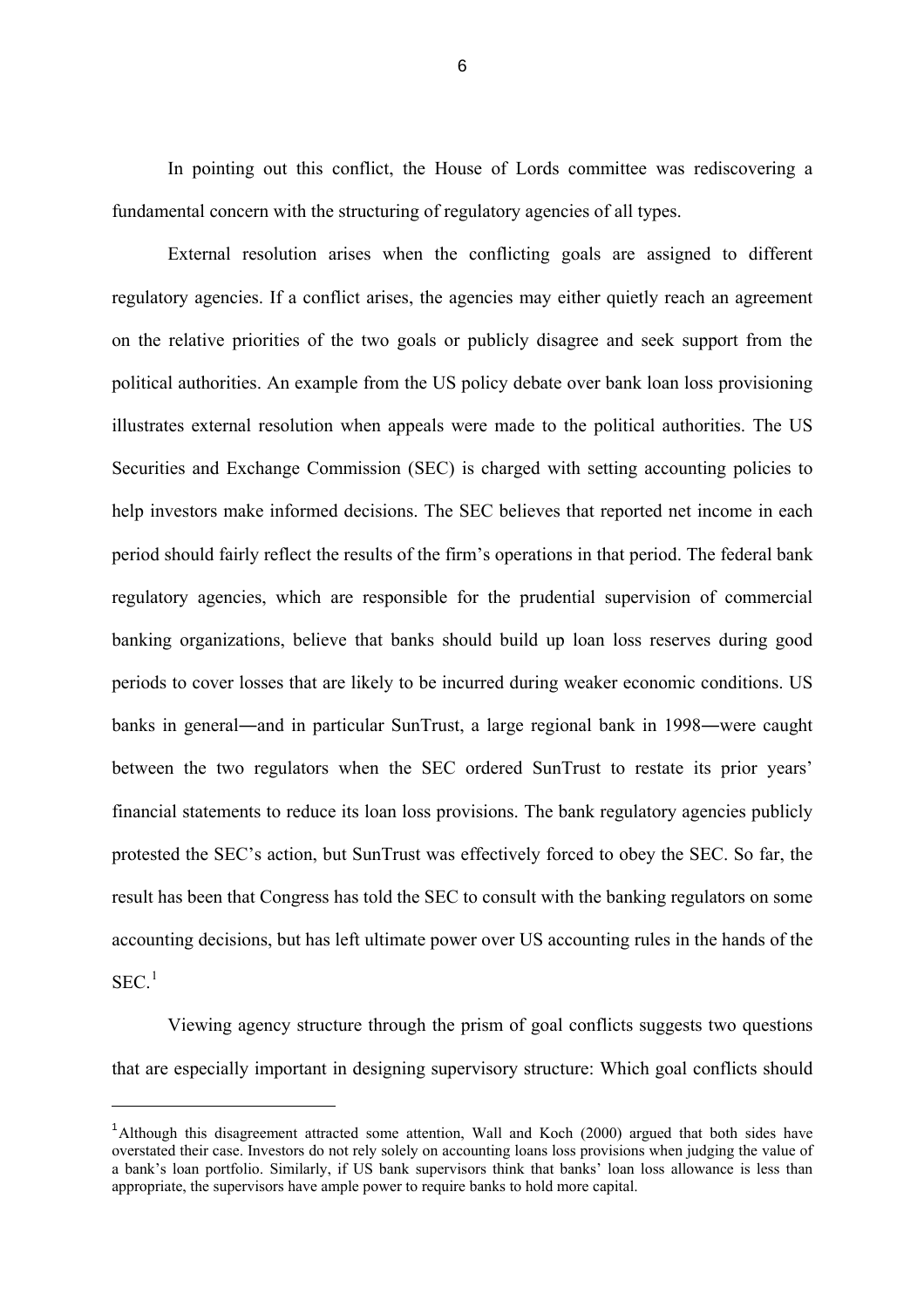In pointing out this conflict, the House of Lords committee was rediscovering a fundamental concern with the structuring of regulatory agencies of all types.

External resolution arises when the conflicting goals are assigned to different regulatory agencies. If a conflict arises, the agencies may either quietly reach an agreement on the relative priorities of the two goals or publicly disagree and seek support from the political authorities. An example from the US policy debate over bank loan loss provisioning illustrates external resolution when appeals were made to the political authorities. The US Securities and Exchange Commission (SEC) is charged with setting accounting policies to help investors make informed decisions. The SEC believes that reported net income in each period should fairly reflect the results of the firm's operations in that period. The federal bank regulatory agencies, which are responsible for the prudential supervision of commercial banking organizations, believe that banks should build up loan loss reserves during good periods to cover losses that are likely to be incurred during weaker economic conditions. US banks in general―and in particular SunTrust, a large regional bank in 1998―were caught between the two regulators when the SEC ordered SunTrust to restate its prior years' financial statements to reduce its loan loss provisions. The bank regulatory agencies publicly protested the SEC's action, but SunTrust was effectively forced to obey the SEC. So far, the result has been that Congress has told the SEC to consult with the banking regulators on some accounting decisions, but has left ultimate power over US accounting rules in the hands of the SEC.[1]

Viewing agency structure through the prism of goal conflicts suggests two questions that are especially important in designing supervisory structure: Which goal conflicts should

[1] Although this disagreement attracted some attention, Wall and Koch (2000) argued that both sides have overstated their case. Investors do not rely solely on accounting loans loss provisions when judging the value of a bank's loan portfolio. Similarly, if US bank supervisors think that banks' loan loss allowance is less than appropriate, the supervisors have ample power to require banks to hold more capital.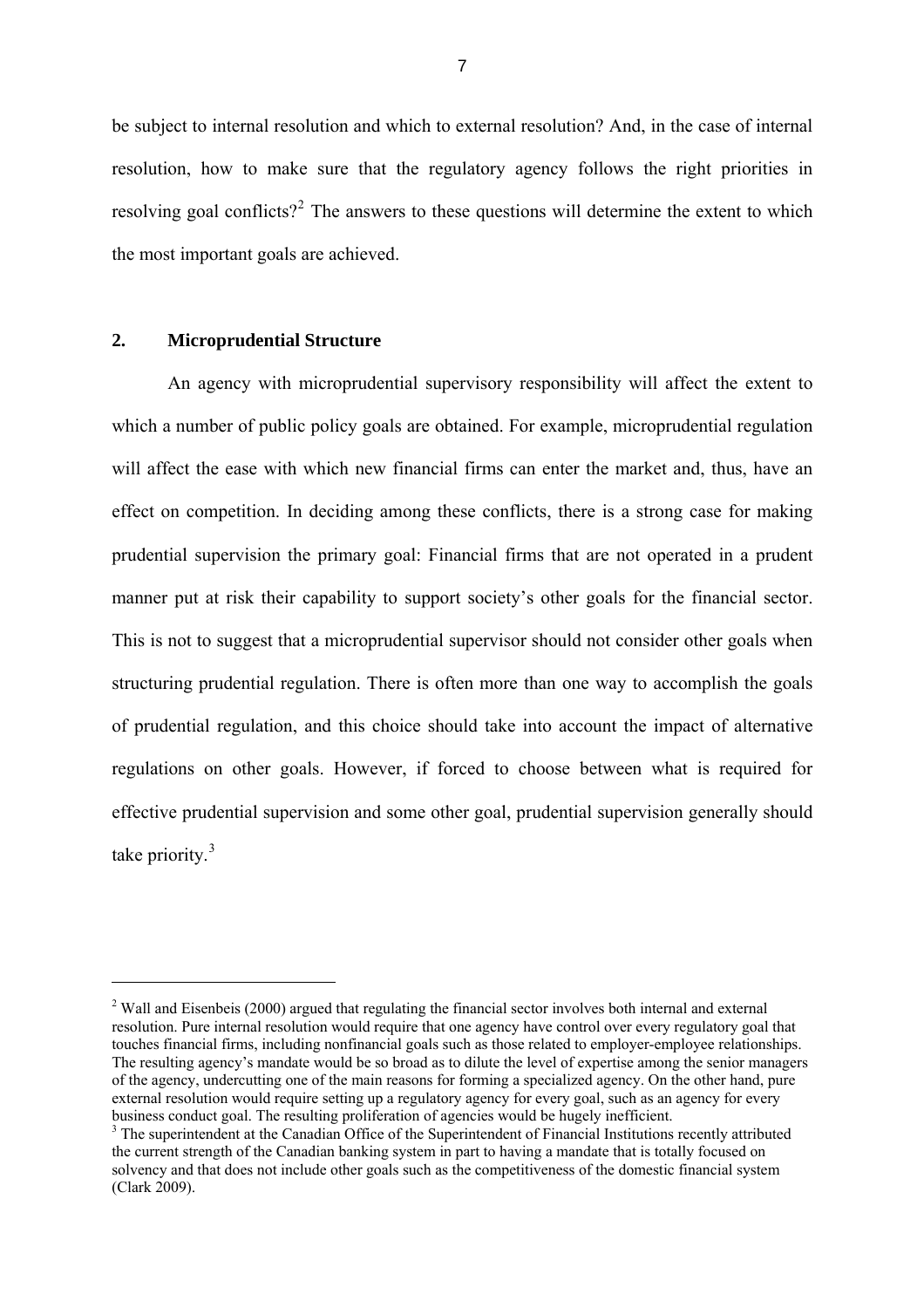be subject to internal resolution and which to external resolution? And, in the case of internal resolution, how to make sure that the regulatory agency follows the right priorities in resolving goal conflicts?[2] The answers to these questions will determine the extent to which the most important goals are achieved.

## 2. Microprudential Structure

An agency with microprudential supervisory responsibility will affect the extent to which a number of public policy goals are obtained. For example, microprudential regulation will affect the ease with which new financial firms can enter the market and, thus, have an effect on competition. In deciding among these conflicts, there is a strong case for making prudential supervision the primary goal: Financial firms that are not operated in a prudent manner put at risk their capability to support society's other goals for the financial sector. This is not to suggest that a microprudential supervisor should not consider other goals when structuring prudential regulation. There is often more than one way to accomplish the goals of prudential regulation, and this choice should take into account the impact of alternative regulations on other goals. However, if forced to choose between what is required for effective prudential supervision and some other goal, prudential supervision generally should take priority.[3]

---

[2] Wall and Eisenbeis (2000) argued that regulating the financial sector involves both internal and external resolution. Pure internal resolution would require that one agency have control over every regulatory goal that touches financial firms, including nonfinancial goals such as those related to employer-employee relationships. The resulting agency's mandate would be so broad as to dilute the level of expertise among the senior managers of the agency, undercutting one of the main reasons for forming a specialized agency. On the other hand, pure external resolution would require setting up a regulatory agency for every goal, such as an agency for every business conduct goal. The resulting proliferation of agencies would be hugely inefficient.

[3] The superintendent at the Canadian Office of the Superintendent of Financial Institutions recently attributed the current strength of the Canadian banking system in part to having a mandate that is totally focused on solvency and that does not include other goals such as the competitiveness of the domestic financial system (Clark 2009).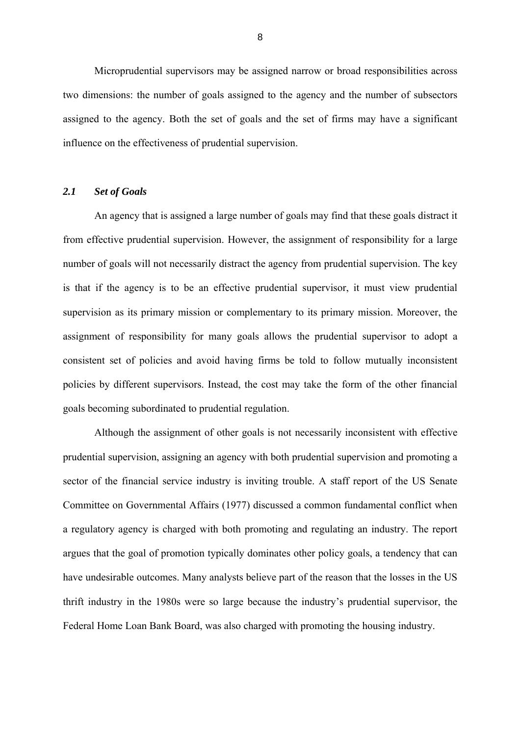Microprudential supervisors may be assigned narrow or broad responsibilities across two dimensions: the number of goals assigned to the agency and the number of subsectors assigned to the agency. Both the set of goals and the set of firms may have a significant influence on the effectiveness of prudential supervision.

### *2.1 Set of Goals*

An agency that is assigned a large number of goals may find that these goals distract it from effective prudential supervision. However, the assignment of responsibility for a large number of goals will not necessarily distract the agency from prudential supervision. The key is that if the agency is to be an effective prudential supervisor, it must view prudential supervision as its primary mission or complementary to its primary mission. Moreover, the assignment of responsibility for many goals allows the prudential supervisor to adopt a consistent set of policies and avoid having firms be told to follow mutually inconsistent policies by different supervisors. Instead, the cost may take the form of the other financial goals becoming subordinated to prudential regulation.

Although the assignment of other goals is not necessarily inconsistent with effective prudential supervision, assigning an agency with both prudential supervision and promoting a sector of the financial service industry is inviting trouble. A staff report of the US Senate Committee on Governmental Affairs (1977) discussed a common fundamental conflict when a regulatory agency is charged with both promoting and regulating an industry. The report argues that the goal of promotion typically dominates other policy goals, a tendency that can have undesirable outcomes. Many analysts believe part of the reason that the losses in the US thrift industry in the 1980s were so large because the industry's prudential supervisor, the Federal Home Loan Bank Board, was also charged with promoting the housing industry.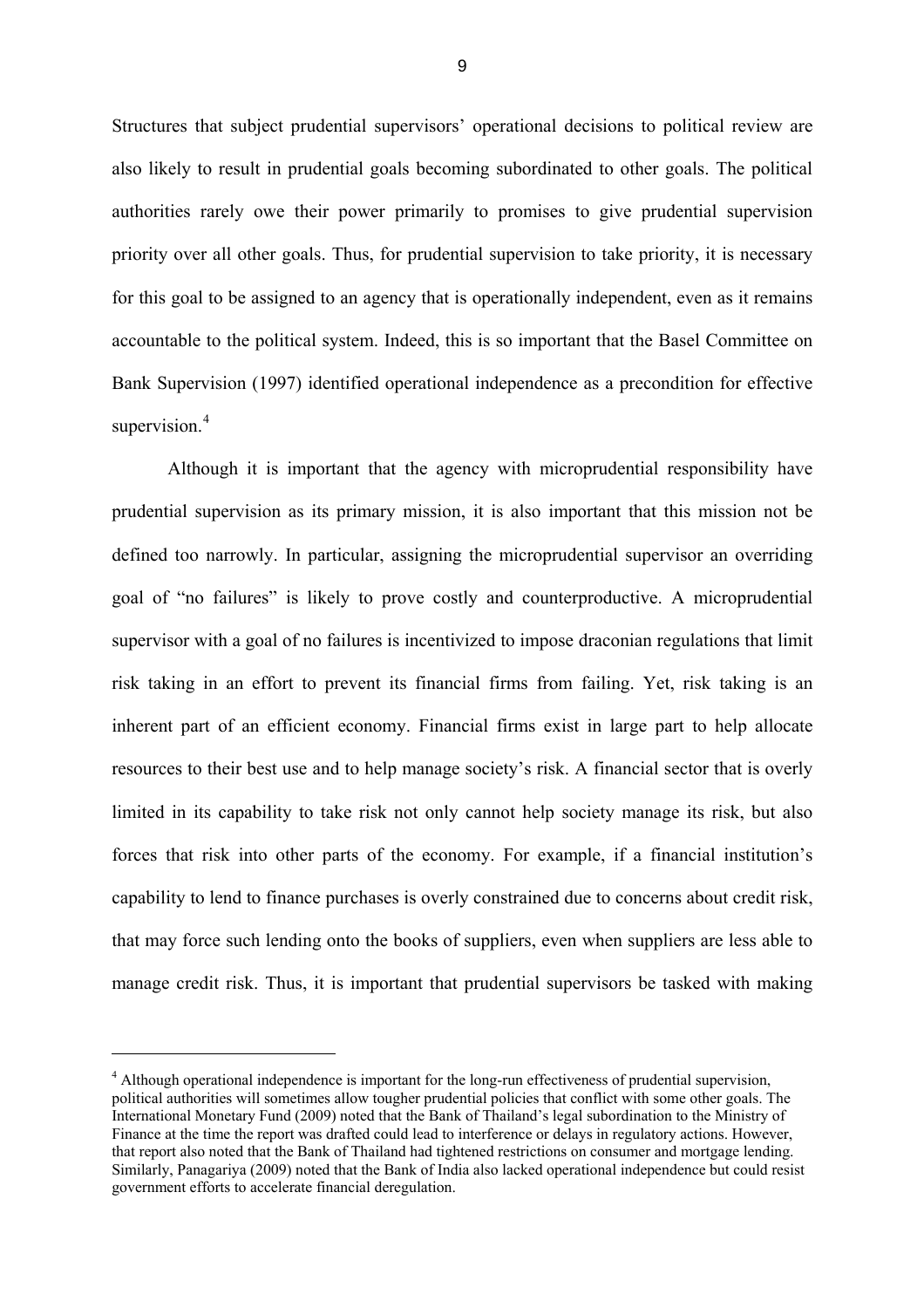Structures that subject prudential supervisors' operational decisions to political review are also likely to result in prudential goals becoming subordinated to other goals. The political authorities rarely owe their power primarily to promises to give prudential supervision priority over all other goals. Thus, for prudential supervision to take priority, it is necessary for this goal to be assigned to an agency that is operationally independent, even as it remains accountable to the political system. Indeed, this is so important that the Basel Committee on Bank Supervision (1997) identified operational independence as a precondition for effective supervision.[4]

Although it is important that the agency with microprudential responsibility have prudential supervision as its primary mission, it is also important that this mission not be defined too narrowly. In particular, assigning the microprudential supervisor an overriding goal of "no failures" is likely to prove costly and counterproductive. A microprudential supervisor with a goal of no failures is incentivized to impose draconian regulations that limit risk taking in an effort to prevent its financial firms from failing. Yet, risk taking is an inherent part of an efficient economy. Financial firms exist in large part to help allocate resources to their best use and to help manage society's risk. A financial sector that is overly limited in its capability to take risk not only cannot help society manage its risk, but also forces that risk into other parts of the economy. For example, if a financial institution's capability to lend to finance purchases is overly constrained due to concerns about credit risk, that may force such lending onto the books of suppliers, even when suppliers are less able to manage credit risk. Thus, it is important that prudential supervisors be tasked with making

[4] Although operational independence is important for the long-run effectiveness of prudential supervision, political authorities will sometimes allow tougher prudential policies that conflict with some other goals. The International Monetary Fund (2009) noted that the Bank of Thailand's legal subordination to the Ministry of Finance at the time the report was drafted could lead to interference or delays in regulatory actions. However, that report also noted that the Bank of Thailand had tightened restrictions on consumer and mortgage lending. Similarly, Panagariya (2009) noted that the Bank of India also lacked operational independence but could resist government efforts to accelerate financial deregulation.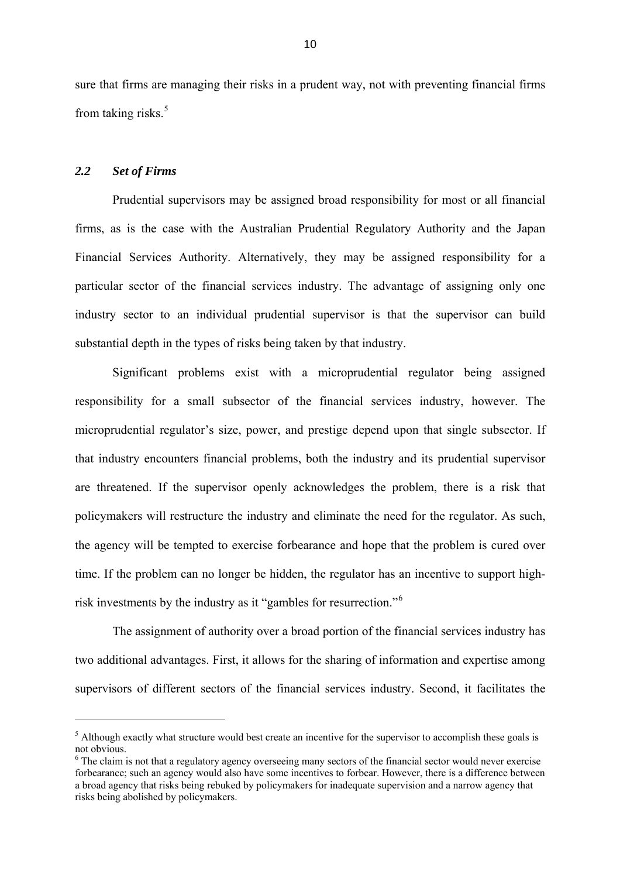sure that firms are managing their risks in a prudent way, not with preventing financial firms from taking risks.[5]

### *2.2 Set of Firms*

Prudential supervisors may be assigned broad responsibility for most or all financial firms, as is the case with the Australian Prudential Regulatory Authority and the Japan Financial Services Authority. Alternatively, they may be assigned responsibility for a particular sector of the financial services industry. The advantage of assigning only one industry sector to an individual prudential supervisor is that the supervisor can build substantial depth in the types of risks being taken by that industry.

Significant problems exist with a microprudential regulator being assigned responsibility for a small subsector of the financial services industry, however. The microprudential regulator's size, power, and prestige depend upon that single subsector. If that industry encounters financial problems, both the industry and its prudential supervisor are threatened. If the supervisor openly acknowledges the problem, there is a risk that policymakers will restructure the industry and eliminate the need for the regulator. As such, the agency will be tempted to exercise forbearance and hope that the problem is cured over time. If the problem can no longer be hidden, the regulator has an incentive to support high-risk investments by the industry as it "gambles for resurrection."[6]

The assignment of authority over a broad portion of the financial services industry has two additional advantages. First, it allows for the sharing of information and expertise among supervisors of different sectors of the financial services industry. Second, it facilitates the

---

[5] Although exactly what structure would best create an incentive for the supervisor to accomplish these goals is not obvious.

[6] The claim is not that a regulatory agency overseeing many sectors of the financial sector would never exercise forbearance; such an agency would also have some incentives to forbear. However, there is a difference between a broad agency that risks being rebuked by policymakers for inadequate supervision and a narrow agency that risks being abolished by policymakers.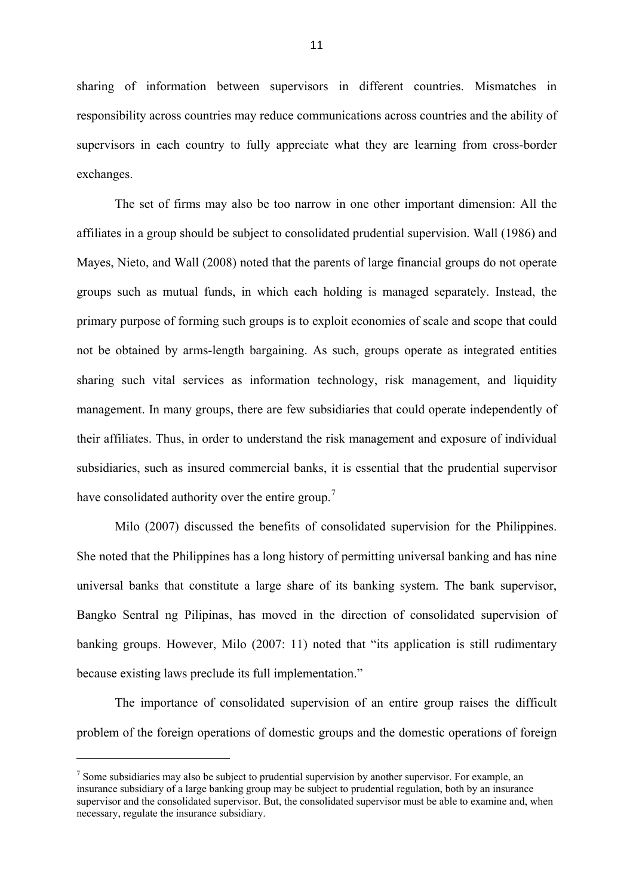sharing of information between supervisors in different countries. Mismatches in responsibility across countries may reduce communications across countries and the ability of supervisors in each country to fully appreciate what they are learning from cross-border exchanges.

The set of firms may also be too narrow in one other important dimension: All the affiliates in a group should be subject to consolidated prudential supervision. Wall (1986) and Mayes, Nieto, and Wall (2008) noted that the parents of large financial groups do not operate groups such as mutual funds, in which each holding is managed separately. Instead, the primary purpose of forming such groups is to exploit economies of scale and scope that could not be obtained by arms-length bargaining. As such, groups operate as integrated entities sharing such vital services as information technology, risk management, and liquidity management. In many groups, there are few subsidiaries that could operate independently of their affiliates. Thus, in order to understand the risk management and exposure of individual subsidiaries, such as insured commercial banks, it is essential that the prudential supervisor have consolidated authority over the entire group.[7]

Milo (2007) discussed the benefits of consolidated supervision for the Philippines. She noted that the Philippines has a long history of permitting universal banking and has nine universal banks that constitute a large share of its banking system. The bank supervisor, Bangko Sentral ng Pilipinas, has moved in the direction of consolidated supervision of banking groups. However, Milo (2007: 11) noted that "its application is still rudimentary because existing laws preclude its full implementation."

The importance of consolidated supervision of an entire group raises the difficult problem of the foreign operations of domestic groups and the domestic operations of foreign

[7] Some subsidiaries may also be subject to prudential supervision by another supervisor. For example, an insurance subsidiary of a large banking group may be subject to prudential regulation, both by an insurance supervisor and the consolidated supervisor. But, the consolidated supervisor must be able to examine and, when necessary, regulate the insurance subsidiary.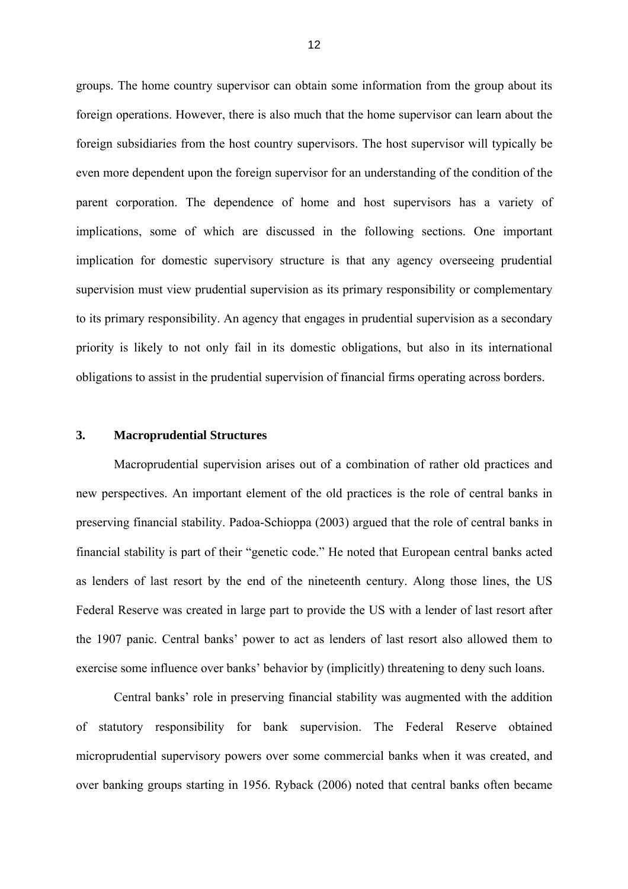groups. The home country supervisor can obtain some information from the group about its foreign operations. However, there is also much that the home supervisor can learn about the foreign subsidiaries from the host country supervisors. The host supervisor will typically be even more dependent upon the foreign supervisor for an understanding of the condition of the parent corporation. The dependence of home and host supervisors has a variety of implications, some of which are discussed in the following sections. One important implication for domestic supervisory structure is that any agency overseeing prudential supervision must view prudential supervision as its primary responsibility or complementary to its primary responsibility. An agency that engages in prudential supervision as a secondary priority is likely to not only fail in its domestic obligations, but also in its international obligations to assist in the prudential supervision of financial firms operating across borders.

## 3. Macroprudential Structures

Macroprudential supervision arises out of a combination of rather old practices and new perspectives. An important element of the old practices is the role of central banks in preserving financial stability. Padoa-Schioppa (2003) argued that the role of central banks in financial stability is part of their "genetic code." He noted that European central banks acted as lenders of last resort by the end of the nineteenth century. Along those lines, the US Federal Reserve was created in large part to provide the US with a lender of last resort after the 1907 panic. Central banks' power to act as lenders of last resort also allowed them to exercise some influence over banks' behavior by (implicitly) threatening to deny such loans.

Central banks' role in preserving financial stability was augmented with the addition of statutory responsibility for bank supervision. The Federal Reserve obtained microprudential supervisory powers over some commercial banks when it was created, and over banking groups starting in 1956. Ryback (2006) noted that central banks often became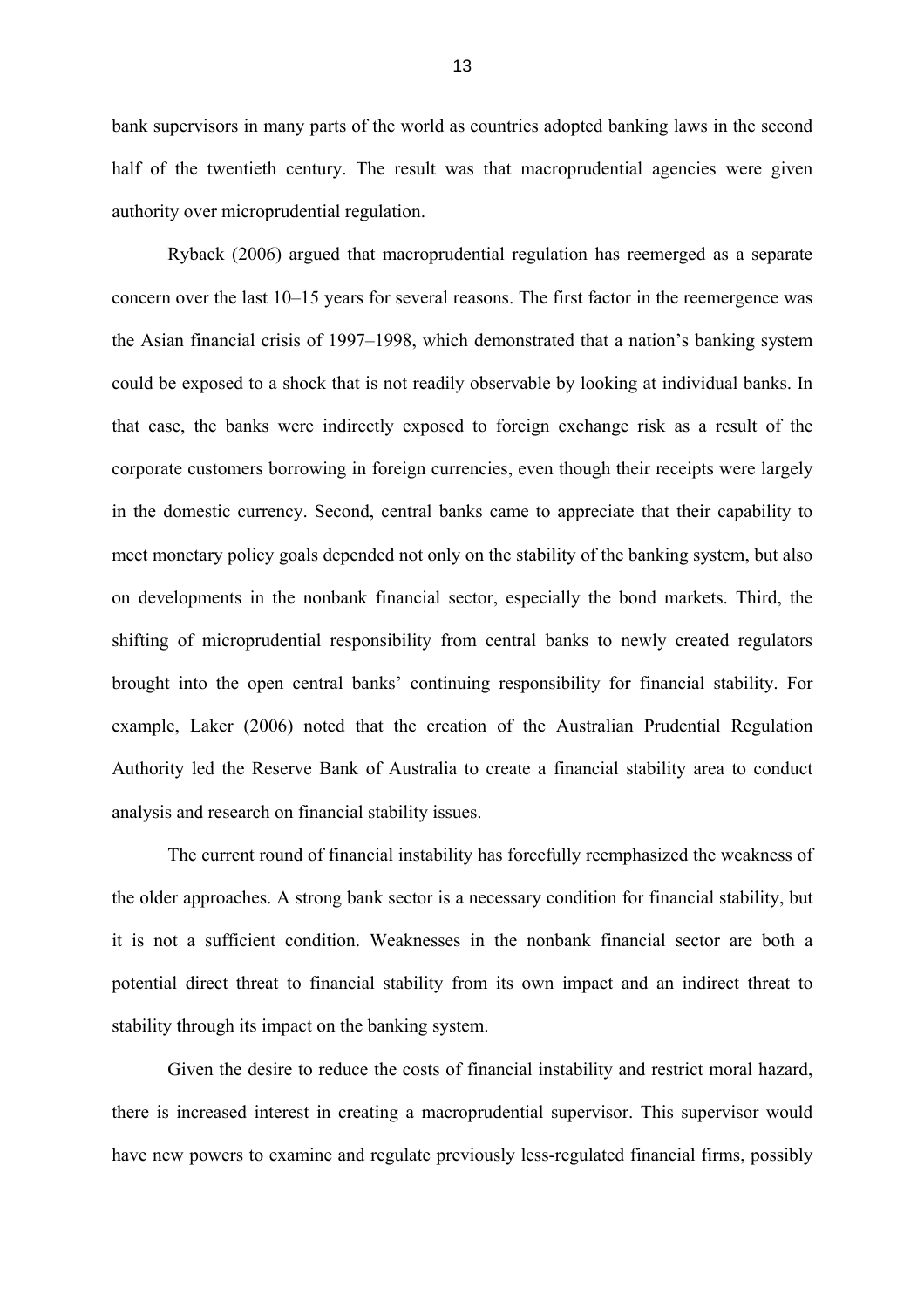bank supervisors in many parts of the world as countries adopted banking laws in the second half of the twentieth century. The result was that macroprudential agencies were given authority over microprudential regulation.

Ryback (2006) argued that macroprudential regulation has reemerged as a separate concern over the last 10–15 years for several reasons. The first factor in the reemergence was the Asian financial crisis of 1997–1998, which demonstrated that a nation's banking system could be exposed to a shock that is not readily observable by looking at individual banks. In that case, the banks were indirectly exposed to foreign exchange risk as a result of the corporate customers borrowing in foreign currencies, even though their receipts were largely in the domestic currency. Second, central banks came to appreciate that their capability to meet monetary policy goals depended not only on the stability of the banking system, but also on developments in the nonbank financial sector, especially the bond markets. Third, the shifting of microprudential responsibility from central banks to newly created regulators brought into the open central banks' continuing responsibility for financial stability. For example, Laker (2006) noted that the creation of the Australian Prudential Regulation Authority led the Reserve Bank of Australia to create a financial stability area to conduct analysis and research on financial stability issues.

The current round of financial instability has forcefully reemphasized the weakness of the older approaches. A strong bank sector is a necessary condition for financial stability, but it is not a sufficient condition. Weaknesses in the nonbank financial sector are both a potential direct threat to financial stability from its own impact and an indirect threat to stability through its impact on the banking system.

Given the desire to reduce the costs of financial instability and restrict moral hazard, there is increased interest in creating a macroprudential supervisor. This supervisor would have new powers to examine and regulate previously less-regulated financial firms, possibly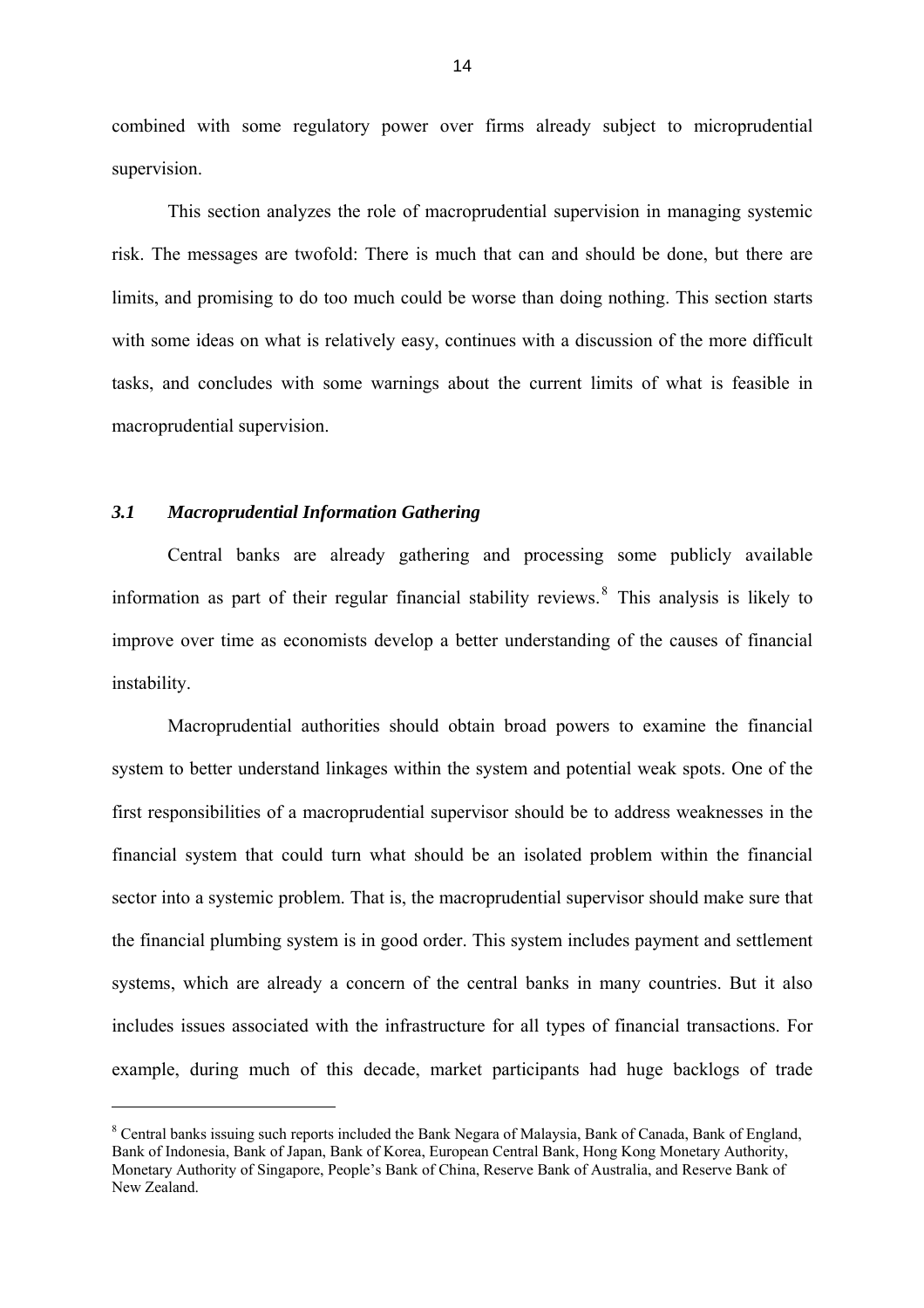combined with some regulatory power over firms already subject to microprudential supervision.

This section analyzes the role of macroprudential supervision in managing systemic risk. The messages are twofold: There is much that can and should be done, but there are limits, and promising to do too much could be worse than doing nothing. This section starts with some ideas on what is relatively easy, continues with a discussion of the more difficult tasks, and concludes with some warnings about the current limits of what is feasible in macroprudential supervision.

### *3.1 Macroprudential Information Gathering*

Central banks are already gathering and processing some publicly available information as part of their regular financial stability reviews.[8] This analysis is likely to improve over time as economists develop a better understanding of the causes of financial instability.

Macroprudential authorities should obtain broad powers to examine the financial system to better understand linkages within the system and potential weak spots. One of the first responsibilities of a macroprudential supervisor should be to address weaknesses in the financial system that could turn what should be an isolated problem within the financial sector into a systemic problem. That is, the macroprudential supervisor should make sure that the financial plumbing system is in good order. This system includes payment and settlement systems, which are already a concern of the central banks in many countries. But it also includes issues associated with the infrastructure for all types of financial transactions. For example, during much of this decade, market participants had huge backlogs of trade

[8] Central banks issuing such reports included the Bank Negara of Malaysia, Bank of Canada, Bank of England, Bank of Indonesia, Bank of Japan, Bank of Korea, European Central Bank, Hong Kong Monetary Authority, Monetary Authority of Singapore, People's Bank of China, Reserve Bank of Australia, and Reserve Bank of New Zealand.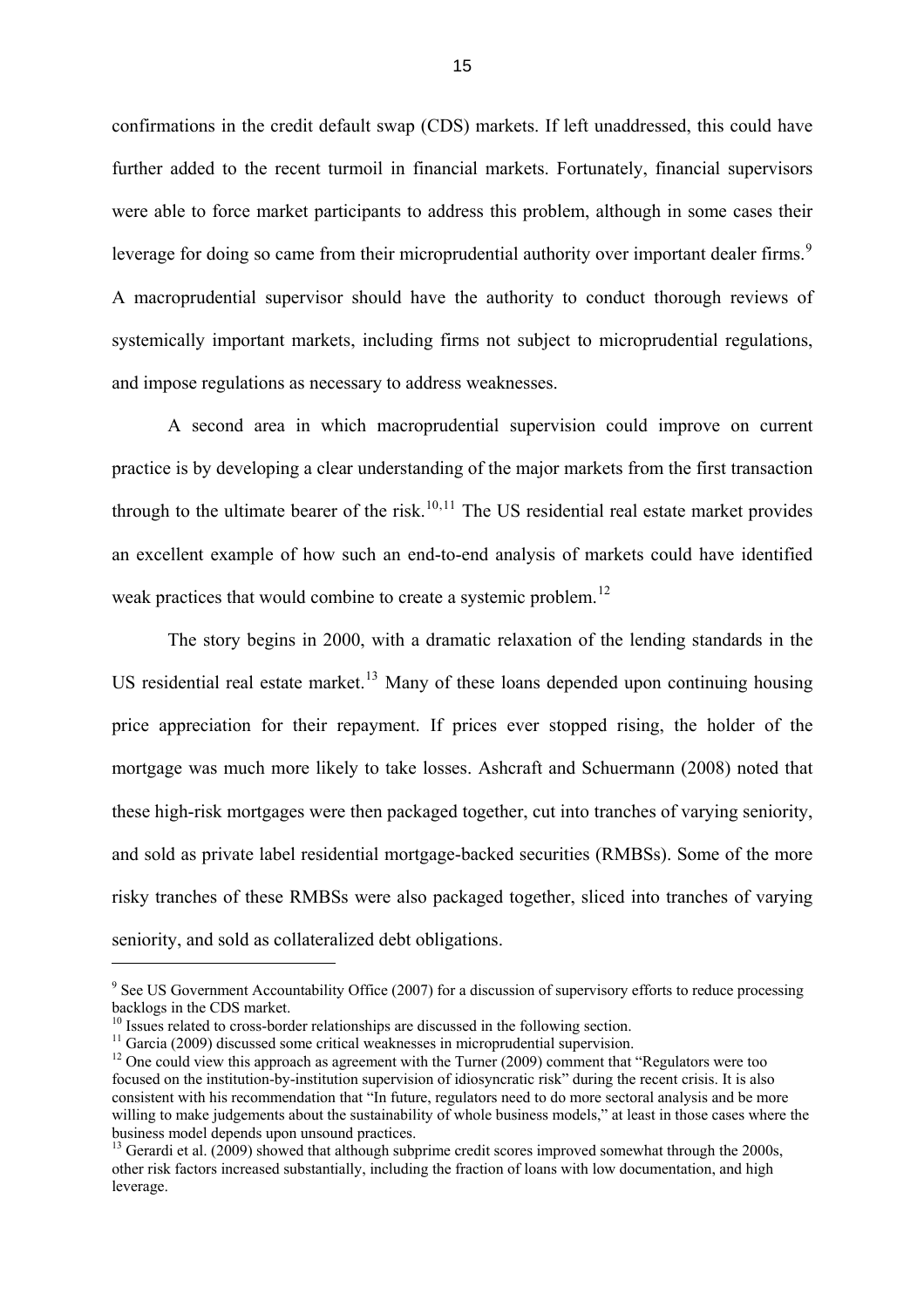confirmations in the credit default swap (CDS) markets. If left unaddressed, this could have further added to the recent turmoil in financial markets. Fortunately, financial supervisors were able to force market participants to address this problem, although in some cases their leverage for doing so came from their microprudential authority over important dealer firms.[9] A macroprudential supervisor should have the authority to conduct thorough reviews of systemically important markets, including firms not subject to microprudential regulations, and impose regulations as necessary to address weaknesses.

A second area in which macroprudential supervision could improve on current practice is by developing a clear understanding of the major markets from the first transaction through to the ultimate bearer of the risk.[10,11] The US residential real estate market provides an excellent example of how such an end-to-end analysis of markets could have identified weak practices that would combine to create a systemic problem.[12]

The story begins in 2000, with a dramatic relaxation of the lending standards in the US residential real estate market.[13] Many of these loans depended upon continuing housing price appreciation for their repayment. If prices ever stopped rising, the holder of the mortgage was much more likely to take losses. Ashcraft and Schuermann (2008) noted that these high-risk mortgages were then packaged together, cut into tranches of varying seniority, and sold as private label residential mortgage-backed securities (RMBSs). Some of the more risky tranches of these RMBSs were also packaged together, sliced into tranches of varying seniority, and sold as collateralized debt obligations.

---

[9] See US Government Accountability Office (2007) for a discussion of supervisory efforts to reduce processing backlogs in the CDS market.

[10] Issues related to cross-border relationships are discussed in the following section.

[11] Garcia (2009) discussed some critical weaknesses in microprudential supervision.

[12] One could view this approach as agreement with the Turner (2009) comment that "Regulators were too focused on the institution-by-institution supervision of idiosyncratic risk" during the recent crisis. It is also consistent with his recommendation that "In future, regulators need to do more sectoral analysis and be more willing to make judgements about the sustainability of whole business models," at least in those cases where the business model depends upon unsound practices.

[13] Gerardi et al. (2009) showed that although subprime credit scores improved somewhat through the 2000s, other risk factors increased substantially, including the fraction of loans with low documentation, and high leverage.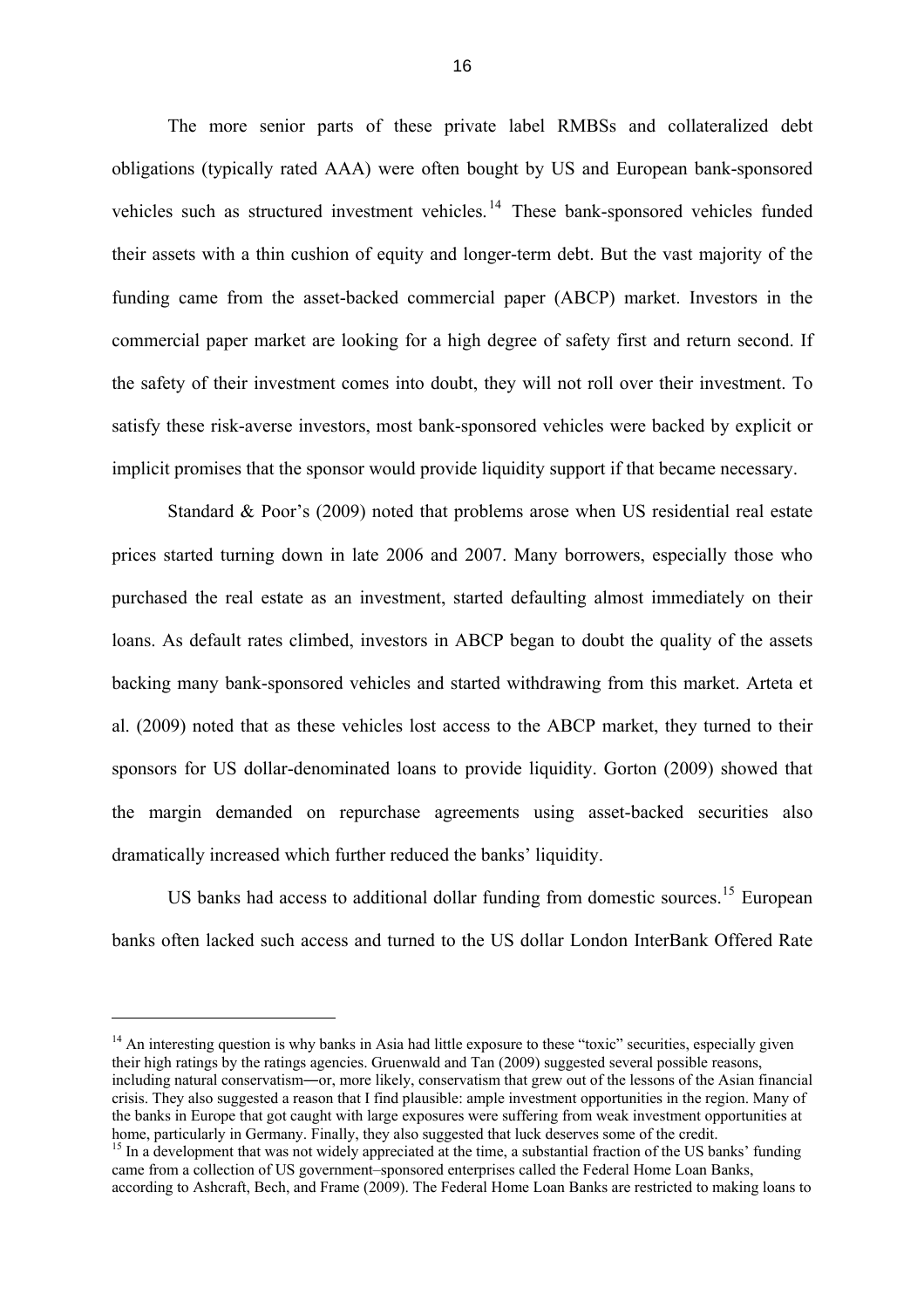The more senior parts of these private label RMBSs and collateralized debt obligations (typically rated AAA) were often bought by US and European bank-sponsored vehicles such as structured investment vehicles.[14] These bank-sponsored vehicles funded their assets with a thin cushion of equity and longer-term debt. But the vast majority of the funding came from the asset-backed commercial paper (ABCP) market. Investors in the commercial paper market are looking for a high degree of safety first and return second. If the safety of their investment comes into doubt, they will not roll over their investment. To satisfy these risk-averse investors, most bank-sponsored vehicles were backed by explicit or implicit promises that the sponsor would provide liquidity support if that became necessary.

Standard & Poor's (2009) noted that problems arose when US residential real estate prices started turning down in late 2006 and 2007. Many borrowers, especially those who purchased the real estate as an investment, started defaulting almost immediately on their loans. As default rates climbed, investors in ABCP began to doubt the quality of the assets backing many bank-sponsored vehicles and started withdrawing from this market. Arteta et al. (2009) noted that as these vehicles lost access to the ABCP market, they turned to their sponsors for US dollar-denominated loans to provide liquidity. Gorton (2009) showed that the margin demanded on repurchase agreements using asset-backed securities also dramatically increased which further reduced the banks' liquidity.

US banks had access to additional dollar funding from domestic sources.[15] European banks often lacked such access and turned to the US dollar London InterBank Offered Rate

---

[14] An interesting question is why banks in Asia had little exposure to these "toxic" securities, especially given their high ratings by the ratings agencies. Gruenwald and Tan (2009) suggested several possible reasons, including natural conservatism―or, more likely, conservatism that grew out of the lessons of the Asian financial crisis. They also suggested a reason that I find plausible: ample investment opportunities in the region. Many of the banks in Europe that got caught with large exposures were suffering from weak investment opportunities at home, particularly in Germany. Finally, they also suggested that luck deserves some of the credit.

[15] In a development that was not widely appreciated at the time, a substantial fraction of the US banks' funding came from a collection of US government–sponsored enterprises called the Federal Home Loan Banks, according to Ashcraft, Bech, and Frame (2009). The Federal Home Loan Banks are restricted to making loans to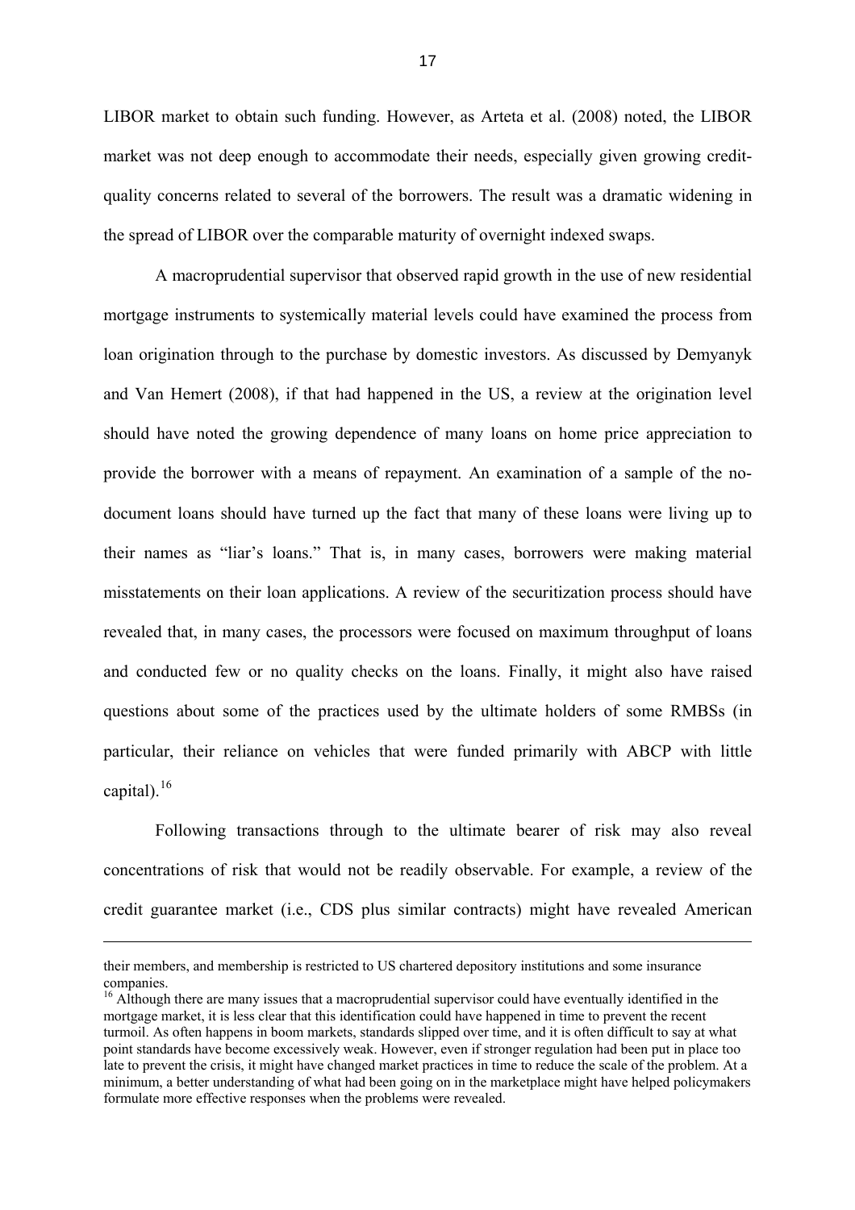LIBOR market to obtain such funding. However, as Arteta et al. (2008) noted, the LIBOR market was not deep enough to accommodate their needs, especially given growing credit-quality concerns related to several of the borrowers. The result was a dramatic widening in the spread of LIBOR over the comparable maturity of overnight indexed swaps.

A macroprudential supervisor that observed rapid growth in the use of new residential mortgage instruments to systemically material levels could have examined the process from loan origination through to the purchase by domestic investors. As discussed by Demyanyk and Van Hemert (2008), if that had happened in the US, a review at the origination level should have noted the growing dependence of many loans on home price appreciation to provide the borrower with a means of repayment. An examination of a sample of the no-document loans should have turned up the fact that many of these loans were living up to their names as "liar's loans." That is, in many cases, borrowers were making material misstatements on their loan applications. A review of the securitization process should have revealed that, in many cases, the processors were focused on maximum throughput of loans and conducted few or no quality checks on the loans. Finally, it might also have raised questions about some of the practices used by the ultimate holders of some RMBSs (in particular, their reliance on vehicles that were funded primarily with ABCP with little capital).[16]

Following transactions through to the ultimate bearer of risk may also reveal concentrations of risk that would not be readily observable. For example, a review of the credit guarantee market (i.e., CDS plus similar contracts) might have revealed American

---

their members, and membership is restricted to US chartered depository institutions and some insurance companies.

[16] Although there are many issues that a macroprudential supervisor could have eventually identified in the mortgage market, it is less clear that this identification could have happened in time to prevent the recent turmoil. As often happens in boom markets, standards slipped over time, and it is often difficult to say at what point standards have become excessively weak. However, even if stronger regulation had been put in place too late to prevent the crisis, it might have changed market practices in time to reduce the scale of the problem. At a minimum, a better understanding of what had been going on in the marketplace might have helped policymakers formulate more effective responses when the problems were revealed.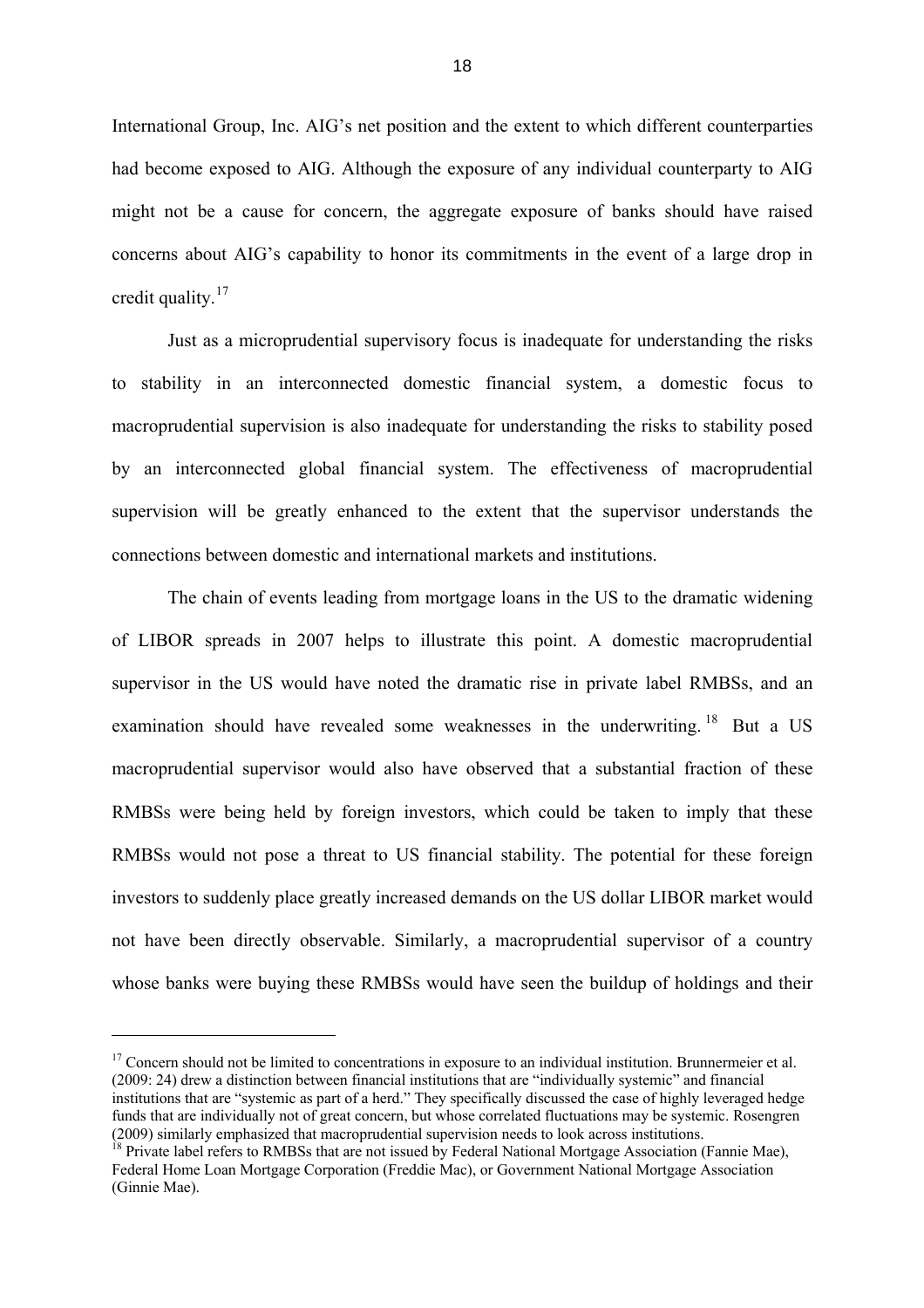International Group, Inc. AIG's net position and the extent to which different counterparties had become exposed to AIG. Although the exposure of any individual counterparty to AIG might not be a cause for concern, the aggregate exposure of banks should have raised concerns about AIG's capability to honor its commitments in the event of a large drop in credit quality.[17]

Just as a microprudential supervisory focus is inadequate for understanding the risks to stability in an interconnected domestic financial system, a domestic focus to macroprudential supervision is also inadequate for understanding the risks to stability posed by an interconnected global financial system. The effectiveness of macroprudential supervision will be greatly enhanced to the extent that the supervisor understands the connections between domestic and international markets and institutions.

The chain of events leading from mortgage loans in the US to the dramatic widening of LIBOR spreads in 2007 helps to illustrate this point. A domestic macroprudential supervisor in the US would have noted the dramatic rise in private label RMBSs, and an examination should have revealed some weaknesses in the underwriting.[18] But a US macroprudential supervisor would also have observed that a substantial fraction of these RMBSs were being held by foreign investors, which could be taken to imply that these RMBSs would not pose a threat to US financial stability. The potential for these foreign investors to suddenly place greatly increased demands on the US dollar LIBOR market would not have been directly observable. Similarly, a macroprudential supervisor of a country whose banks were buying these RMBSs would have seen the buildup of holdings and their

---

[17] Concern should not be limited to concentrations in exposure to an individual institution. Brunnermeier et al. (2009: 24) drew a distinction between financial institutions that are "individually systemic" and financial institutions that are "systemic as part of a herd." They specifically discussed the case of highly leveraged hedge funds that are individually not of great concern, but whose correlated fluctuations may be systemic. Rosengren (2009) similarly emphasized that macroprudential supervision needs to look across institutions.

[18] Private label refers to RMBSs that are not issued by Federal National Mortgage Association (Fannie Mae), Federal Home Loan Mortgage Corporation (Freddie Mac), or Government National Mortgage Association (Ginnie Mae).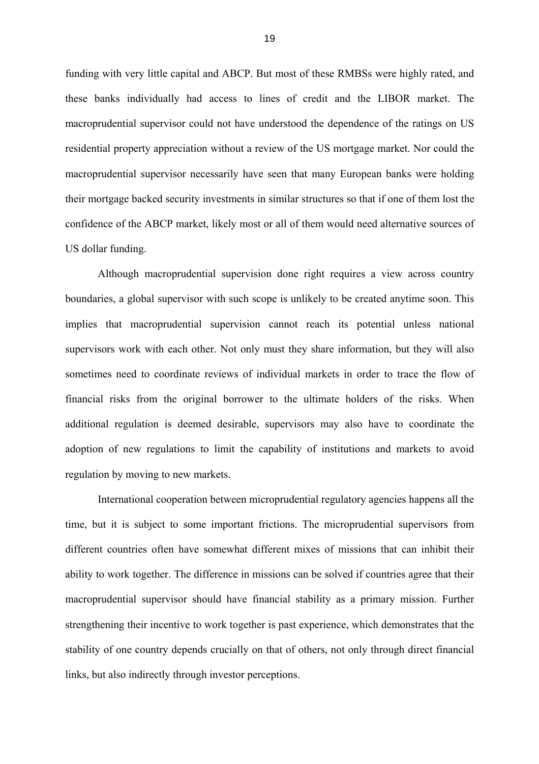funding with very little capital and ABCP. But most of these RMBSs were highly rated, and these banks individually had access to lines of credit and the LIBOR market. The macroprudential supervisor could not have understood the dependence of the ratings on US residential property appreciation without a review of the US mortgage market. Nor could the macroprudential supervisor necessarily have seen that many European banks were holding their mortgage backed security investments in similar structures so that if one of them lost the confidence of the ABCP market, likely most or all of them would need alternative sources of US dollar funding.

Although macroprudential supervision done right requires a view across country boundaries, a global supervisor with such scope is unlikely to be created anytime soon. This implies that macroprudential supervision cannot reach its potential unless national supervisors work with each other. Not only must they share information, but they will also sometimes need to coordinate reviews of individual markets in order to trace the flow of financial risks from the original borrower to the ultimate holders of the risks. When additional regulation is deemed desirable, supervisors may also have to coordinate the adoption of new regulations to limit the capability of institutions and markets to avoid regulation by moving to new markets.

International cooperation between microprudential regulatory agencies happens all the time, but it is subject to some important frictions. The microprudential supervisors from different countries often have somewhat different mixes of missions that can inhibit their ability to work together. The difference in missions can be solved if countries agree that their macroprudential supervisor should have financial stability as a primary mission. Further strengthening their incentive to work together is past experience, which demonstrates that the stability of one country depends crucially on that of others, not only through direct financial links, but also indirectly through investor perceptions.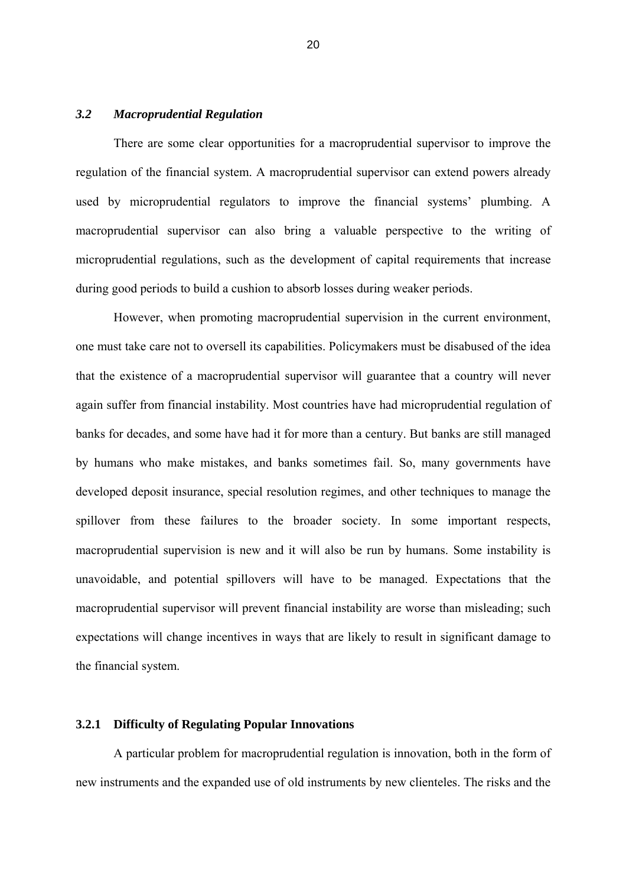### *3.2 Macroprudential Regulation*

There are some clear opportunities for a macroprudential supervisor to improve the regulation of the financial system. A macroprudential supervisor can extend powers already used by microprudential regulators to improve the financial systems' plumbing. A macroprudential supervisor can also bring a valuable perspective to the writing of microprudential regulations, such as the development of capital requirements that increase during good periods to build a cushion to absorb losses during weaker periods.

However, when promoting macroprudential supervision in the current environment, one must take care not to oversell its capabilities. Policymakers must be disabused of the idea that the existence of a macroprudential supervisor will guarantee that a country will never again suffer from financial instability. Most countries have had microprudential regulation of banks for decades, and some have had it for more than a century. But banks are still managed by humans who make mistakes, and banks sometimes fail. So, many governments have developed deposit insurance, special resolution regimes, and other techniques to manage the spillover from these failures to the broader society. In some important respects, macroprudential supervision is new and it will also be run by humans. Some instability is unavoidable, and potential spillovers will have to be managed. Expectations that the macroprudential supervisor will prevent financial instability are worse than misleading; such expectations will change incentives in ways that are likely to result in significant damage to the financial system.

#### **3.2.1 Difficulty of Regulating Popular Innovations**

A particular problem for macroprudential regulation is innovation, both in the form of new instruments and the expanded use of old instruments by new clienteles. The risks and the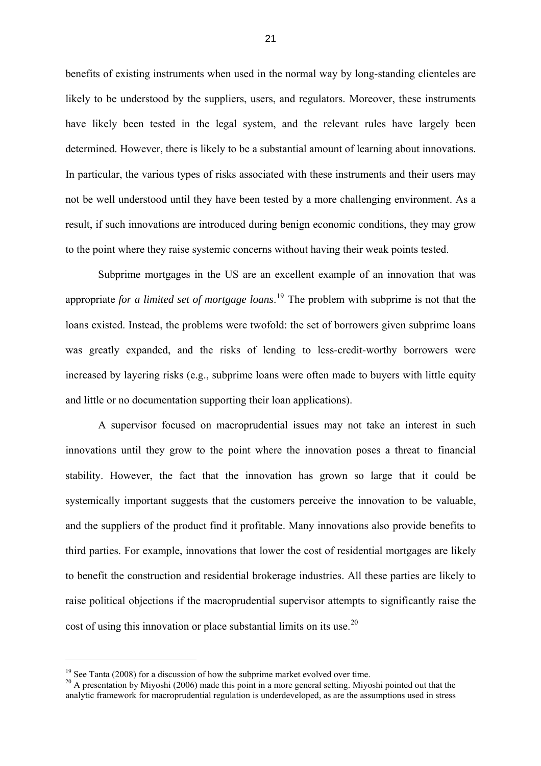benefits of existing instruments when used in the normal way by long-standing clienteles are likely to be understood by the suppliers, users, and regulators. Moreover, these instruments have likely been tested in the legal system, and the relevant rules have largely been determined. However, there is likely to be a substantial amount of learning about innovations. In particular, the various types of risks associated with these instruments and their users may not be well understood until they have been tested by a more challenging environment. As a result, if such innovations are introduced during benign economic conditions, they may grow to the point where they raise systemic concerns without having their weak points tested.

Subprime mortgages in the US are an excellent example of an innovation that was appropriate *for a limited set of mortgage loans*.[19] The problem with subprime is not that the loans existed. Instead, the problems were twofold: the set of borrowers given subprime loans was greatly expanded, and the risks of lending to less-credit-worthy borrowers were increased by layering risks (e.g., subprime loans were often made to buyers with little equity and little or no documentation supporting their loan applications).

A supervisor focused on macroprudential issues may not take an interest in such innovations until they grow to the point where the innovation poses a threat to financial stability. However, the fact that the innovation has grown so large that it could be systemically important suggests that the customers perceive the innovation to be valuable, and the suppliers of the product find it profitable. Many innovations also provide benefits to third parties. For example, innovations that lower the cost of residential mortgages are likely to benefit the construction and residential brokerage industries. All these parties are likely to raise political objections if the macroprudential supervisor attempts to significantly raise the cost of using this innovation or place substantial limits on its use.[20]

---

[19] See Tanta (2008) for a discussion of how the subprime market evolved over time.

[20] A presentation by Miyoshi (2006) made this point in a more general setting. Miyoshi pointed out that the analytic framework for macroprudential regulation is underdeveloped, as are the assumptions used in stress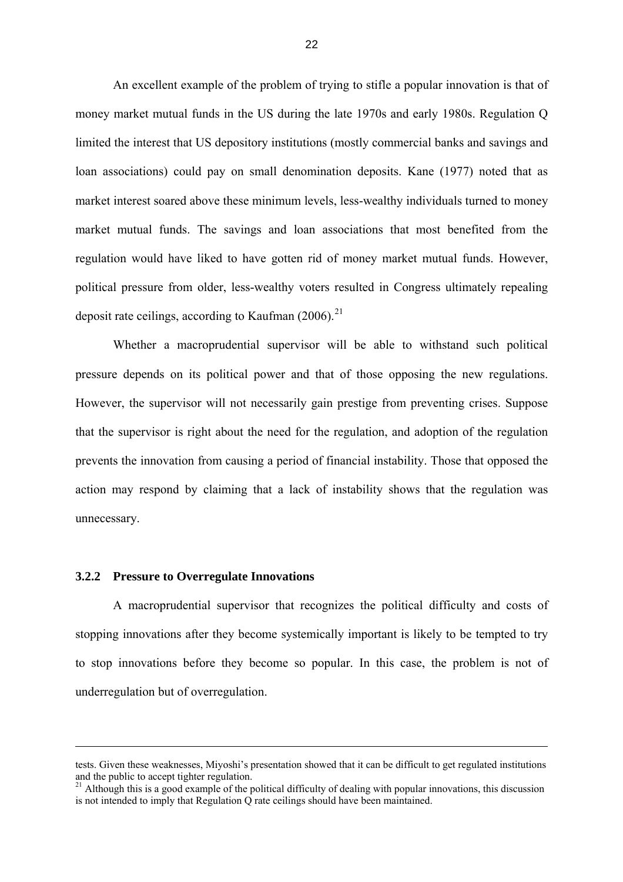An excellent example of the problem of trying to stifle a popular innovation is that of money market mutual funds in the US during the late 1970s and early 1980s. Regulation Q limited the interest that US depository institutions (mostly commercial banks and savings and loan associations) could pay on small denomination deposits. Kane (1977) noted that as market interest soared above these minimum levels, less-wealthy individuals turned to money market mutual funds. The savings and loan associations that most benefited from the regulation would have liked to have gotten rid of money market mutual funds. However, political pressure from older, less-wealthy voters resulted in Congress ultimately repealing deposit rate ceilings, according to Kaufman (2006).[21]

Whether a macroprudential supervisor will be able to withstand such political pressure depends on its political power and that of those opposing the new regulations. However, the supervisor will not necessarily gain prestige from preventing crises. Suppose that the supervisor is right about the need for the regulation, and adoption of the regulation prevents the innovation from causing a period of financial instability. Those that opposed the action may respond by claiming that a lack of instability shows that the regulation was unnecessary.

### 3.2.2 Pressure to Overregulate Innovations

A macroprudential supervisor that recognizes the political difficulty and costs of stopping innovations after they become systemically important is likely to be tempted to try to stop innovations before they become so popular. In this case, the problem is not of underregulation but of overregulation.

---

tests. Given these weaknesses, Miyoshi's presentation showed that it can be difficult to get regulated institutions and the public to accept tighter regulation.

[21] Although this is a good example of the political difficulty of dealing with popular innovations, this discussion is not intended to imply that Regulation Q rate ceilings should have been maintained.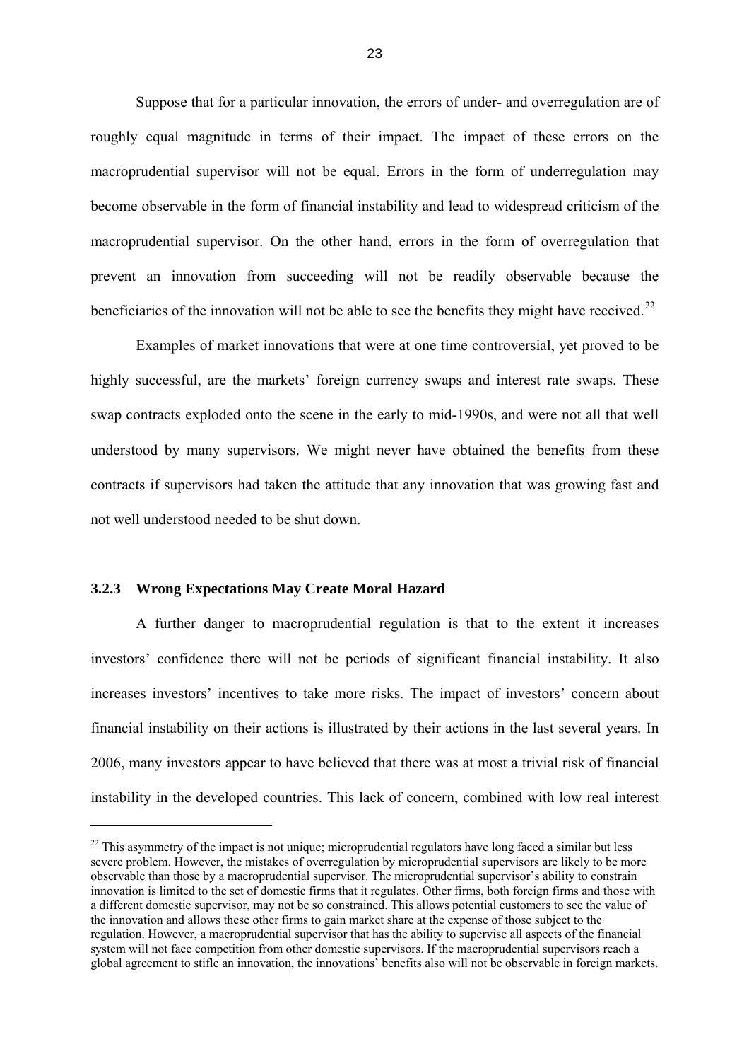Suppose that for a particular innovation, the errors of under- and overregulation are of roughly equal magnitude in terms of their impact. The impact of these errors on the macroprudential supervisor will not be equal. Errors in the form of underregulation may become observable in the form of financial instability and lead to widespread criticism of the macroprudential supervisor. On the other hand, errors in the form of overregulation that prevent an innovation from succeeding will not be readily observable because the beneficiaries of the innovation will not be able to see the benefits they might have received.[22]

Examples of market innovations that were at one time controversial, yet proved to be highly successful, are the markets' foreign currency swaps and interest rate swaps. These swap contracts exploded onto the scene in the early to mid-1990s, and were not all that well understood by many supervisors. We might never have obtained the benefits from these contracts if supervisors had taken the attitude that any innovation that was growing fast and not well understood needed to be shut down.

### 3.2.3 Wrong Expectations May Create Moral Hazard

A further danger to macroprudential regulation is that to the extent it increases investors' confidence there will not be periods of significant financial instability. It also increases investors' incentives to take more risks. The impact of investors' concern about financial instability on their actions is illustrated by their actions in the last several years. In 2006, many investors appear to have believed that there was at most a trivial risk of financial instability in the developed countries. This lack of concern, combined with low real interest

[22] This asymmetry of the impact is not unique; microprudential regulators have long faced a similar but less severe problem. However, the mistakes of overregulation by microprudential supervisors are likely to be more observable than those by a macroprudential supervisor. The microprudential supervisor's ability to constrain innovation is limited to the set of domestic firms that it regulates. Other firms, both foreign firms and those with a different domestic supervisor, may not be so constrained. This allows potential customers to see the value of the innovation and allows these other firms to gain market share at the expense of those subject to the regulation. However, a macroprudential supervisor that has the ability to supervise all aspects of the financial system will not face competition from other domestic supervisors. If the macroprudential supervisors reach a global agreement to stifle an innovation, the innovations' benefits also will not be observable in foreign markets.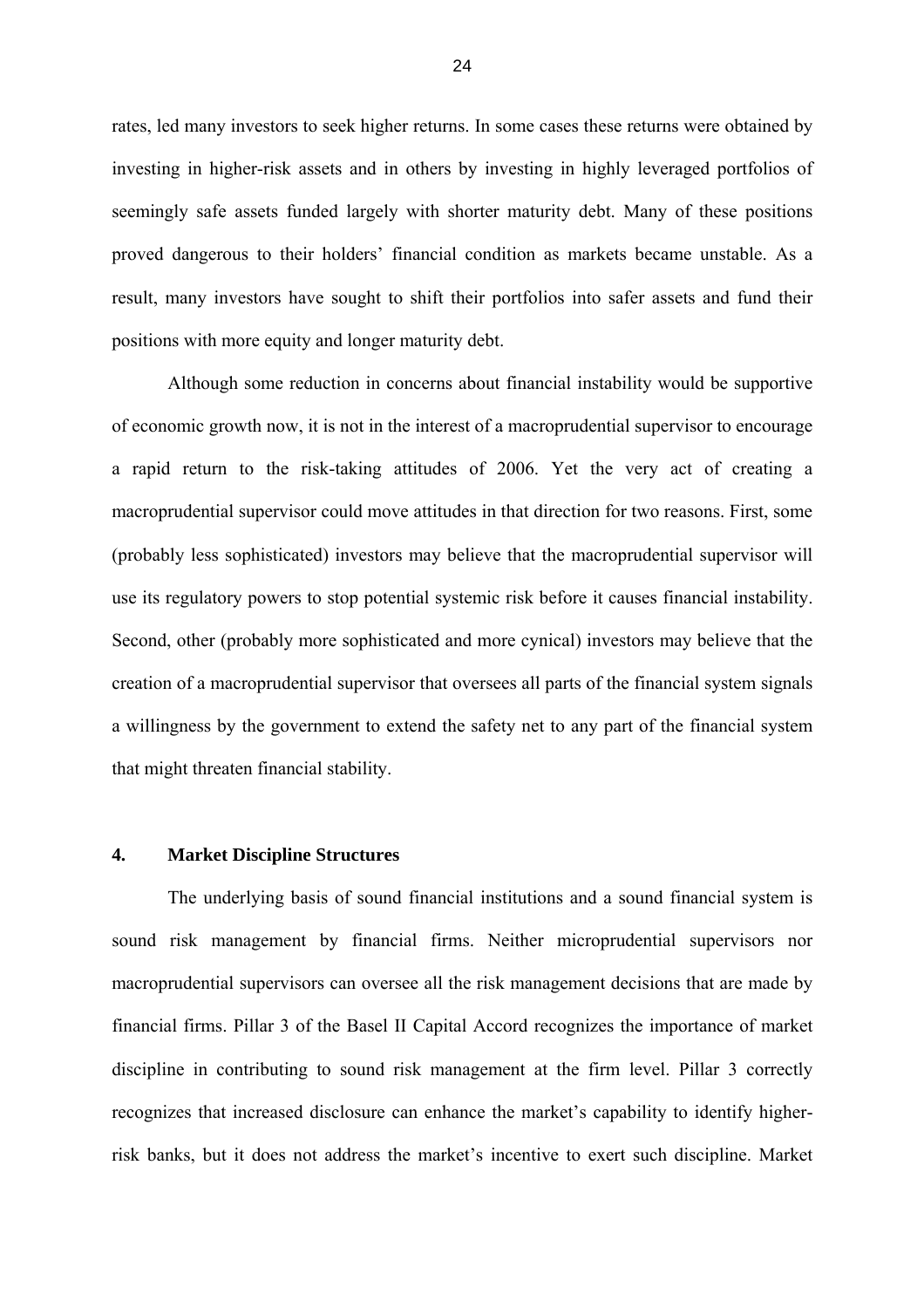rates, led many investors to seek higher returns. In some cases these returns were obtained by investing in higher-risk assets and in others by investing in highly leveraged portfolios of seemingly safe assets funded largely with shorter maturity debt. Many of these positions proved dangerous to their holders' financial condition as markets became unstable. As a result, many investors have sought to shift their portfolios into safer assets and fund their positions with more equity and longer maturity debt.

Although some reduction in concerns about financial instability would be supportive of economic growth now, it is not in the interest of a macroprudential supervisor to encourage a rapid return to the risk-taking attitudes of 2006. Yet the very act of creating a macroprudential supervisor could move attitudes in that direction for two reasons. First, some (probably less sophisticated) investors may believe that the macroprudential supervisor will use its regulatory powers to stop potential systemic risk before it causes financial instability. Second, other (probably more sophisticated and more cynical) investors may believe that the creation of a macroprudential supervisor that oversees all parts of the financial system signals a willingness by the government to extend the safety net to any part of the financial system that might threaten financial stability.

## 4. Market Discipline Structures

The underlying basis of sound financial institutions and a sound financial system is sound risk management by financial firms. Neither microprudential supervisors nor macroprudential supervisors can oversee all the risk management decisions that are made by financial firms. Pillar 3 of the Basel II Capital Accord recognizes the importance of market discipline in contributing to sound risk management at the firm level. Pillar 3 correctly recognizes that increased disclosure can enhance the market's capability to identify higher-risk banks, but it does not address the market's incentive to exert such discipline. Market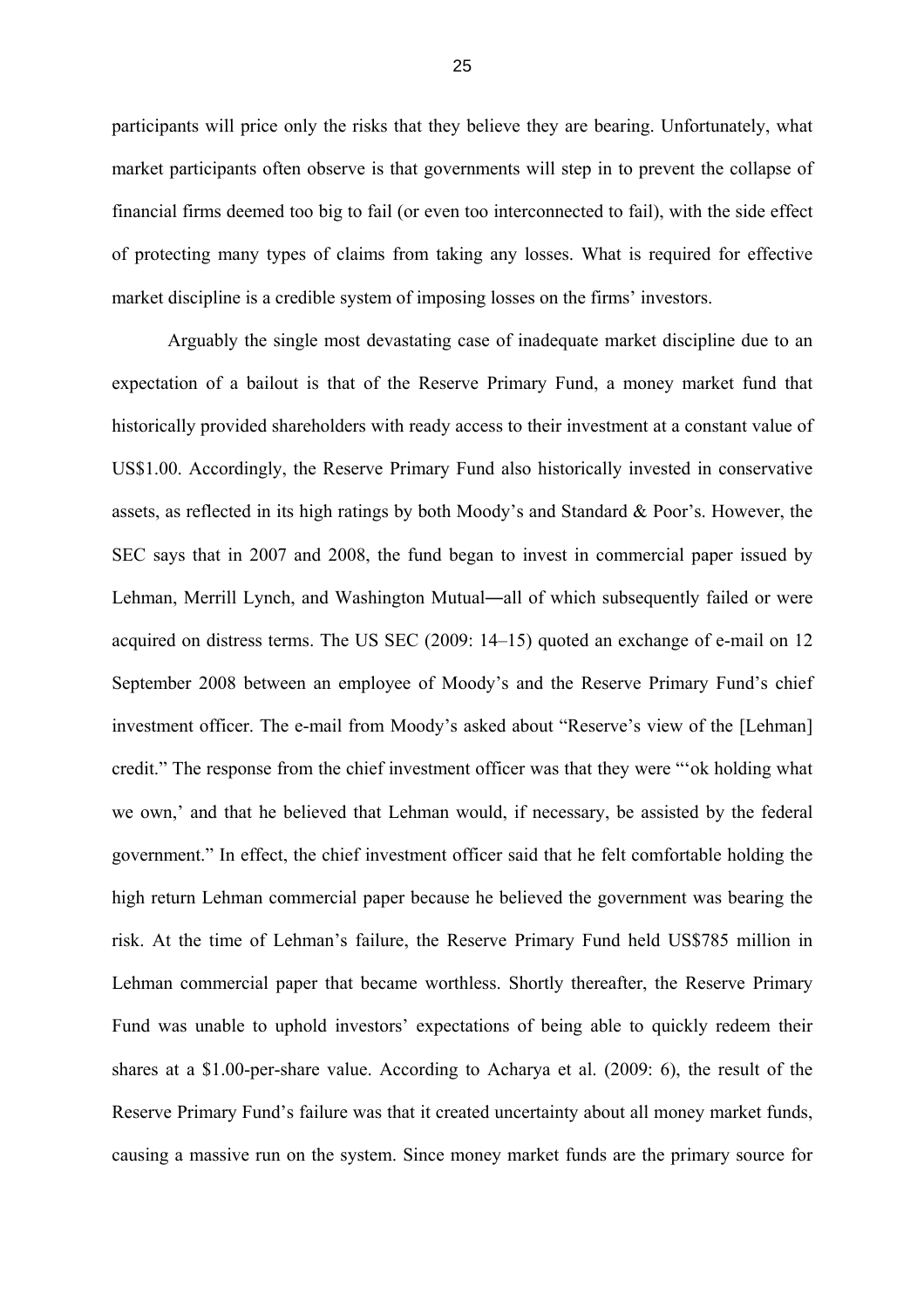participants will price only the risks that they believe they are bearing. Unfortunately, what market participants often observe is that governments will step in to prevent the collapse of financial firms deemed too big to fail (or even too interconnected to fail), with the side effect of protecting many types of claims from taking any losses. What is required for effective market discipline is a credible system of imposing losses on the firms' investors.

Arguably the single most devastating case of inadequate market discipline due to an expectation of a bailout is that of the Reserve Primary Fund, a money market fund that historically provided shareholders with ready access to their investment at a constant value of US$1.00. Accordingly, the Reserve Primary Fund also historically invested in conservative assets, as reflected in its high ratings by both Moody's and Standard & Poor's. However, the SEC says that in 2007 and 2008, the fund began to invest in commercial paper issued by Lehman, Merrill Lynch, and Washington Mutual―all of which subsequently failed or were acquired on distress terms. The US SEC (2009: 14–15) quoted an exchange of e-mail on 12 September 2008 between an employee of Moody's and the Reserve Primary Fund's chief investment officer. The e-mail from Moody's asked about "Reserve's view of the [Lehman] credit." The response from the chief investment officer was that they were "'ok holding what we own,' and that he believed that Lehman would, if necessary, be assisted by the federal government." In effect, the chief investment officer said that he felt comfortable holding the high return Lehman commercial paper because he believed the government was bearing the risk. At the time of Lehman's failure, the Reserve Primary Fund held US$785 million in Lehman commercial paper that became worthless. Shortly thereafter, the Reserve Primary Fund was unable to uphold investors' expectations of being able to quickly redeem their shares at a $1.00-per-share value. According to Acharya et al. (2009: 6), the result of the Reserve Primary Fund's failure was that it created uncertainty about all money market funds, causing a massive run on the system. Since money market funds are the primary source for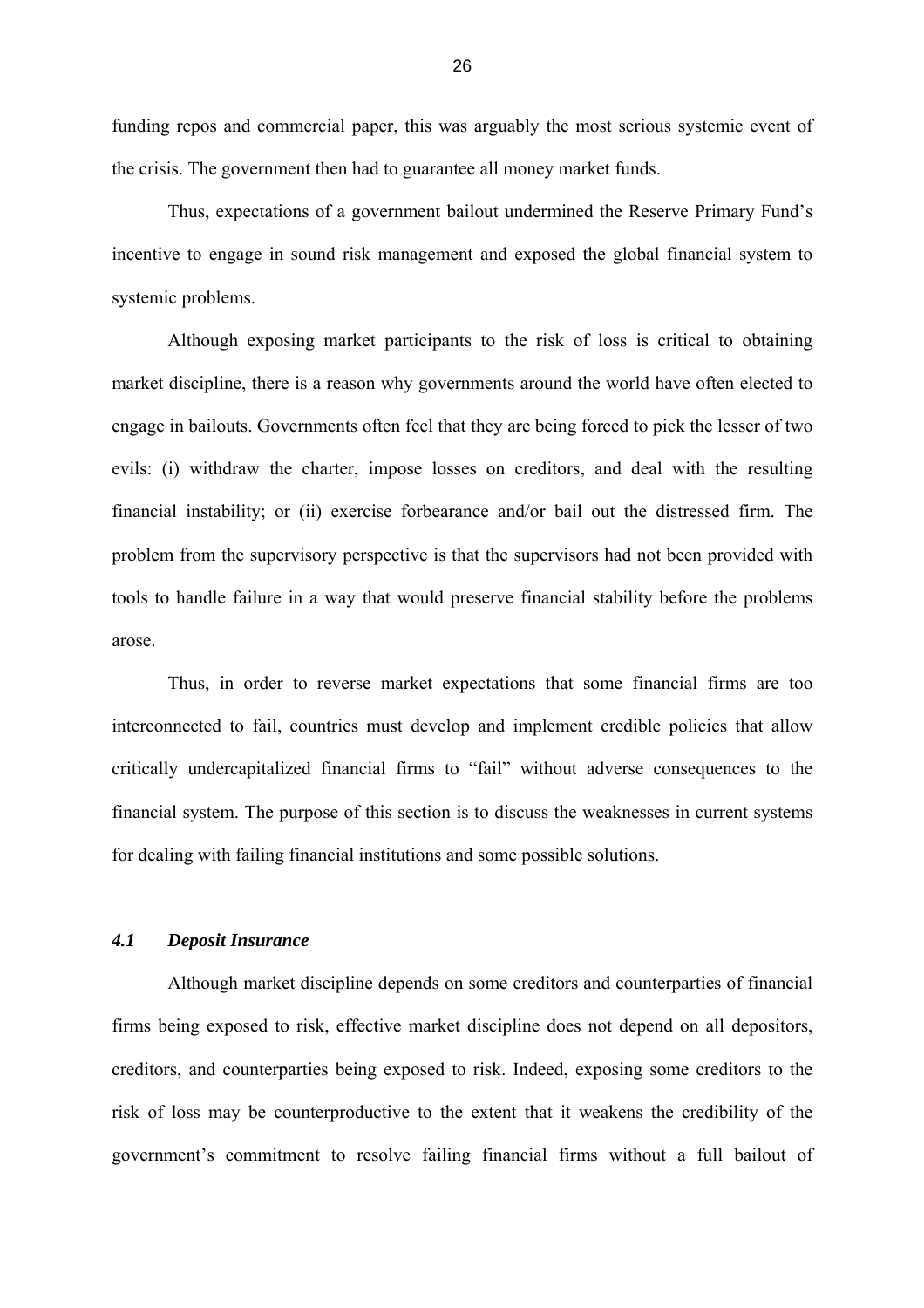funding repos and commercial paper, this was arguably the most serious systemic event of the crisis. The government then had to guarantee all money market funds.

Thus, expectations of a government bailout undermined the Reserve Primary Fund's incentive to engage in sound risk management and exposed the global financial system to systemic problems.

Although exposing market participants to the risk of loss is critical to obtaining market discipline, there is a reason why governments around the world have often elected to engage in bailouts. Governments often feel that they are being forced to pick the lesser of two evils: (i) withdraw the charter, impose losses on creditors, and deal with the resulting financial instability; or (ii) exercise forbearance and/or bail out the distressed firm. The problem from the supervisory perspective is that the supervisors had not been provided with tools to handle failure in a way that would preserve financial stability before the problems arose.

Thus, in order to reverse market expectations that some financial firms are too interconnected to fail, countries must develop and implement credible policies that allow critically undercapitalized financial firms to "fail" without adverse consequences to the financial system. The purpose of this section is to discuss the weaknesses in current systems for dealing with failing financial institutions and some possible solutions.

### *4.1 Deposit Insurance*

Although market discipline depends on some creditors and counterparties of financial firms being exposed to risk, effective market discipline does not depend on all depositors, creditors, and counterparties being exposed to risk. Indeed, exposing some creditors to the risk of loss may be counterproductive to the extent that it weakens the credibility of the government's commitment to resolve failing financial firms without a full bailout of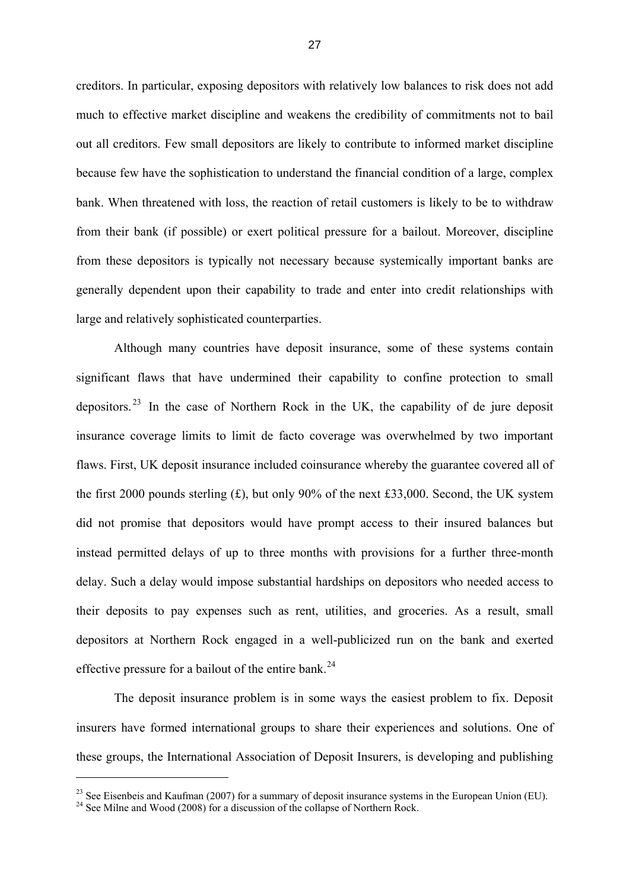creditors. In particular, exposing depositors with relatively low balances to risk does not add much to effective market discipline and weakens the credibility of commitments not to bail out all creditors. Few small depositors are likely to contribute to informed market discipline because few have the sophistication to understand the financial condition of a large, complex bank. When threatened with loss, the reaction of retail customers is likely to be to withdraw from their bank (if possible) or exert political pressure for a bailout. Moreover, discipline from these depositors is typically not necessary because systemically important banks are generally dependent upon their capability to trade and enter into credit relationships with large and relatively sophisticated counterparties.

Although many countries have deposit insurance, some of these systems contain significant flaws that have undermined their capability to confine protection to small depositors.[23] In the case of Northern Rock in the UK, the capability of de jure deposit insurance coverage limits to limit de facto coverage was overwhelmed by two important flaws. First, UK deposit insurance included coinsurance whereby the guarantee covered all of the first 2000 pounds sterling (£), but only 90% of the next £33,000. Second, the UK system did not promise that depositors would have prompt access to their insured balances but instead permitted delays of up to three months with provisions for a further three-month delay. Such a delay would impose substantial hardships on depositors who needed access to their deposits to pay expenses such as rent, utilities, and groceries. As a result, small depositors at Northern Rock engaged in a well-publicized run on the bank and exerted effective pressure for a bailout of the entire bank.[24]

The deposit insurance problem is in some ways the easiest problem to fix. Deposit insurers have formed international groups to share their experiences and solutions. One of these groups, the International Association of Deposit Insurers, is developing and publishing

---

[23] See Eisenbeis and Kaufman (2007) for a summary of deposit insurance systems in the European Union (EU).

[24] See Milne and Wood (2008) for a discussion of the collapse of Northern Rock.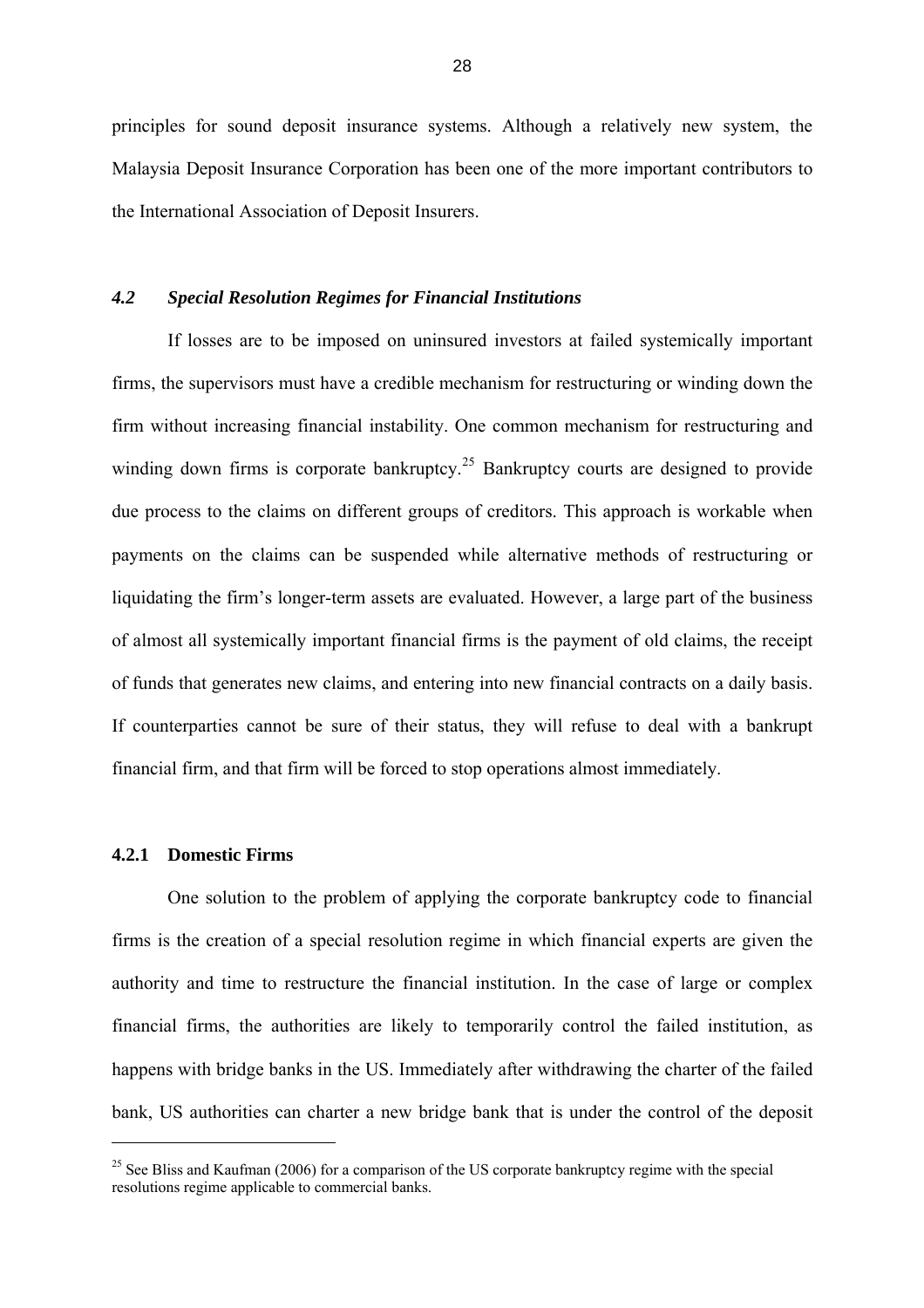principles for sound deposit insurance systems. Although a relatively new system, the Malaysia Deposit Insurance Corporation has been one of the more important contributors to the International Association of Deposit Insurers.

### *4.2 Special Resolution Regimes for Financial Institutions*

If losses are to be imposed on uninsured investors at failed systemically important firms, the supervisors must have a credible mechanism for restructuring or winding down the firm without increasing financial instability. One common mechanism for restructuring and winding down firms is corporate bankruptcy.[25] Bankruptcy courts are designed to provide due process to the claims on different groups of creditors. This approach is workable when payments on the claims can be suspended while alternative methods of restructuring or liquidating the firm's longer-term assets are evaluated. However, a large part of the business of almost all systemically important financial firms is the payment of old claims, the receipt of funds that generates new claims, and entering into new financial contracts on a daily basis. If counterparties cannot be sure of their status, they will refuse to deal with a bankrupt financial firm, and that firm will be forced to stop operations almost immediately.

#### **4.2.1 Domestic Firms**

One solution to the problem of applying the corporate bankruptcy code to financial firms is the creation of a special resolution regime in which financial experts are given the authority and time to restructure the financial institution. In the case of large or complex financial firms, the authorities are likely to temporarily control the failed institution, as happens with bridge banks in the US. Immediately after withdrawing the charter of the failed bank, US authorities can charter a new bridge bank that is under the control of the deposit

---

[25] See Bliss and Kaufman (2006) for a comparison of the US corporate bankruptcy regime with the special resolutions regime applicable to commercial banks.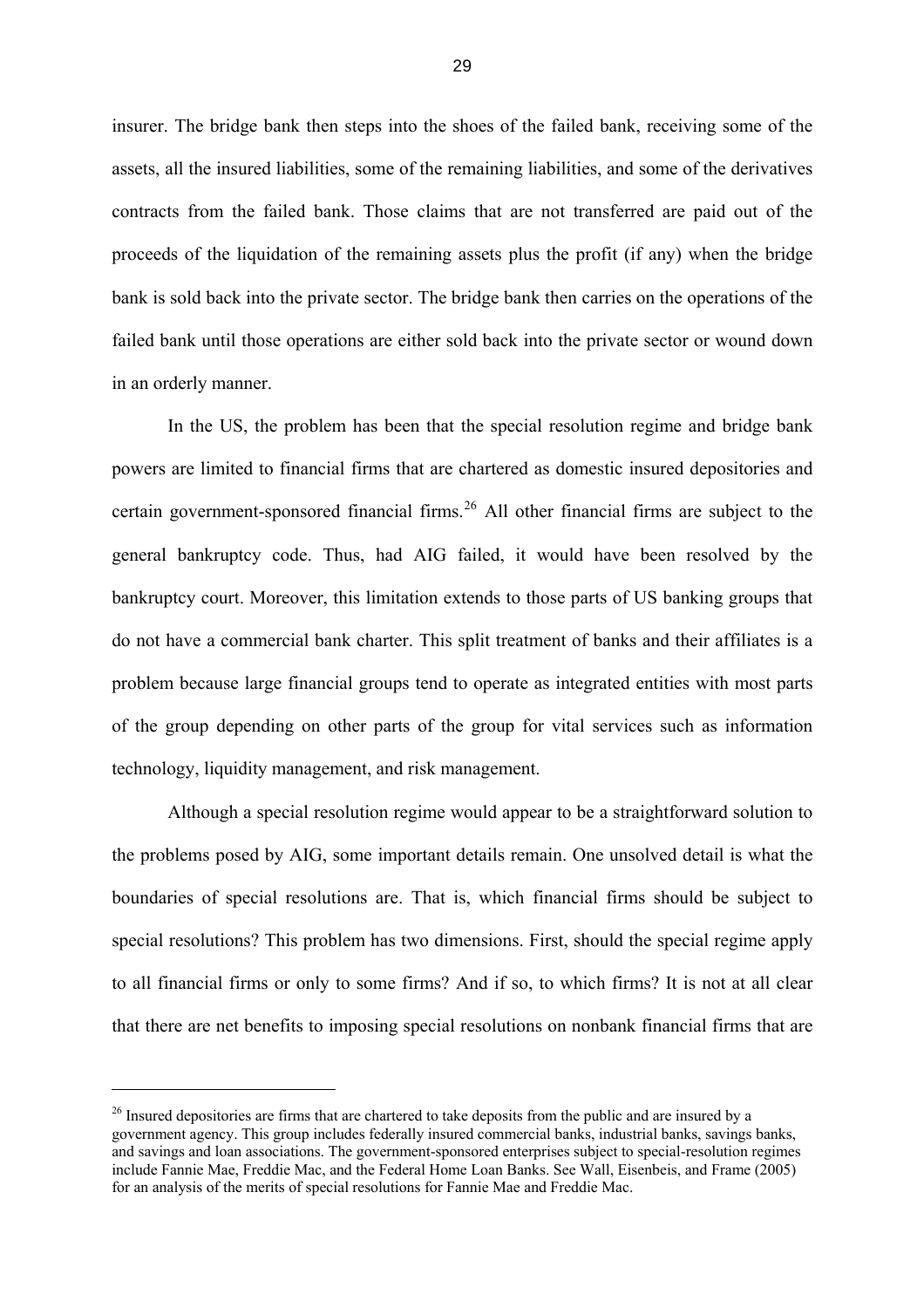insurer. The bridge bank then steps into the shoes of the failed bank, receiving some of the assets, all the insured liabilities, some of the remaining liabilities, and some of the derivatives contracts from the failed bank. Those claims that are not transferred are paid out of the proceeds of the liquidation of the remaining assets plus the profit (if any) when the bridge bank is sold back into the private sector. The bridge bank then carries on the operations of the failed bank until those operations are either sold back into the private sector or wound down in an orderly manner.

In the US, the problem has been that the special resolution regime and bridge bank powers are limited to financial firms that are chartered as domestic insured depositories and certain government-sponsored financial firms.[26] All other financial firms are subject to the general bankruptcy code. Thus, had AIG failed, it would have been resolved by the bankruptcy court. Moreover, this limitation extends to those parts of US banking groups that do not have a commercial bank charter. This split treatment of banks and their affiliates is a problem because large financial groups tend to operate as integrated entities with most parts of the group depending on other parts of the group for vital services such as information technology, liquidity management, and risk management.

Although a special resolution regime would appear to be a straightforward solution to the problems posed by AIG, some important details remain. One unsolved detail is what the boundaries of special resolutions are. That is, which financial firms should be subject to special resolutions? This problem has two dimensions. First, should the special regime apply to all financial firms or only to some firms? And if so, to which firms? It is not at all clear that there are net benefits to imposing special resolutions on nonbank financial firms that are

[26] Insured depositories are firms that are chartered to take deposits from the public and are insured by a government agency. This group includes federally insured commercial banks, industrial banks, savings banks, and savings and loan associations. The government-sponsored enterprises subject to special-resolution regimes include Fannie Mae, Freddie Mac, and the Federal Home Loan Banks. See Wall, Eisenbeis, and Frame (2005) for an analysis of the merits of special resolutions for Fannie Mae and Freddie Mac.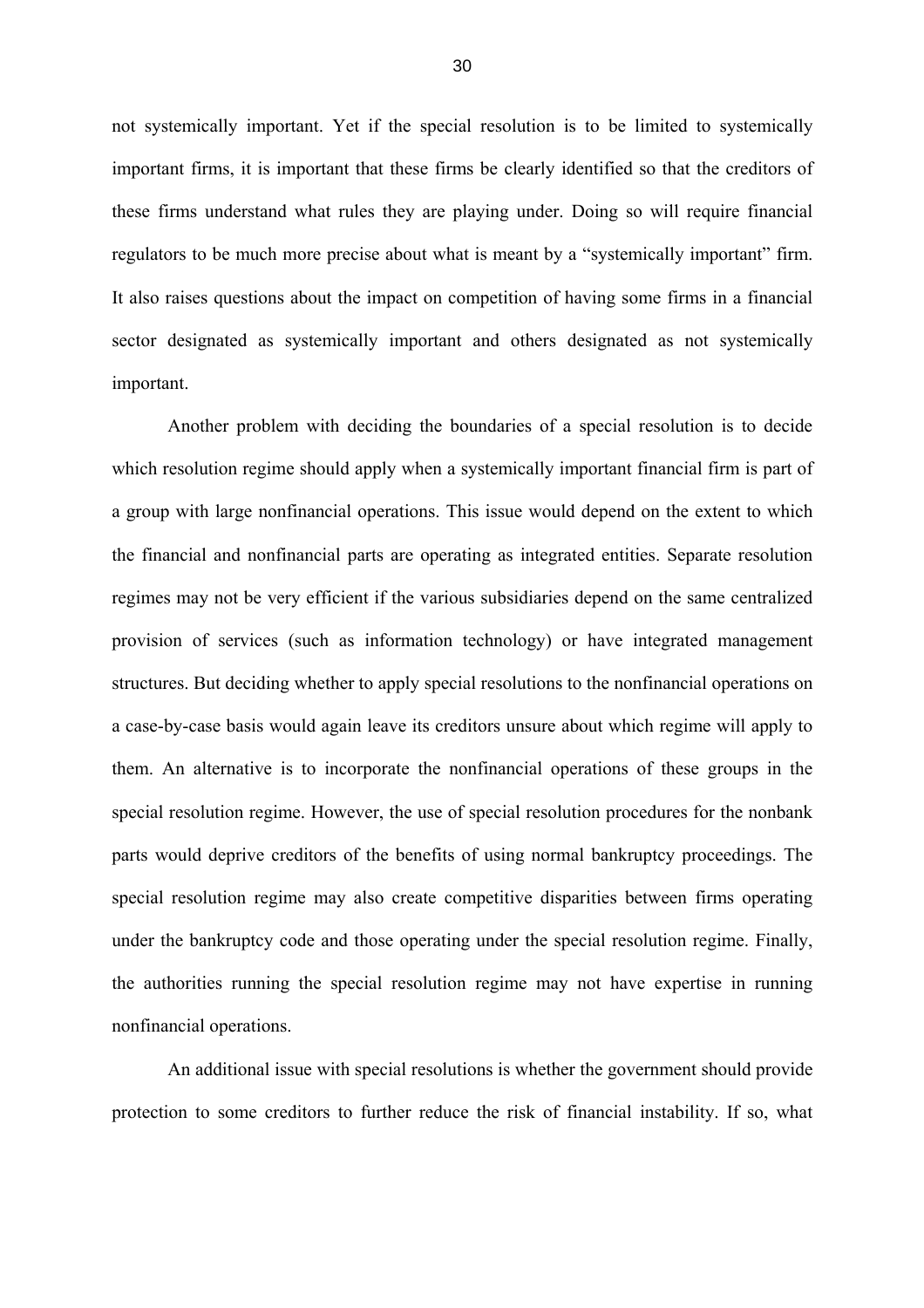not systemically important. Yet if the special resolution is to be limited to systemically important firms, it is important that these firms be clearly identified so that the creditors of these firms understand what rules they are playing under. Doing so will require financial regulators to be much more precise about what is meant by a "systemically important" firm. It also raises questions about the impact on competition of having some firms in a financial sector designated as systemically important and others designated as not systemically important.

Another problem with deciding the boundaries of a special resolution is to decide which resolution regime should apply when a systemically important financial firm is part of a group with large nonfinancial operations. This issue would depend on the extent to which the financial and nonfinancial parts are operating as integrated entities. Separate resolution regimes may not be very efficient if the various subsidiaries depend on the same centralized provision of services (such as information technology) or have integrated management structures. But deciding whether to apply special resolutions to the nonfinancial operations on a case-by-case basis would again leave its creditors unsure about which regime will apply to them. An alternative is to incorporate the nonfinancial operations of these groups in the special resolution regime. However, the use of special resolution procedures for the nonbank parts would deprive creditors of the benefits of using normal bankruptcy proceedings. The special resolution regime may also create competitive disparities between firms operating under the bankruptcy code and those operating under the special resolution regime. Finally, the authorities running the special resolution regime may not have expertise in running nonfinancial operations.

An additional issue with special resolutions is whether the government should provide protection to some creditors to further reduce the risk of financial instability. If so, what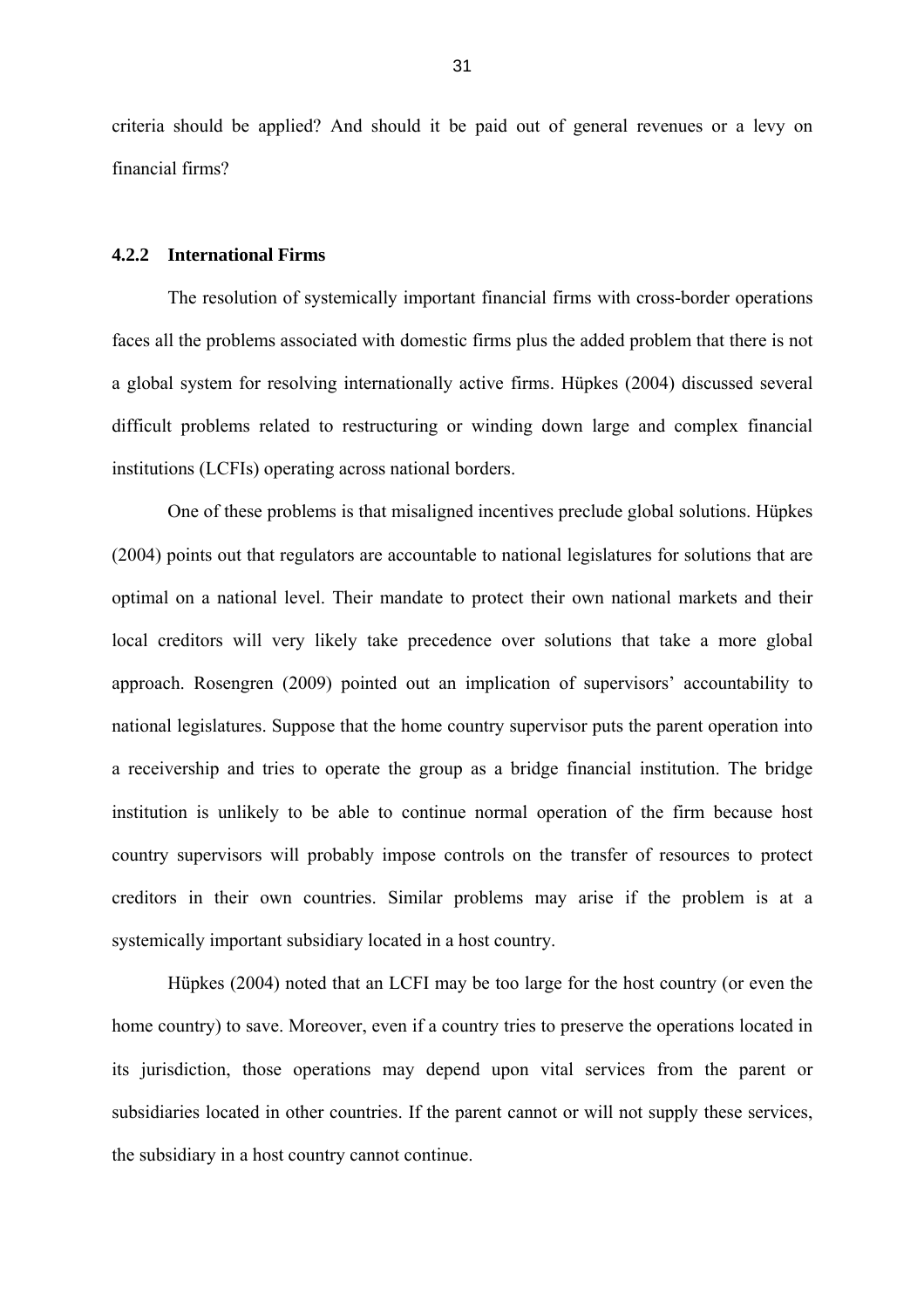criteria should be applied? And should it be paid out of general revenues or a levy on financial firms?

### 4.2.2 International Firms

The resolution of systemically important financial firms with cross-border operations faces all the problems associated with domestic firms plus the added problem that there is not a global system for resolving internationally active firms. Hüpkes (2004) discussed several difficult problems related to restructuring or winding down large and complex financial institutions (LCFIs) operating across national borders.

One of these problems is that misaligned incentives preclude global solutions. Hüpkes (2004) points out that regulators are accountable to national legislatures for solutions that are optimal on a national level. Their mandate to protect their own national markets and their local creditors will very likely take precedence over solutions that take a more global approach. Rosengren (2009) pointed out an implication of supervisors' accountability to national legislatures. Suppose that the home country supervisor puts the parent operation into a receivership and tries to operate the group as a bridge financial institution. The bridge institution is unlikely to be able to continue normal operation of the firm because host country supervisors will probably impose controls on the transfer of resources to protect creditors in their own countries. Similar problems may arise if the problem is at a systemically important subsidiary located in a host country.

Hüpkes (2004) noted that an LCFI may be too large for the host country (or even the home country) to save. Moreover, even if a country tries to preserve the operations located in its jurisdiction, those operations may depend upon vital services from the parent or subsidiaries located in other countries. If the parent cannot or will not supply these services, the subsidiary in a host country cannot continue.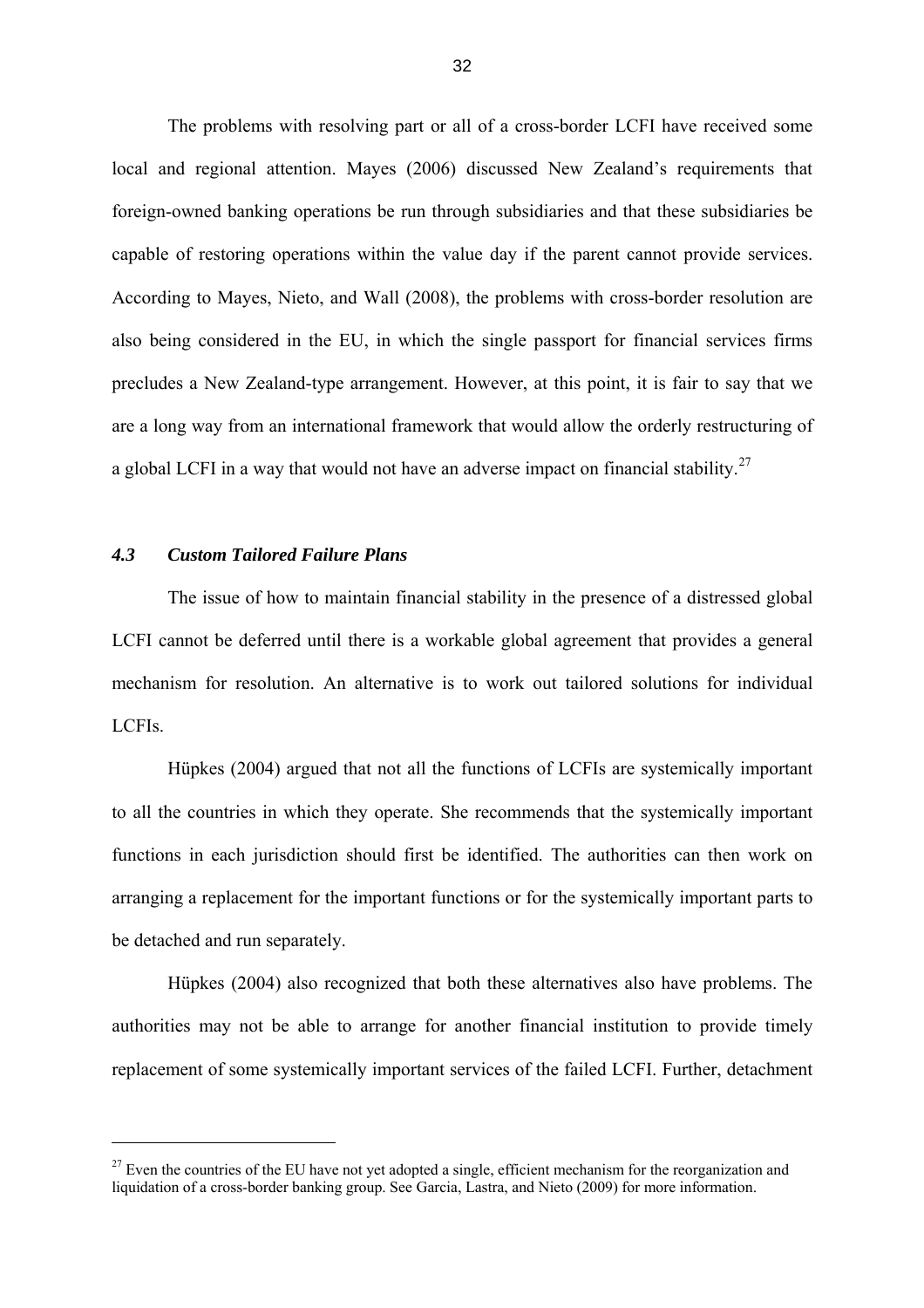The problems with resolving part or all of a cross-border LCFI have received some local and regional attention. Mayes (2006) discussed New Zealand's requirements that foreign-owned banking operations be run through subsidiaries and that these subsidiaries be capable of restoring operations within the value day if the parent cannot provide services. According to Mayes, Nieto, and Wall (2008), the problems with cross-border resolution are also being considered in the EU, in which the single passport for financial services firms precludes a New Zealand-type arrangement. However, at this point, it is fair to say that we are a long way from an international framework that would allow the orderly restructuring of a global LCFI in a way that would not have an adverse impact on financial stability.[27]

### *4.3 Custom Tailored Failure Plans*

The issue of how to maintain financial stability in the presence of a distressed global LCFI cannot be deferred until there is a workable global agreement that provides a general mechanism for resolution. An alternative is to work out tailored solutions for individual LCFIs.

Hüpkes (2004) argued that not all the functions of LCFIs are systemically important to all the countries in which they operate. She recommends that the systemically important functions in each jurisdiction should first be identified. The authorities can then work on arranging a replacement for the important functions or for the systemically important parts to be detached and run separately.

Hüpkes (2004) also recognized that both these alternatives also have problems. The authorities may not be able to arrange for another financial institution to provide timely replacement of some systemically important services of the failed LCFI. Further, detachment

---

[27] Even the countries of the EU have not yet adopted a single, efficient mechanism for the reorganization and liquidation of a cross-border banking group. See Garcia, Lastra, and Nieto (2009) for more information.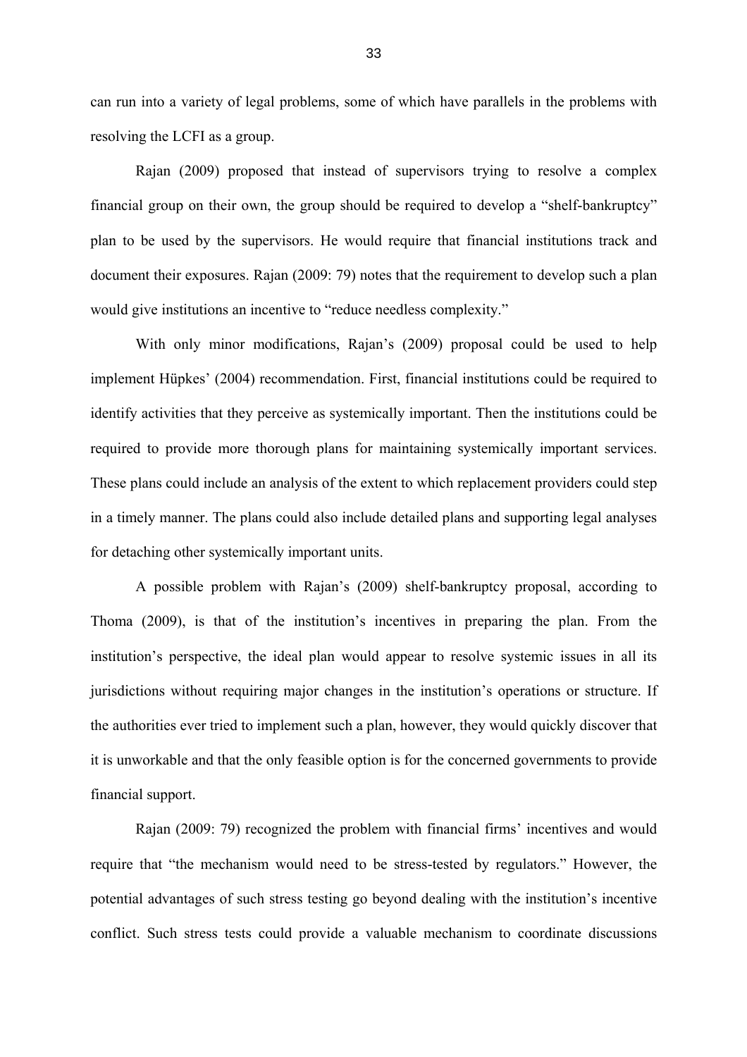can run into a variety of legal problems, some of which have parallels in the problems with resolving the LCFI as a group.

Rajan (2009) proposed that instead of supervisors trying to resolve a complex financial group on their own, the group should be required to develop a "shelf-bankruptcy" plan to be used by the supervisors. He would require that financial institutions track and document their exposures. Rajan (2009: 79) notes that the requirement to develop such a plan would give institutions an incentive to "reduce needless complexity."

With only minor modifications, Rajan's (2009) proposal could be used to help implement Hüpkes' (2004) recommendation. First, financial institutions could be required to identify activities that they perceive as systemically important. Then the institutions could be required to provide more thorough plans for maintaining systemically important services. These plans could include an analysis of the extent to which replacement providers could step in a timely manner. The plans could also include detailed plans and supporting legal analyses for detaching other systemically important units.

A possible problem with Rajan's (2009) shelf-bankruptcy proposal, according to Thoma (2009), is that of the institution's incentives in preparing the plan. From the institution's perspective, the ideal plan would appear to resolve systemic issues in all its jurisdictions without requiring major changes in the institution's operations or structure. If the authorities ever tried to implement such a plan, however, they would quickly discover that it is unworkable and that the only feasible option is for the concerned governments to provide financial support.

Rajan (2009: 79) recognized the problem with financial firms' incentives and would require that "the mechanism would need to be stress-tested by regulators." However, the potential advantages of such stress testing go beyond dealing with the institution's incentive conflict. Such stress tests could provide a valuable mechanism to coordinate discussions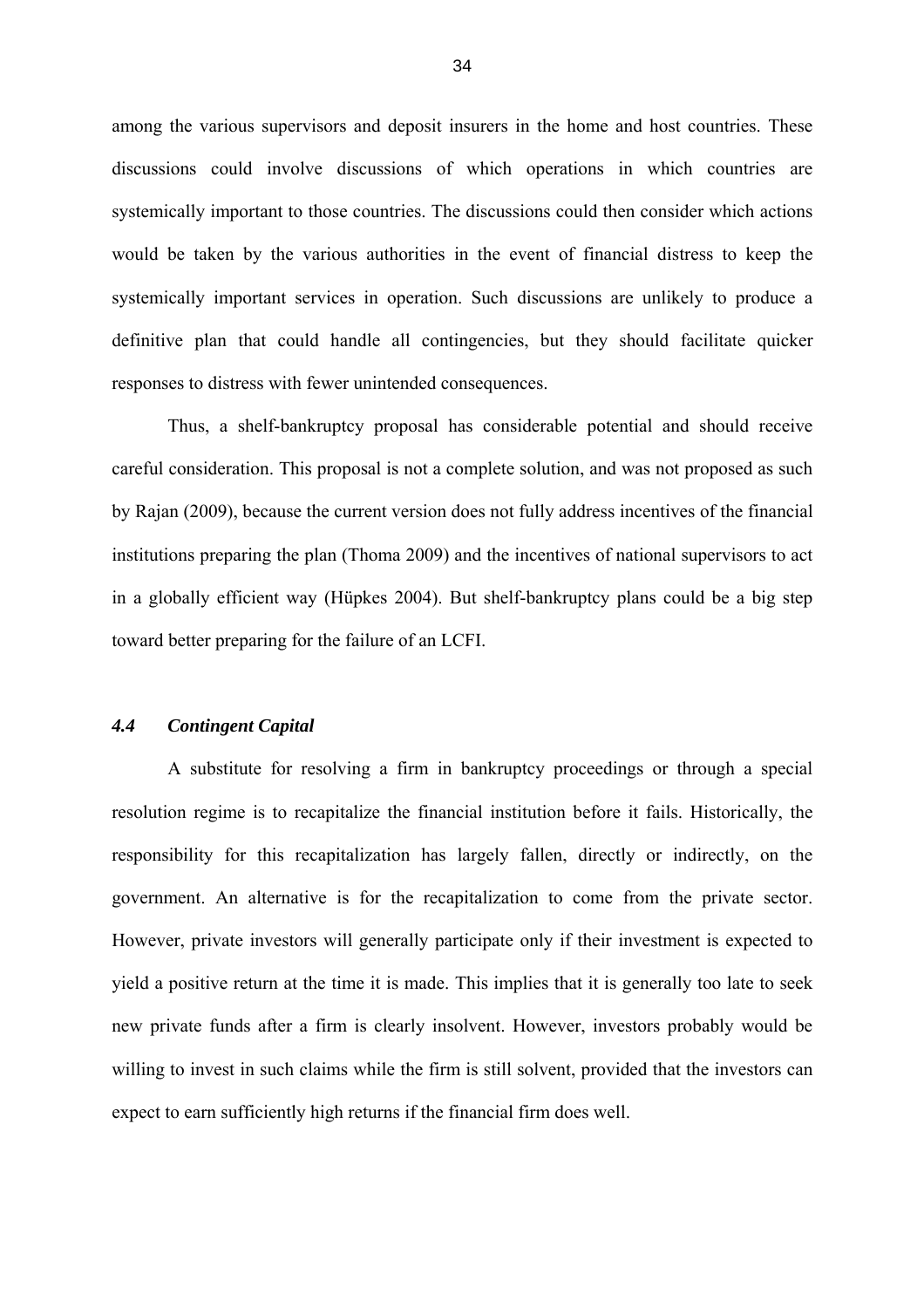among the various supervisors and deposit insurers in the home and host countries. These discussions could involve discussions of which operations in which countries are systemically important to those countries. The discussions could then consider which actions would be taken by the various authorities in the event of financial distress to keep the systemically important services in operation. Such discussions are unlikely to produce a definitive plan that could handle all contingencies, but they should facilitate quicker responses to distress with fewer unintended consequences.

Thus, a shelf-bankruptcy proposal has considerable potential and should receive careful consideration. This proposal is not a complete solution, and was not proposed as such by Rajan (2009), because the current version does not fully address incentives of the financial institutions preparing the plan (Thoma 2009) and the incentives of national supervisors to act in a globally efficient way (Hüpkes 2004). But shelf-bankruptcy plans could be a big step toward better preparing for the failure of an LCFI.

### *4.4 Contingent Capital*

A substitute for resolving a firm in bankruptcy proceedings or through a special resolution regime is to recapitalize the financial institution before it fails. Historically, the responsibility for this recapitalization has largely fallen, directly or indirectly, on the government. An alternative is for the recapitalization to come from the private sector. However, private investors will generally participate only if their investment is expected to yield a positive return at the time it is made. This implies that it is generally too late to seek new private funds after a firm is clearly insolvent. However, investors probably would be willing to invest in such claims while the firm is still solvent, provided that the investors can expect to earn sufficiently high returns if the financial firm does well.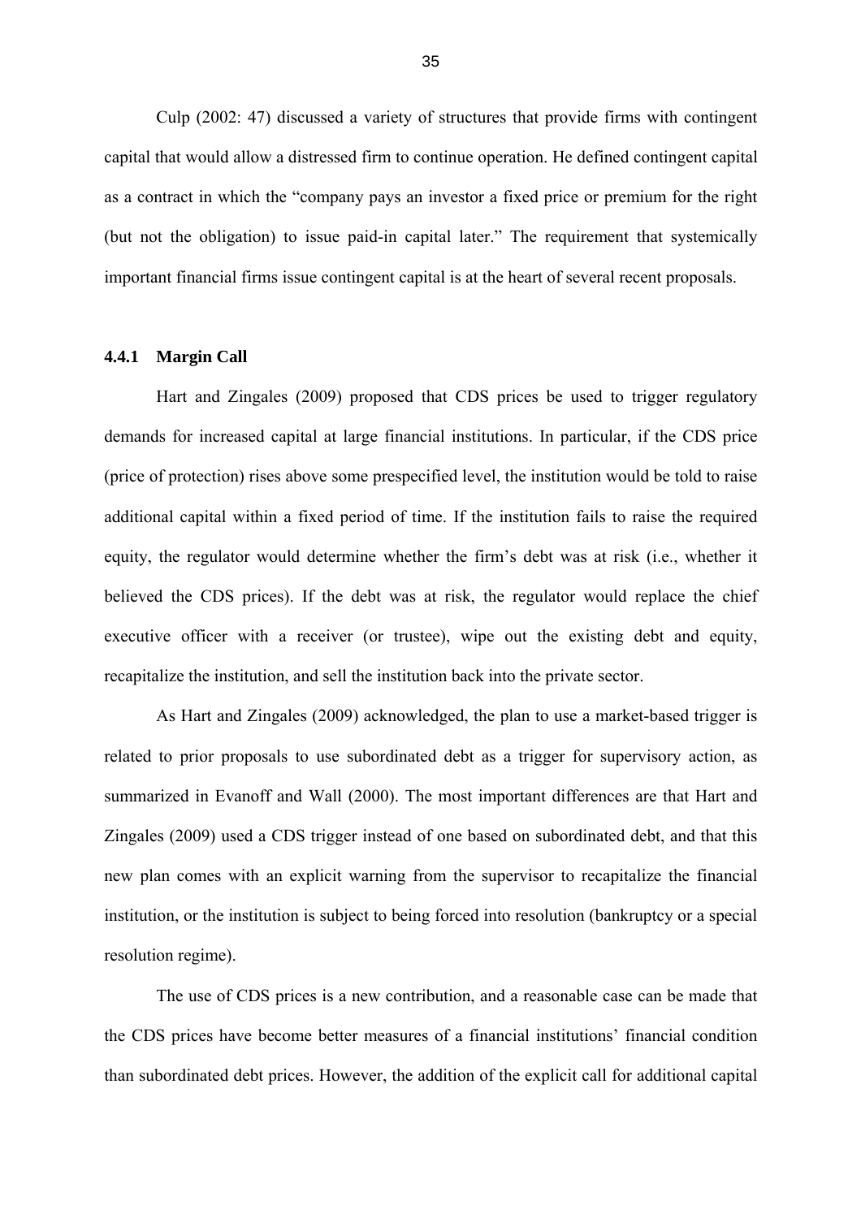Culp (2002: 47) discussed a variety of structures that provide firms with contingent capital that would allow a distressed firm to continue operation. He defined contingent capital as a contract in which the "company pays an investor a fixed price or premium for the right (but not the obligation) to issue paid-in capital later." The requirement that systemically important financial firms issue contingent capital is at the heart of several recent proposals.

### 4.4.1 Margin Call

Hart and Zingales (2009) proposed that CDS prices be used to trigger regulatory demands for increased capital at large financial institutions. In particular, if the CDS price (price of protection) rises above some prespecified level, the institution would be told to raise additional capital within a fixed period of time. If the institution fails to raise the required equity, the regulator would determine whether the firm's debt was at risk (i.e., whether it believed the CDS prices). If the debt was at risk, the regulator would replace the chief executive officer with a receiver (or trustee), wipe out the existing debt and equity, recapitalize the institution, and sell the institution back into the private sector.

As Hart and Zingales (2009) acknowledged, the plan to use a market-based trigger is related to prior proposals to use subordinated debt as a trigger for supervisory action, as summarized in Evanoff and Wall (2000). The most important differences are that Hart and Zingales (2009) used a CDS trigger instead of one based on subordinated debt, and that this new plan comes with an explicit warning from the supervisor to recapitalize the financial institution, or the institution is subject to being forced into resolution (bankruptcy or a special resolution regime).

The use of CDS prices is a new contribution, and a reasonable case can be made that the CDS prices have become better measures of a financial institutions' financial condition than subordinated debt prices. However, the addition of the explicit call for additional capital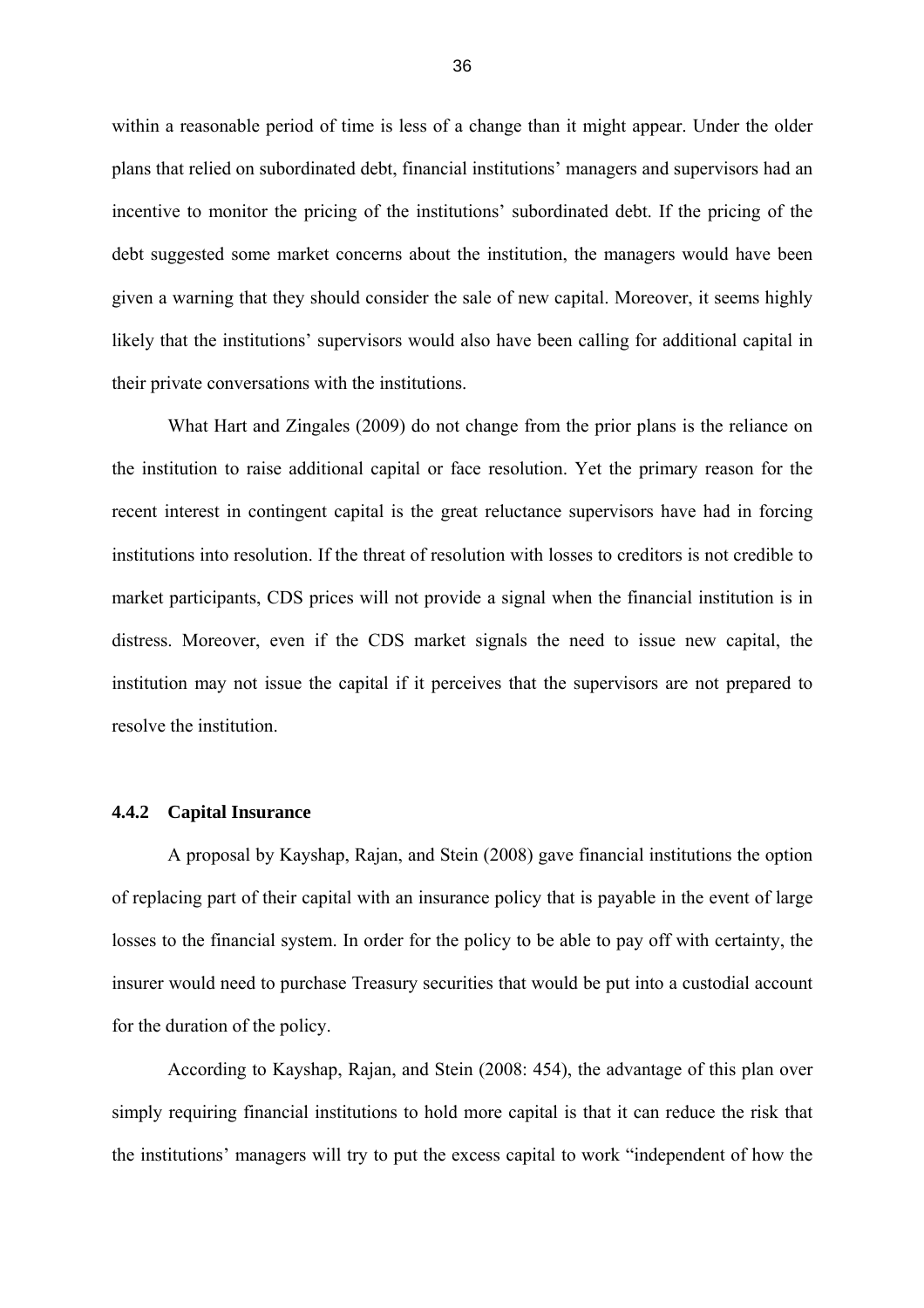within a reasonable period of time is less of a change than it might appear. Under the older plans that relied on subordinated debt, financial institutions' managers and supervisors had an incentive to monitor the pricing of the institutions' subordinated debt. If the pricing of the debt suggested some market concerns about the institution, the managers would have been given a warning that they should consider the sale of new capital. Moreover, it seems highly likely that the institutions' supervisors would also have been calling for additional capital in their private conversations with the institutions.

What Hart and Zingales (2009) do not change from the prior plans is the reliance on the institution to raise additional capital or face resolution. Yet the primary reason for the recent interest in contingent capital is the great reluctance supervisors have had in forcing institutions into resolution. If the threat of resolution with losses to creditors is not credible to market participants, CDS prices will not provide a signal when the financial institution is in distress. Moreover, even if the CDS market signals the need to issue new capital, the institution may not issue the capital if it perceives that the supervisors are not prepared to resolve the institution.

#### 4.4.2 Capital Insurance

A proposal by Kayshap, Rajan, and Stein (2008) gave financial institutions the option of replacing part of their capital with an insurance policy that is payable in the event of large losses to the financial system. In order for the policy to be able to pay off with certainty, the insurer would need to purchase Treasury securities that would be put into a custodial account for the duration of the policy.

According to Kayshap, Rajan, and Stein (2008: 454), the advantage of this plan over simply requiring financial institutions to hold more capital is that it can reduce the risk that the institutions' managers will try to put the excess capital to work "independent of how the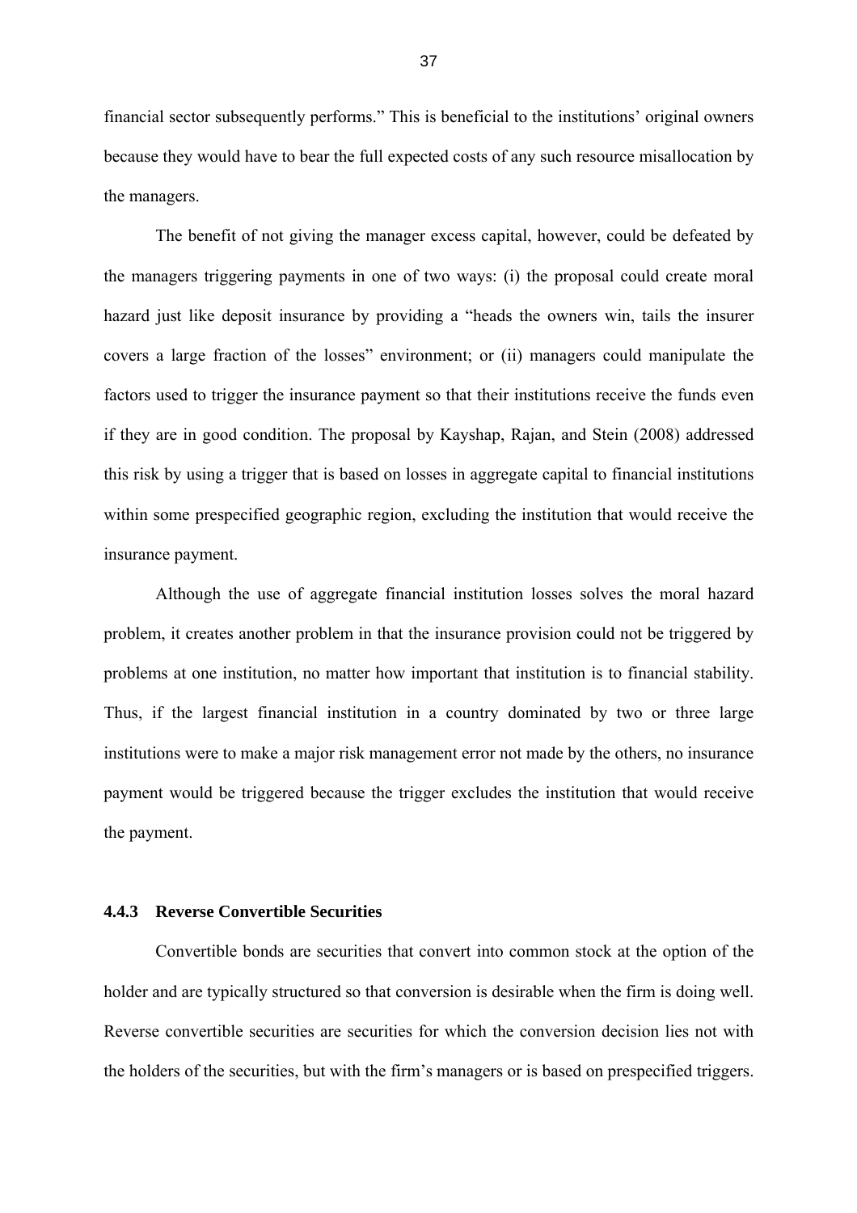financial sector subsequently performs." This is beneficial to the institutions' original owners because they would have to bear the full expected costs of any such resource misallocation by the managers.

The benefit of not giving the manager excess capital, however, could be defeated by the managers triggering payments in one of two ways: (i) the proposal could create moral hazard just like deposit insurance by providing a "heads the owners win, tails the insurer covers a large fraction of the losses" environment; or (ii) managers could manipulate the factors used to trigger the insurance payment so that their institutions receive the funds even if they are in good condition. The proposal by Kayshap, Rajan, and Stein (2008) addressed this risk by using a trigger that is based on losses in aggregate capital to financial institutions within some prespecified geographic region, excluding the institution that would receive the insurance payment.

Although the use of aggregate financial institution losses solves the moral hazard problem, it creates another problem in that the insurance provision could not be triggered by problems at one institution, no matter how important that institution is to financial stability. Thus, if the largest financial institution in a country dominated by two or three large institutions were to make a major risk management error not made by the others, no insurance payment would be triggered because the trigger excludes the institution that would receive the payment.

### 4.4.3 Reverse Convertible Securities

Convertible bonds are securities that convert into common stock at the option of the holder and are typically structured so that conversion is desirable when the firm is doing well. Reverse convertible securities are securities for which the conversion decision lies not with the holders of the securities, but with the firm's managers or is based on prespecified triggers.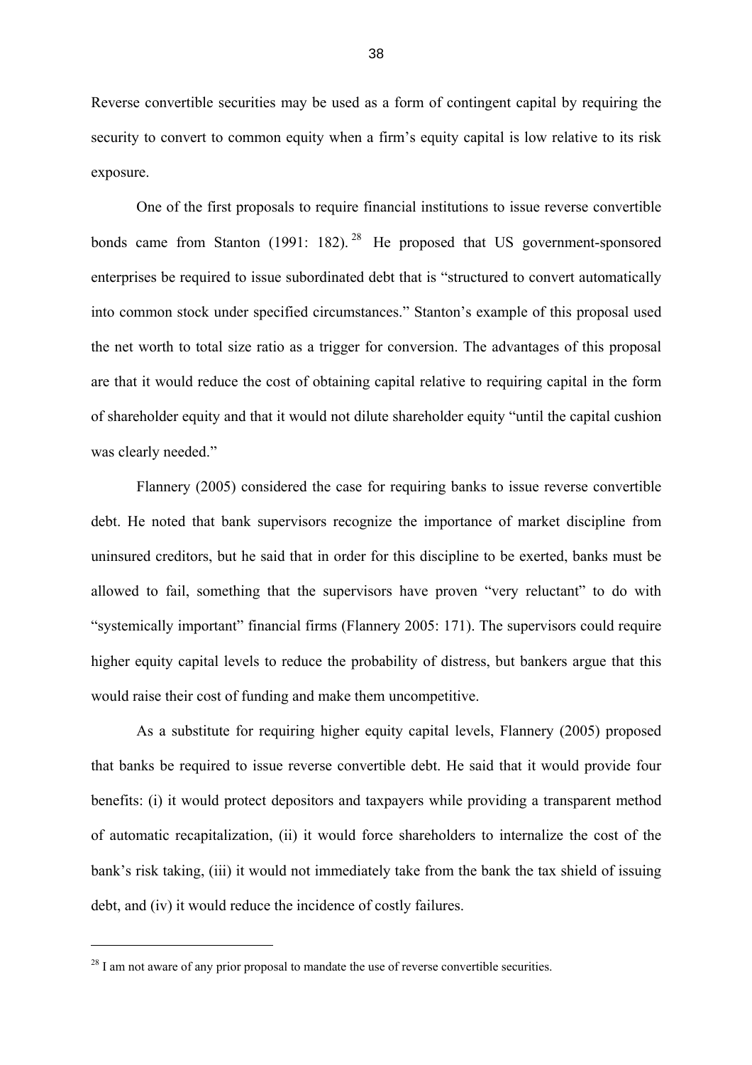Reverse convertible securities may be used as a form of contingent capital by requiring the security to convert to common equity when a firm's equity capital is low relative to its risk exposure.

One of the first proposals to require financial institutions to issue reverse convertible bonds came from Stanton (1991: 182).[28] He proposed that US government-sponsored enterprises be required to issue subordinated debt that is "structured to convert automatically into common stock under specified circumstances." Stanton's example of this proposal used the net worth to total size ratio as a trigger for conversion. The advantages of this proposal are that it would reduce the cost of obtaining capital relative to requiring capital in the form of shareholder equity and that it would not dilute shareholder equity "until the capital cushion was clearly needed."

Flannery (2005) considered the case for requiring banks to issue reverse convertible debt. He noted that bank supervisors recognize the importance of market discipline from uninsured creditors, but he said that in order for this discipline to be exerted, banks must be allowed to fail, something that the supervisors have proven "very reluctant" to do with "systemically important" financial firms (Flannery 2005: 171). The supervisors could require higher equity capital levels to reduce the probability of distress, but bankers argue that this would raise their cost of funding and make them uncompetitive.

As a substitute for requiring higher equity capital levels, Flannery (2005) proposed that banks be required to issue reverse convertible debt. He said that it would provide four benefits: (i) it would protect depositors and taxpayers while providing a transparent method of automatic recapitalization, (ii) it would force shareholders to internalize the cost of the bank's risk taking, (iii) it would not immediately take from the bank the tax shield of issuing debt, and (iv) it would reduce the incidence of costly failures.

[28] I am not aware of any prior proposal to mandate the use of reverse convertible securities.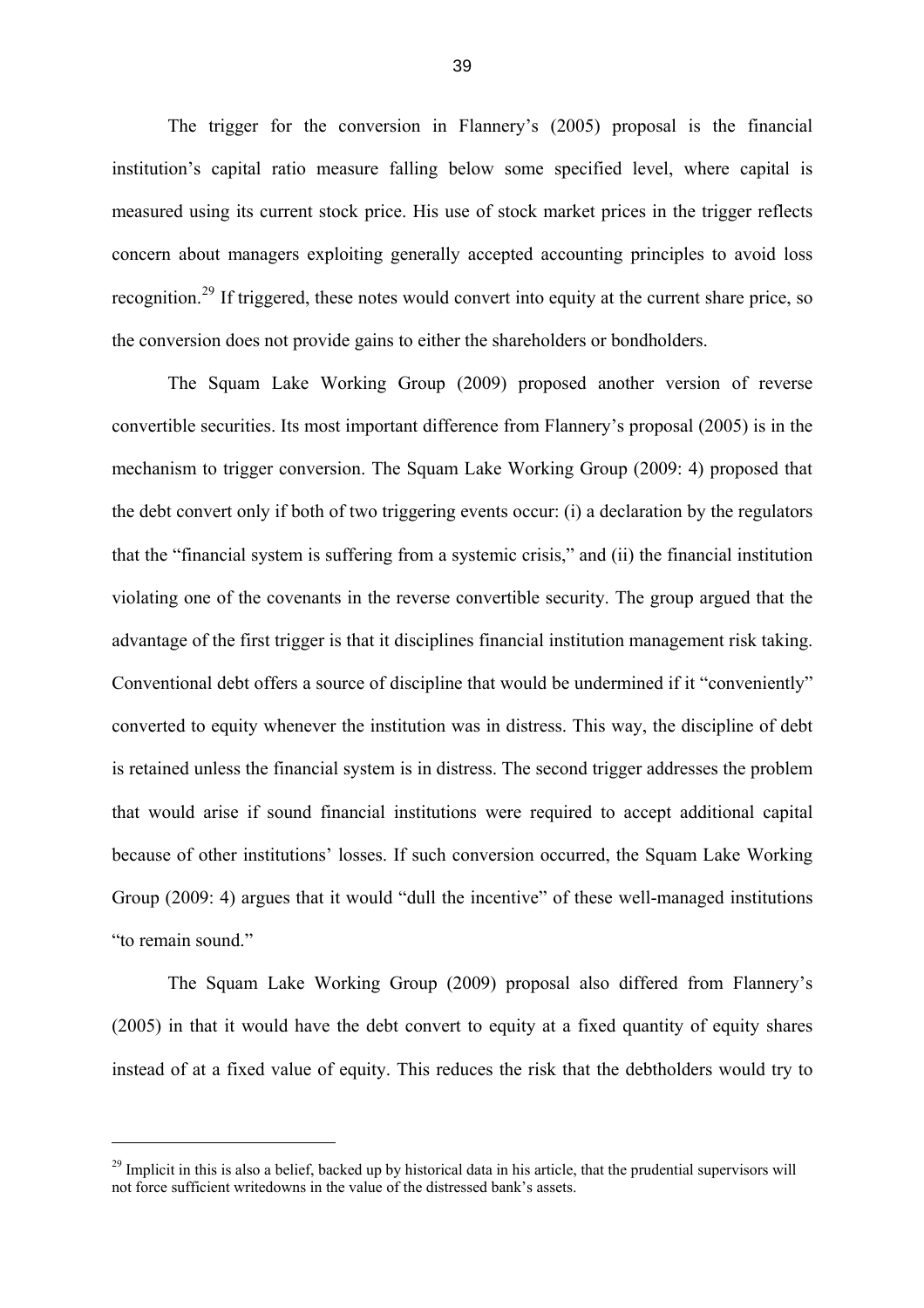The trigger for the conversion in Flannery's (2005) proposal is the financial institution's capital ratio measure falling below some specified level, where capital is measured using its current stock price. His use of stock market prices in the trigger reflects concern about managers exploiting generally accepted accounting principles to avoid loss recognition.[29] If triggered, these notes would convert into equity at the current share price, so the conversion does not provide gains to either the shareholders or bondholders.

The Squam Lake Working Group (2009) proposed another version of reverse convertible securities. Its most important difference from Flannery's proposal (2005) is in the mechanism to trigger conversion. The Squam Lake Working Group (2009: 4) proposed that the debt convert only if both of two triggering events occur: (i) a declaration by the regulators that the "financial system is suffering from a systemic crisis," and (ii) the financial institution violating one of the covenants in the reverse convertible security. The group argued that the advantage of the first trigger is that it disciplines financial institution management risk taking. Conventional debt offers a source of discipline that would be undermined if it "conveniently" converted to equity whenever the institution was in distress. This way, the discipline of debt is retained unless the financial system is in distress. The second trigger addresses the problem that would arise if sound financial institutions were required to accept additional capital because of other institutions' losses. If such conversion occurred, the Squam Lake Working Group (2009: 4) argues that it would "dull the incentive" of these well-managed institutions "to remain sound."

The Squam Lake Working Group (2009) proposal also differed from Flannery's (2005) in that it would have the debt convert to equity at a fixed quantity of equity shares instead of at a fixed value of equity. This reduces the risk that the debtholders would try to

---

[29] Implicit in this is also a belief, backed up by historical data in his article, that the prudential supervisors will not force sufficient writedowns in the value of the distressed bank's assets.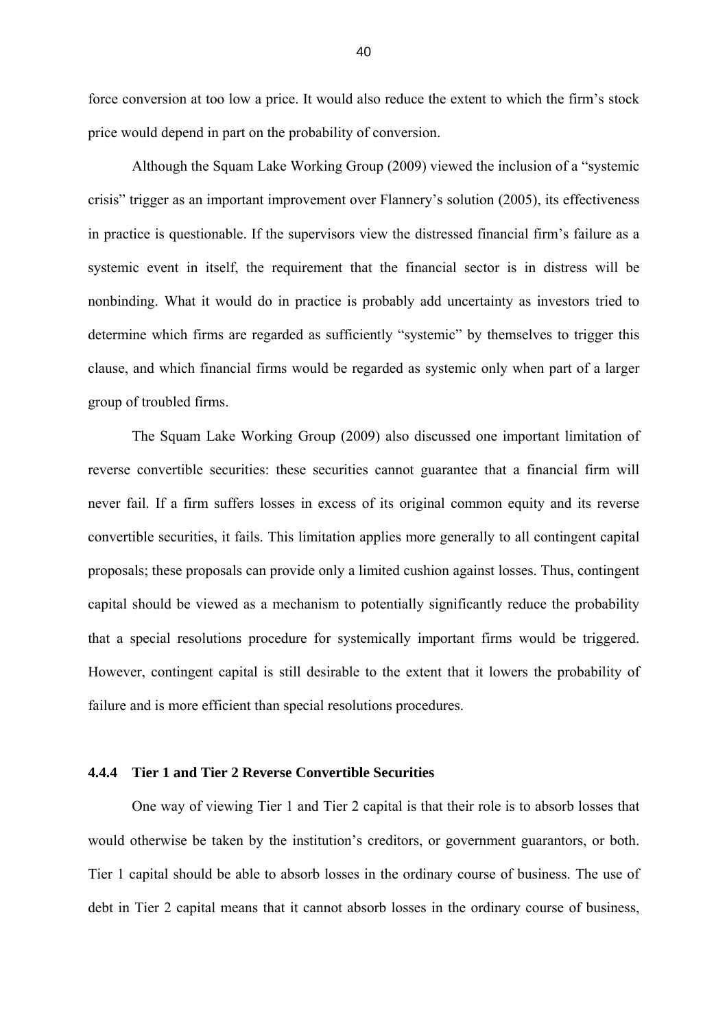force conversion at too low a price. It would also reduce the extent to which the firm's stock price would depend in part on the probability of conversion.

Although the Squam Lake Working Group (2009) viewed the inclusion of a "systemic crisis" trigger as an important improvement over Flannery's solution (2005), its effectiveness in practice is questionable. If the supervisors view the distressed financial firm's failure as a systemic event in itself, the requirement that the financial sector is in distress will be nonbinding. What it would do in practice is probably add uncertainty as investors tried to determine which firms are regarded as sufficiently "systemic" by themselves to trigger this clause, and which financial firms would be regarded as systemic only when part of a larger group of troubled firms.

The Squam Lake Working Group (2009) also discussed one important limitation of reverse convertible securities: these securities cannot guarantee that a financial firm will never fail. If a firm suffers losses in excess of its original common equity and its reverse convertible securities, it fails. This limitation applies more generally to all contingent capital proposals; these proposals can provide only a limited cushion against losses. Thus, contingent capital should be viewed as a mechanism to potentially significantly reduce the probability that a special resolutions procedure for systemically important firms would be triggered. However, contingent capital is still desirable to the extent that it lowers the probability of failure and is more efficient than special resolutions procedures.

#### 4.4.4 Tier 1 and Tier 2 Reverse Convertible Securities

One way of viewing Tier 1 and Tier 2 capital is that their role is to absorb losses that would otherwise be taken by the institution's creditors, or government guarantors, or both. Tier 1 capital should be able to absorb losses in the ordinary course of business. The use of debt in Tier 2 capital means that it cannot absorb losses in the ordinary course of business,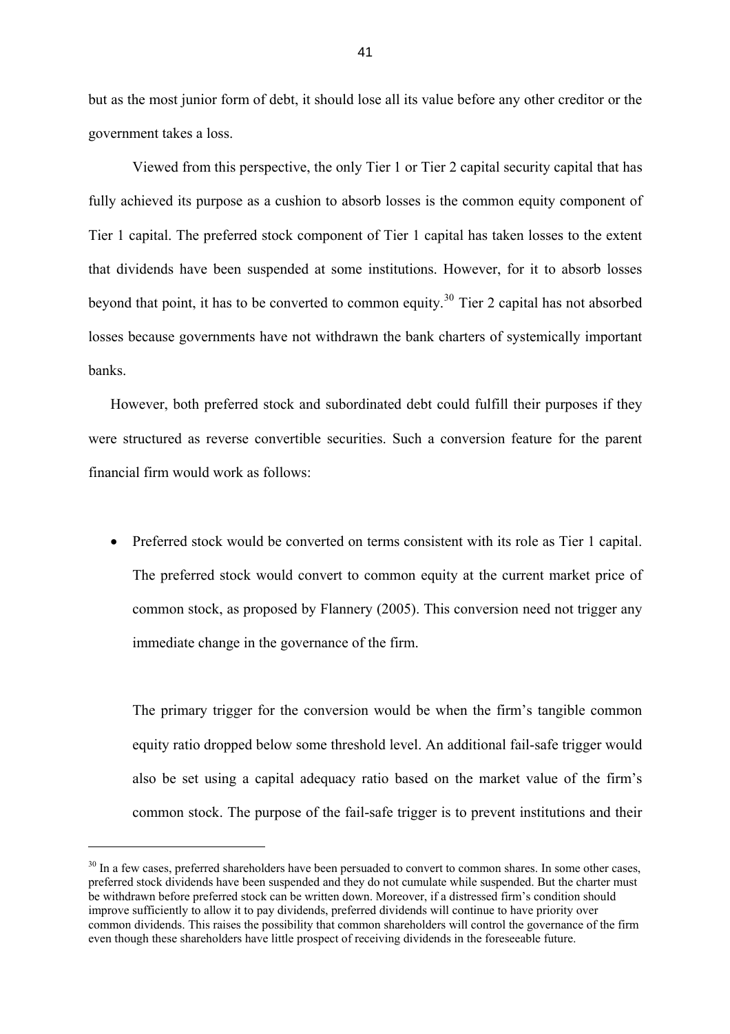but as the most junior form of debt, it should lose all its value before any other creditor or the government takes a loss.

Viewed from this perspective, the only Tier 1 or Tier 2 capital security capital that has fully achieved its purpose as a cushion to absorb losses is the common equity component of Tier 1 capital. The preferred stock component of Tier 1 capital has taken losses to the extent that dividends have been suspended at some institutions. However, for it to absorb losses beyond that point, it has to be converted to common equity.[30] Tier 2 capital has not absorbed losses because governments have not withdrawn the bank charters of systemically important banks.

However, both preferred stock and subordinated debt could fulfill their purposes if they were structured as reverse convertible securities. Such a conversion feature for the parent financial firm would work as follows:

- Preferred stock would be converted on terms consistent with its role as Tier 1 capital. The preferred stock would convert to common equity at the current market price of common stock, as proposed by Flannery (2005). This conversion need not trigger any immediate change in the governance of the firm.

  The primary trigger for the conversion would be when the firm's tangible common equity ratio dropped below some threshold level. An additional fail-safe trigger would also be set using a capital adequacy ratio based on the market value of the firm's common stock. The purpose of the fail-safe trigger is to prevent institutions and their

[30] In a few cases, preferred shareholders have been persuaded to convert to common shares. In some other cases, preferred stock dividends have been suspended and they do not cumulate while suspended. But the charter must be withdrawn before preferred stock can be written down. Moreover, if a distressed firm's condition should improve sufficiently to allow it to pay dividends, preferred dividends will continue to have priority over common dividends. This raises the possibility that common shareholders will control the governance of the firm even though these shareholders have little prospect of receiving dividends in the foreseeable future.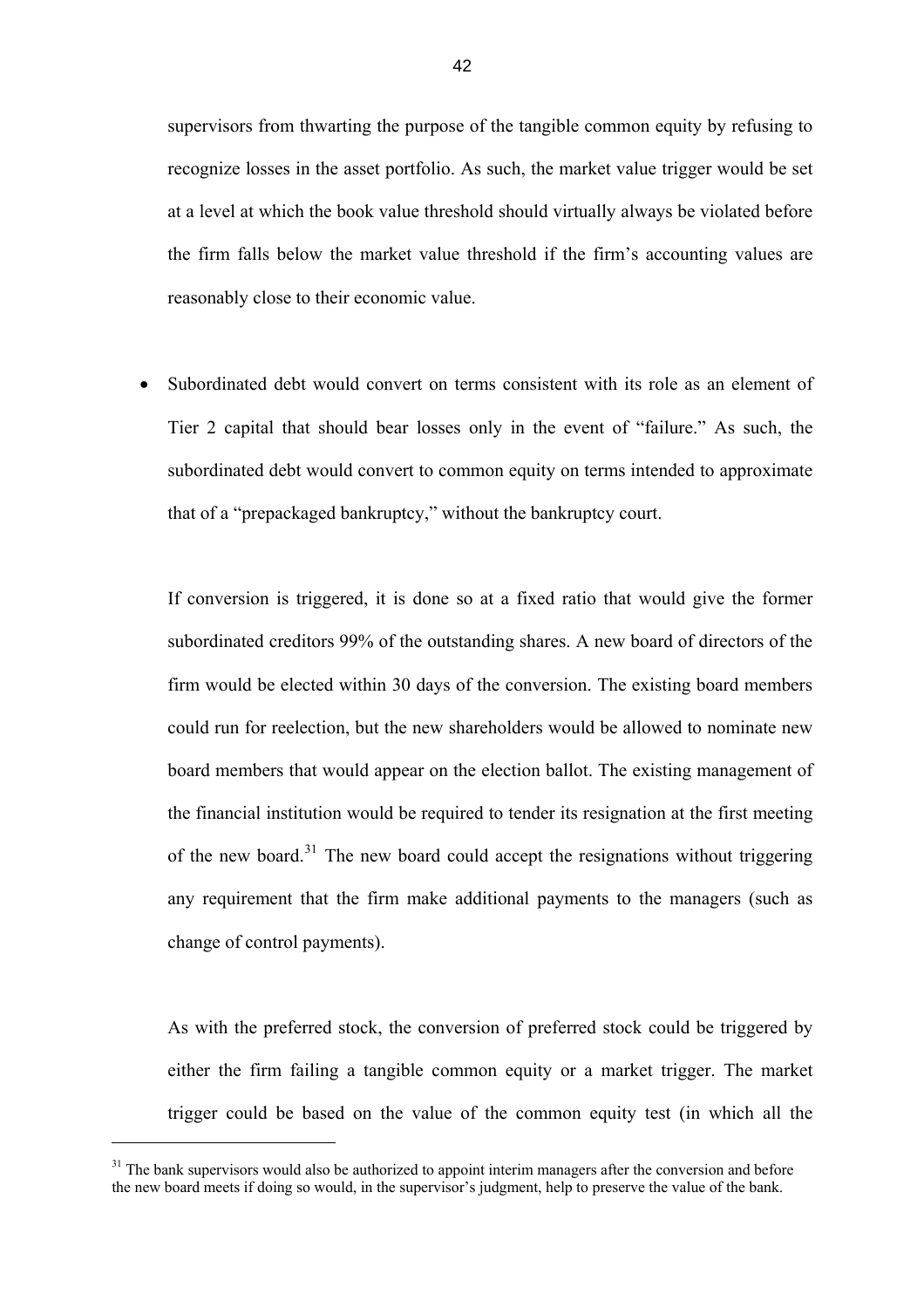supervisors from thwarting the purpose of the tangible common equity by refusing to recognize losses in the asset portfolio. As such, the market value trigger would be set at a level at which the book value threshold should virtually always be violated before the firm falls below the market value threshold if the firm's accounting values are reasonably close to their economic value.

- Subordinated debt would convert on terms consistent with its role as an element of Tier 2 capital that should bear losses only in the event of "failure." As such, the subordinated debt would convert to common equity on terms intended to approximate that of a "prepackaged bankruptcy," without the bankruptcy court.

  If conversion is triggered, it is done so at a fixed ratio that would give the former subordinated creditors 99% of the outstanding shares. A new board of directors of the firm would be elected within 30 days of the conversion. The existing board members could run for reelection, but the new shareholders would be allowed to nominate new board members that would appear on the election ballot. The existing management of the financial institution would be required to tender its resignation at the first meeting of the new board.[31] The new board could accept the resignations without triggering any requirement that the firm make additional payments to the managers (such as change of control payments).

  As with the preferred stock, the conversion of preferred stock could be triggered by either the firm failing a tangible common equity or a market trigger. The market trigger could be based on the value of the common equity test (in which all the

[31] The bank supervisors would also be authorized to appoint interim managers after the conversion and before the new board meets if doing so would, in the supervisor's judgment, help to preserve the value of the bank.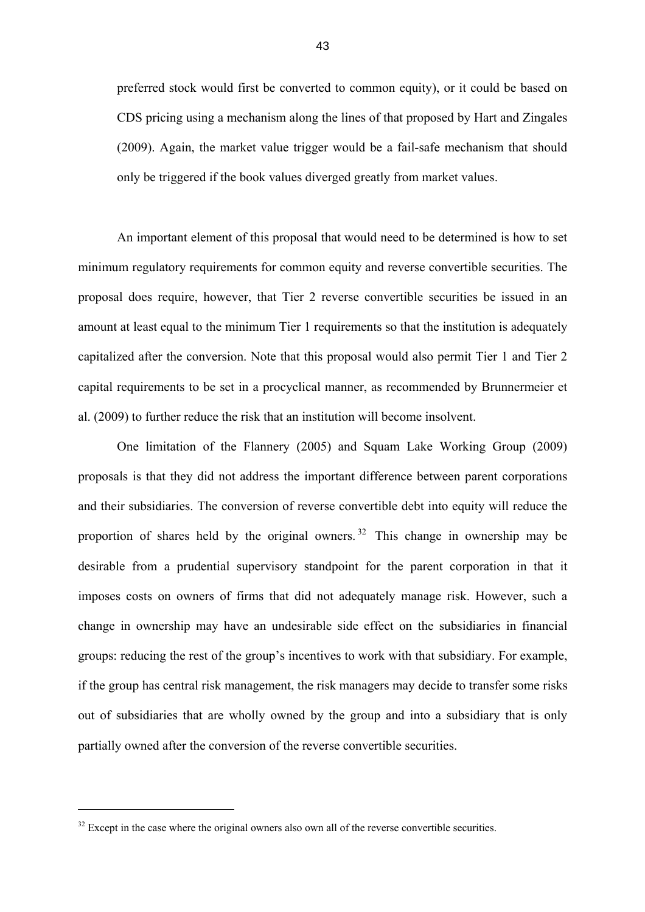preferred stock would first be converted to common equity), or it could be based on CDS pricing using a mechanism along the lines of that proposed by Hart and Zingales (2009). Again, the market value trigger would be a fail-safe mechanism that should only be triggered if the book values diverged greatly from market values.

An important element of this proposal that would need to be determined is how to set minimum regulatory requirements for common equity and reverse convertible securities. The proposal does require, however, that Tier 2 reverse convertible securities be issued in an amount at least equal to the minimum Tier 1 requirements so that the institution is adequately capitalized after the conversion. Note that this proposal would also permit Tier 1 and Tier 2 capital requirements to be set in a procyclical manner, as recommended by Brunnermeier et al. (2009) to further reduce the risk that an institution will become insolvent.

One limitation of the Flannery (2005) and Squam Lake Working Group (2009) proposals is that they did not address the important difference between parent corporations and their subsidiaries. The conversion of reverse convertible debt into equity will reduce the proportion of shares held by the original owners.[32] This change in ownership may be desirable from a prudential supervisory standpoint for the parent corporation in that it imposes costs on owners of firms that did not adequately manage risk. However, such a change in ownership may have an undesirable side effect on the subsidiaries in financial groups: reducing the rest of the group's incentives to work with that subsidiary. For example, if the group has central risk management, the risk managers may decide to transfer some risks out of subsidiaries that are wholly owned by the group and into a subsidiary that is only partially owned after the conversion of the reverse convertible securities.

---

[32] Except in the case where the original owners also own all of the reverse convertible securities.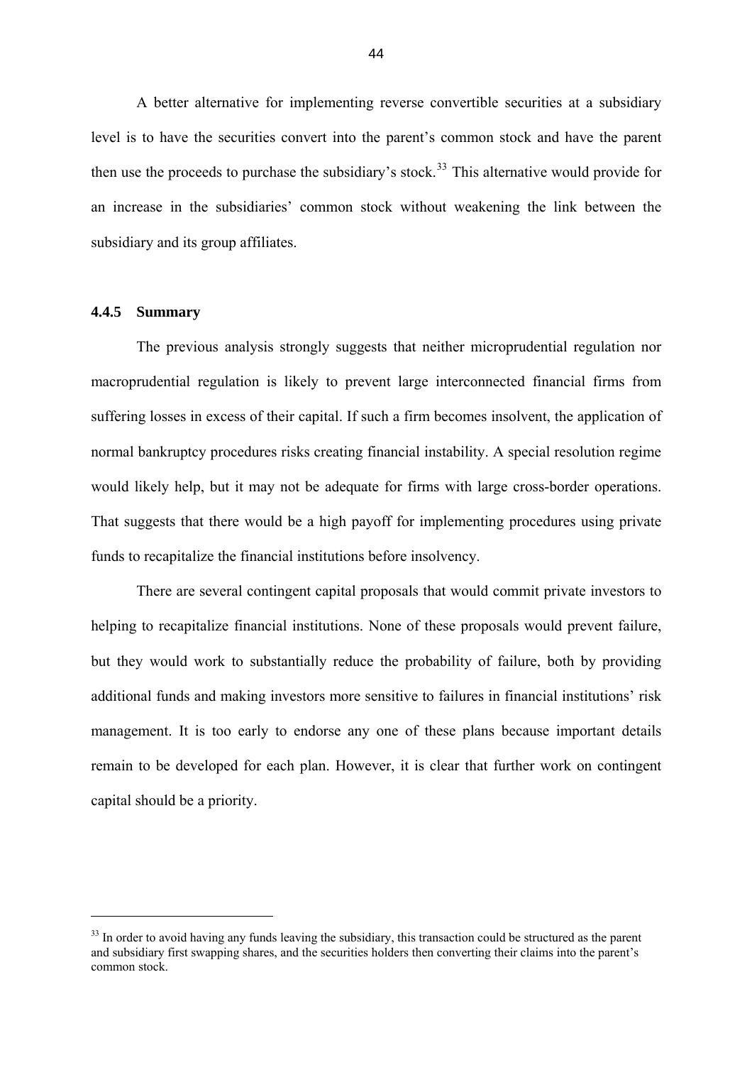A better alternative for implementing reverse convertible securities at a subsidiary level is to have the securities convert into the parent's common stock and have the parent then use the proceeds to purchase the subsidiary's stock.[33] This alternative would provide for an increase in the subsidiaries' common stock without weakening the link between the subsidiary and its group affiliates.

### 4.4.5 Summary

The previous analysis strongly suggests that neither microprudential regulation nor macroprudential regulation is likely to prevent large interconnected financial firms from suffering losses in excess of their capital. If such a firm becomes insolvent, the application of normal bankruptcy procedures risks creating financial instability. A special resolution regime would likely help, but it may not be adequate for firms with large cross-border operations. That suggests that there would be a high payoff for implementing procedures using private funds to recapitalize the financial institutions before insolvency.

There are several contingent capital proposals that would commit private investors to helping to recapitalize financial institutions. None of these proposals would prevent failure, but they would work to substantially reduce the probability of failure, both by providing additional funds and making investors more sensitive to failures in financial institutions' risk management. It is too early to endorse any one of these plans because important details remain to be developed for each plan. However, it is clear that further work on contingent capital should be a priority.

---

[33] In order to avoid having any funds leaving the subsidiary, this transaction could be structured as the parent and subsidiary first swapping shares, and the securities holders then converting their claims into the parent's common stock.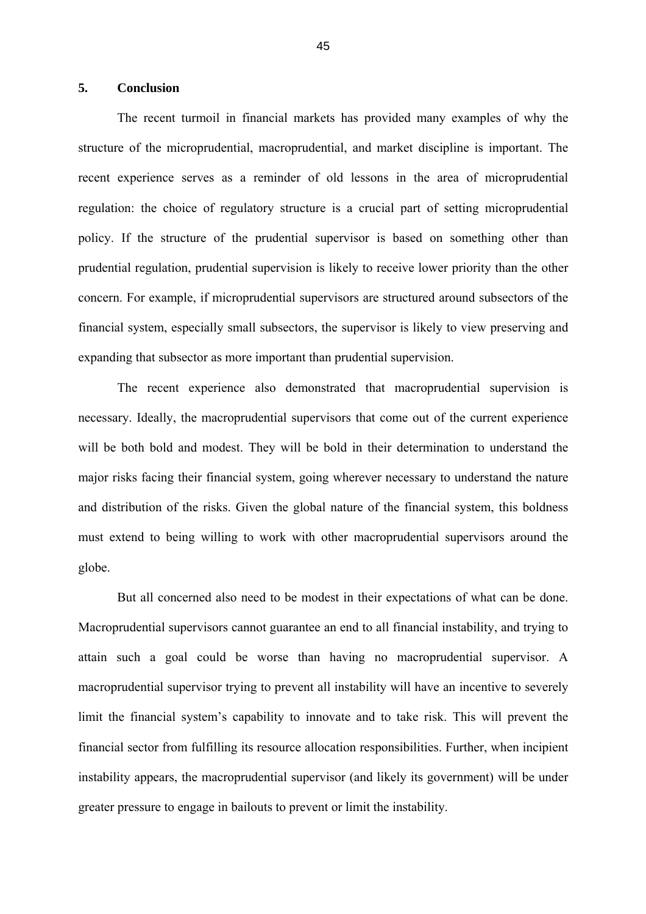## 5. Conclusion

The recent turmoil in financial markets has provided many examples of why the structure of the microprudential, macroprudential, and market discipline is important. The recent experience serves as a reminder of old lessons in the area of microprudential regulation: the choice of regulatory structure is a crucial part of setting microprudential policy. If the structure of the prudential supervisor is based on something other than prudential regulation, prudential supervision is likely to receive lower priority than the other concern. For example, if microprudential supervisors are structured around subsectors of the financial system, especially small subsectors, the supervisor is likely to view preserving and expanding that subsector as more important than prudential supervision.

The recent experience also demonstrated that macroprudential supervision is necessary. Ideally, the macroprudential supervisors that come out of the current experience will be both bold and modest. They will be bold in their determination to understand the major risks facing their financial system, going wherever necessary to understand the nature and distribution of the risks. Given the global nature of the financial system, this boldness must extend to being willing to work with other macroprudential supervisors around the globe.

But all concerned also need to be modest in their expectations of what can be done. Macroprudential supervisors cannot guarantee an end to all financial instability, and trying to attain such a goal could be worse than having no macroprudential supervisor. A macroprudential supervisor trying to prevent all instability will have an incentive to severely limit the financial system's capability to innovate and to take risk. This will prevent the financial sector from fulfilling its resource allocation responsibilities. Further, when incipient instability appears, the macroprudential supervisor (and likely its government) will be under greater pressure to engage in bailouts to prevent or limit the instability.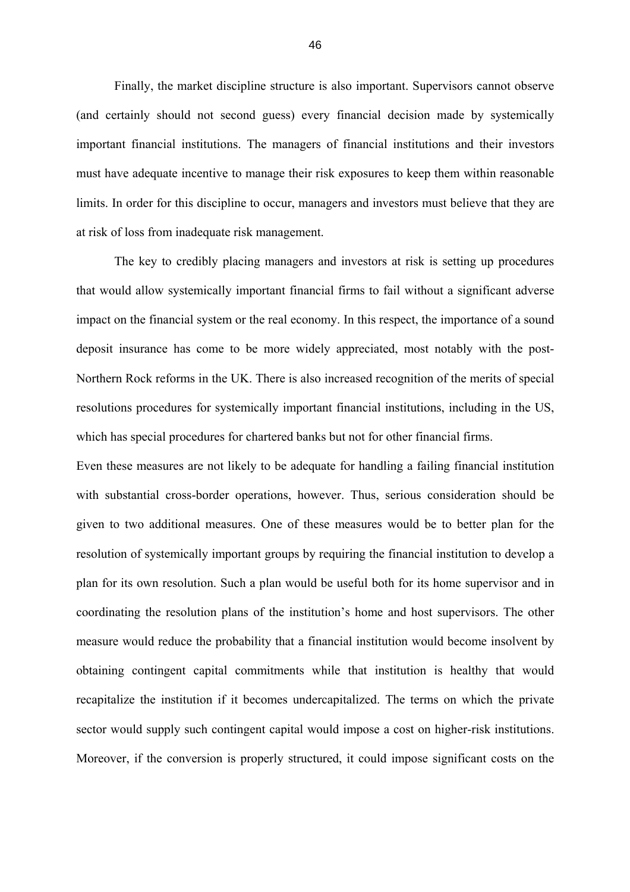Finally, the market discipline structure is also important. Supervisors cannot observe (and certainly should not second guess) every financial decision made by systemically important financial institutions. The managers of financial institutions and their investors must have adequate incentive to manage their risk exposures to keep them within reasonable limits. In order for this discipline to occur, managers and investors must believe that they are at risk of loss from inadequate risk management.

The key to credibly placing managers and investors at risk is setting up procedures that would allow systemically important financial firms to fail without a significant adverse impact on the financial system or the real economy. In this respect, the importance of a sound deposit insurance has come to be more widely appreciated, most notably with the post-Northern Rock reforms in the UK. There is also increased recognition of the merits of special resolutions procedures for systemically important financial institutions, including in the US, which has special procedures for chartered banks but not for other financial firms.

Even these measures are not likely to be adequate for handling a failing financial institution with substantial cross-border operations, however. Thus, serious consideration should be given to two additional measures. One of these measures would be to better plan for the resolution of systemically important groups by requiring the financial institution to develop a plan for its own resolution. Such a plan would be useful both for its home supervisor and in coordinating the resolution plans of the institution's home and host supervisors. The other measure would reduce the probability that a financial institution would become insolvent by obtaining contingent capital commitments while that institution is healthy that would recapitalize the institution if it becomes undercapitalized. The terms on which the private sector would supply such contingent capital would impose a cost on higher-risk institutions. Moreover, if the conversion is properly structured, it could impose significant costs on the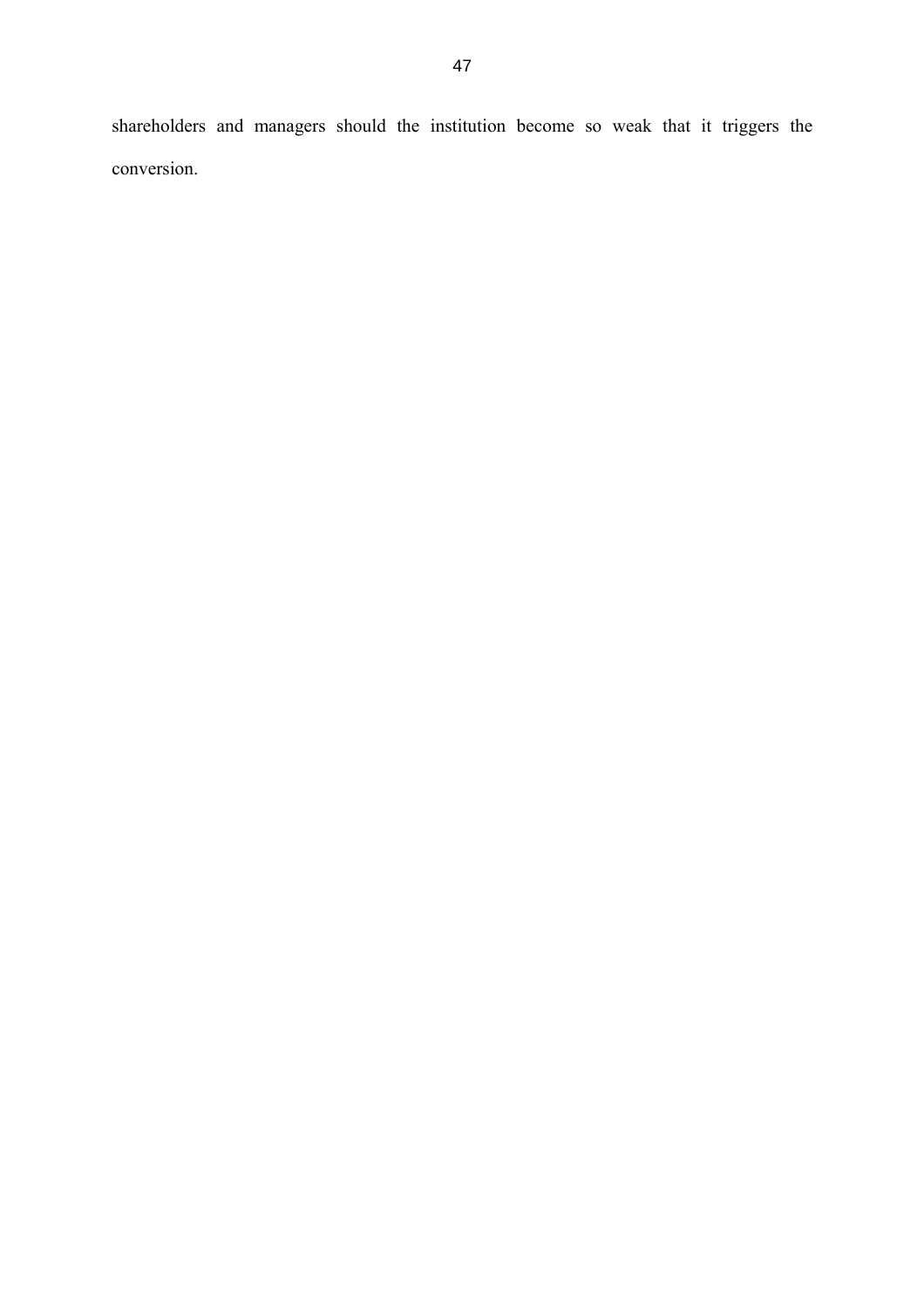shareholders and managers should the institution become so weak that it triggers the conversion.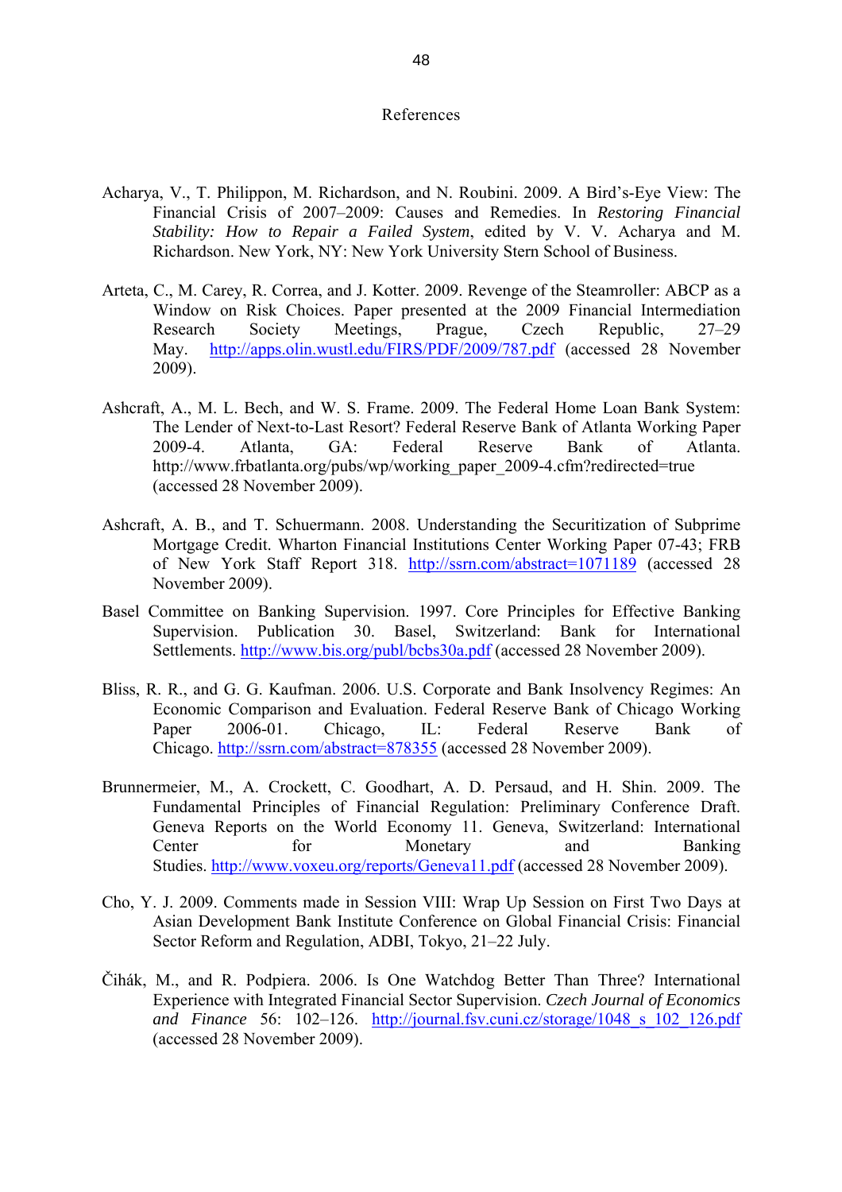# References

Acharya, V., T. Philippon, M. Richardson, and N. Roubini. 2009. A Bird's-Eye View: The Financial Crisis of 2007–2009: Causes and Remedies. In *Restoring Financial Stability: How to Repair a Failed System*, edited by V. V. Acharya and M. Richardson. New York, NY: New York University Stern School of Business.

Arteta, C., M. Carey, R. Correa, and J. Kotter. 2009. Revenge of the Steamroller: ABCP as a Window on Risk Choices. Paper presented at the 2009 Financial Intermediation Research Society Meetings, Prague, Czech Republic, 27–29 May. http://apps.olin.wustl.edu/FIRS/PDF/2009/787.pdf (accessed 28 November 2009).

Ashcraft, A., M. L. Bech, and W. S. Frame. 2009. The Federal Home Loan Bank System: The Lender of Next-to-Last Resort? Federal Reserve Bank of Atlanta Working Paper 2009-4. Atlanta, GA: Federal Reserve Bank of Atlanta. http://www.frbatlanta.org/pubs/wp/working_paper_2009-4.cfm?redirected=true (accessed 28 November 2009).

Ashcraft, A. B., and T. Schuermann. 2008. Understanding the Securitization of Subprime Mortgage Credit. Wharton Financial Institutions Center Working Paper 07-43; FRB of New York Staff Report 318. http://ssrn.com/abstract=1071189 (accessed 28 November 2009).

Basel Committee on Banking Supervision. 1997. Core Principles for Effective Banking Supervision. Publication 30. Basel, Switzerland: Bank for International Settlements. http://www.bis.org/publ/bcbs30a.pdf (accessed 28 November 2009).

Bliss, R. R., and G. G. Kaufman. 2006. U.S. Corporate and Bank Insolvency Regimes: An Economic Comparison and Evaluation. Federal Reserve Bank of Chicago Working Paper 2006-01. Chicago, IL: Federal Reserve Bank of Chicago. http://ssrn.com/abstract=878355 (accessed 28 November 2009).

Brunnermeier, M., A. Crockett, C. Goodhart, A. D. Persaud, and H. Shin. 2009. The Fundamental Principles of Financial Regulation: Preliminary Conference Draft. Geneva Reports on the World Economy 11. Geneva, Switzerland: International Center for Monetary and Banking Studies. http://www.voxeu.org/reports/Geneva11.pdf (accessed 28 November 2009).

Cho, Y. J. 2009. Comments made in Session VIII: Wrap Up Session on First Two Days at Asian Development Bank Institute Conference on Global Financial Crisis: Financial Sector Reform and Regulation, ADBI, Tokyo, 21–22 July.

Čihák, M., and R. Podpiera. 2006. Is One Watchdog Better Than Three? International Experience with Integrated Financial Sector Supervision. *Czech Journal of Economics and Finance* 56: 102–126. http://journal.fsv.cuni.cz/storage/1048_s_102_126.pdf (accessed 28 November 2009).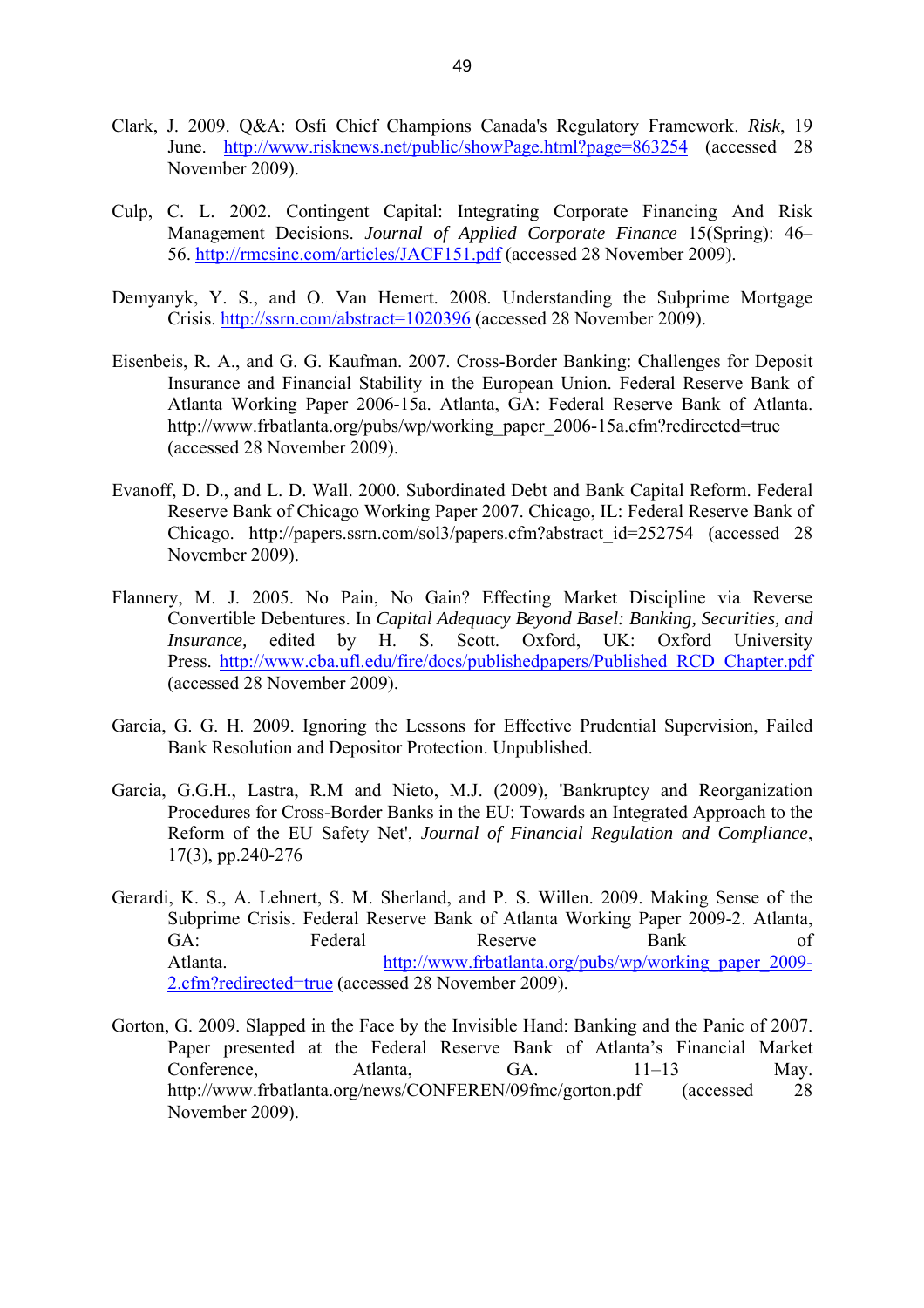Clark, J. 2009. Q&A: Osfi Chief Champions Canada's Regulatory Framework. *Risk*, 19 June. http://www.risknews.net/public/showPage.html?page=863254 (accessed 28 November 2009).

Culp, C. L. 2002. Contingent Capital: Integrating Corporate Financing And Risk Management Decisions. *Journal of Applied Corporate Finance* 15(Spring): 46–56. http://rmcsinc.com/articles/JACF151.pdf (accessed 28 November 2009).

Demyanyk, Y. S., and O. Van Hemert. 2008. Understanding the Subprime Mortgage Crisis. http://ssrn.com/abstract=1020396 (accessed 28 November 2009).

Eisenbeis, R. A., and G. G. Kaufman. 2007. Cross-Border Banking: Challenges for Deposit Insurance and Financial Stability in the European Union. Federal Reserve Bank of Atlanta Working Paper 2006-15a. Atlanta, GA: Federal Reserve Bank of Atlanta. http://www.frbatlanta.org/pubs/wp/working_paper_2006-15a.cfm?redirected=true (accessed 28 November 2009).

Evanoff, D. D., and L. D. Wall. 2000. Subordinated Debt and Bank Capital Reform. Federal Reserve Bank of Chicago Working Paper 2007. Chicago, IL: Federal Reserve Bank of Chicago. http://papers.ssrn.com/sol3/papers.cfm?abstract_id=252754 (accessed 28 November 2009).

Flannery, M. J. 2005. No Pain, No Gain? Effecting Market Discipline via Reverse Convertible Debentures. In *Capital Adequacy Beyond Basel: Banking, Securities, and Insurance,* edited by H. S. Scott. Oxford, UK: Oxford University Press. http://www.cba.ufl.edu/fire/docs/publishedpapers/Published_RCD_Chapter.pdf (accessed 28 November 2009).

Garcia, G. G. H. 2009. Ignoring the Lessons for Effective Prudential Supervision, Failed Bank Resolution and Depositor Protection. Unpublished.

Garcia, G.G.H., Lastra, R.M and Nieto, M.J. (2009), 'Bankruptcy and Reorganization Procedures for Cross-Border Banks in the EU: Towards an Integrated Approach to the Reform of the EU Safety Net', *Journal of Financial Regulation and Compliance*, 17(3), pp.240-276

Gerardi, K. S., A. Lehnert, S. M. Sherland, and P. S. Willen. 2009. Making Sense of the Subprime Crisis. Federal Reserve Bank of Atlanta Working Paper 2009-2. Atlanta, GA: Federal Reserve Bank of Atlanta. http://www.frbatlanta.org/pubs/wp/working_paper_2009-2.cfm?redirected=true (accessed 28 November 2009).

Gorton, G. 2009. Slapped in the Face by the Invisible Hand: Banking and the Panic of 2007. Paper presented at the Federal Reserve Bank of Atlanta's Financial Market Conference, Atlanta, GA. 11–13 May. http://www.frbatlanta.org/news/CONFEREN/09fmc/gorton.pdf (accessed 28 November 2009).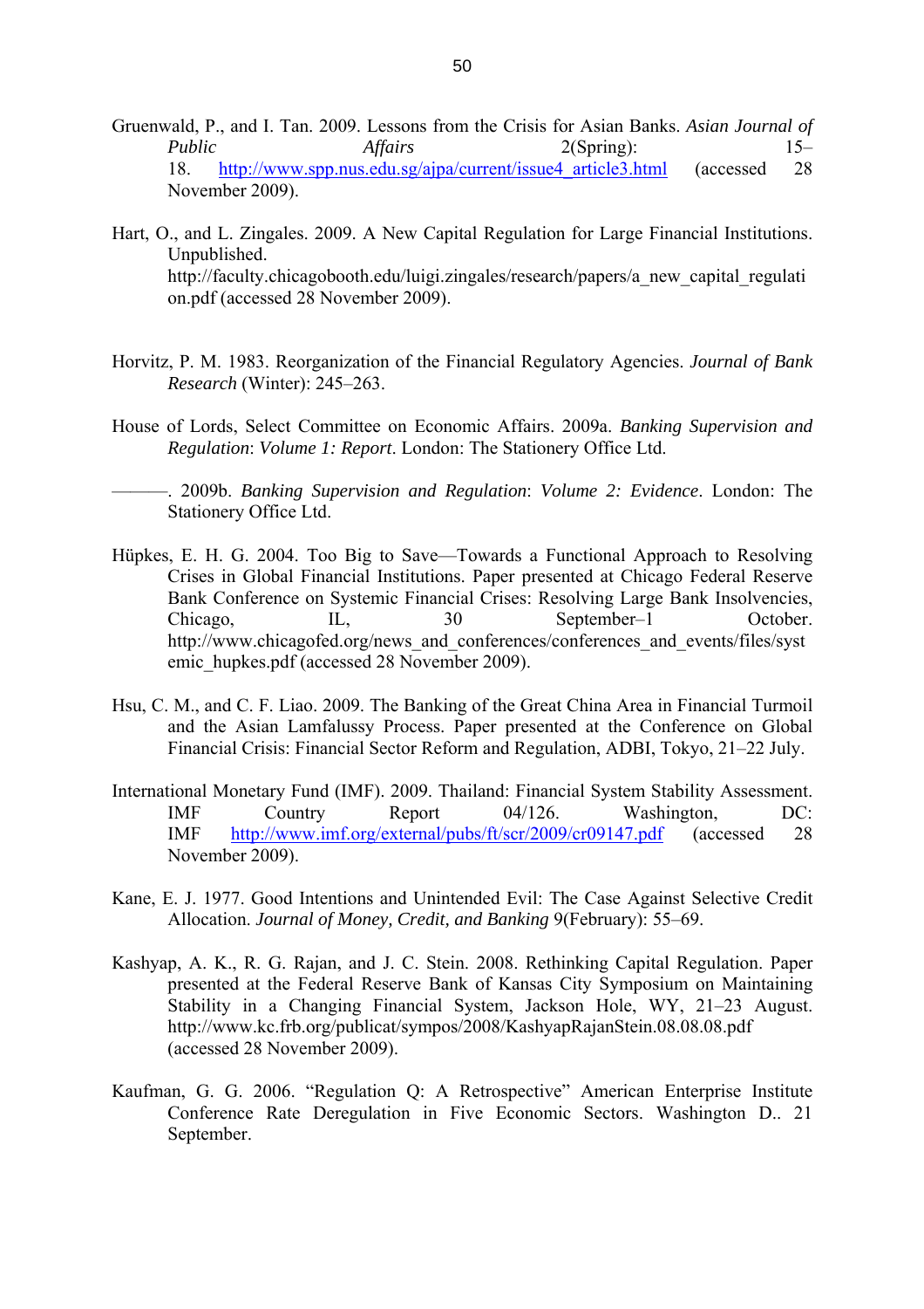Gruenwald, P., and I. Tan. 2009. Lessons from the Crisis for Asian Banks. *Asian Journal of Public Affairs* 2(Spring): 15–18. http://www.spp.nus.edu.sg/ajpa/current/issue4_article3.html (accessed 28 November 2009).

Hart, O., and L. Zingales. 2009. A New Capital Regulation for Large Financial Institutions. Unpublished. http://faculty.chicagobooth.edu/luigi.zingales/research/papers/a_new_capital_regulation.pdf (accessed 28 November 2009).

Horvitz, P. M. 1983. Reorganization of the Financial Regulatory Agencies. *Journal of Bank Research* (Winter): 245–263.

House of Lords, Select Committee on Economic Affairs. 2009a. *Banking Supervision and Regulation*: *Volume 1: Report*. London: The Stationery Office Ltd.

———. 2009b. *Banking Supervision and Regulation*: *Volume 2: Evidence*. London: The Stationery Office Ltd.

Hüpkes, E. H. G. 2004. Too Big to Save—Towards a Functional Approach to Resolving Crises in Global Financial Institutions. Paper presented at Chicago Federal Reserve Bank Conference on Systemic Financial Crises: Resolving Large Bank Insolvencies, Chicago, IL, 30 September–1 October. http://www.chicagofed.org/news_and_conferences/conferences_and_events/files/systemic_hupkes.pdf (accessed 28 November 2009).

Hsu, C. M., and C. F. Liao. 2009. The Banking of the Great China Area in Financial Turmoil and the Asian Lamfalussy Process. Paper presented at the Conference on Global Financial Crisis: Financial Sector Reform and Regulation, ADBI, Tokyo, 21–22 July.

International Monetary Fund (IMF). 2009. Thailand: Financial System Stability Assessment. IMF Country Report 04/126. Washington, DC: IMF http://www.imf.org/external/pubs/ft/scr/2009/cr09147.pdf (accessed 28 November 2009).

Kane, E. J. 1977. Good Intentions and Unintended Evil: The Case Against Selective Credit Allocation. *Journal of Money, Credit, and Banking* 9(February): 55–69.

Kashyap, A. K., R. G. Rajan, and J. C. Stein. 2008. Rethinking Capital Regulation. Paper presented at the Federal Reserve Bank of Kansas City Symposium on Maintaining Stability in a Changing Financial System, Jackson Hole, WY, 21–23 August. http://www.kc.frb.org/publicat/sympos/2008/KashyapRajanStein.08.08.08.pdf (accessed 28 November 2009).

Kaufman, G. G. 2006. "Regulation Q: A Retrospective" American Enterprise Institute Conference Rate Deregulation in Five Economic Sectors. Washington D.. 21 September.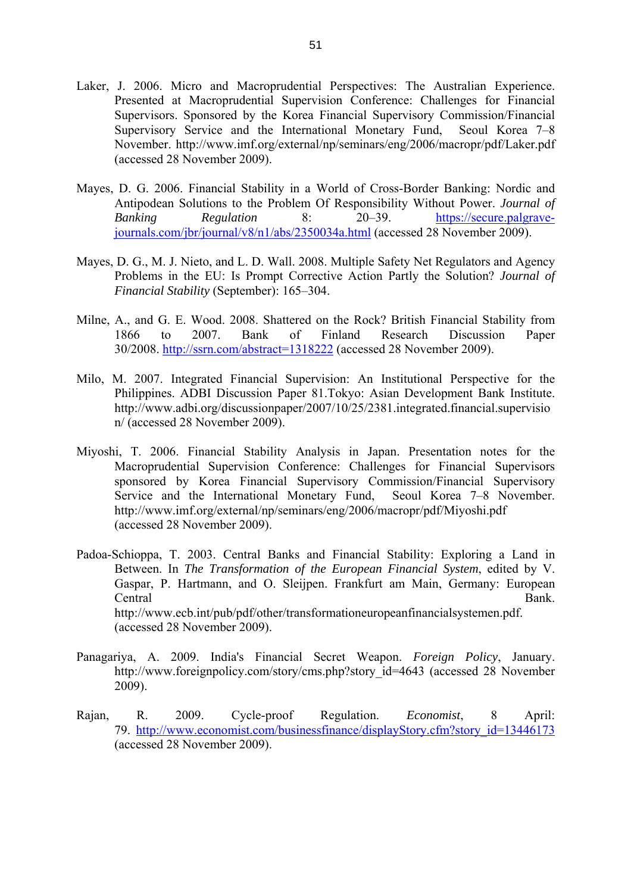Laker, J. 2006. Micro and Macroprudential Perspectives: The Australian Experience. Presented at Macroprudential Supervision Conference: Challenges for Financial Supervisors. Sponsored by the Korea Financial Supervisory Commission/Financial Supervisory Service and the International Monetary Fund, Seoul Korea 7–8 November. http://www.imf.org/external/np/seminars/eng/2006/macropr/pdf/Laker.pdf (accessed 28 November 2009).

Mayes, D. G. 2006. Financial Stability in a World of Cross-Border Banking: Nordic and Antipodean Solutions to the Problem Of Responsibility Without Power. *Journal of Banking Regulation* 8: 20–39. https://secure.palgrave-journals.com/jbr/journal/v8/n1/abs/2350034a.html (accessed 28 November 2009).

Mayes, D. G., M. J. Nieto, and L. D. Wall. 2008. Multiple Safety Net Regulators and Agency Problems in the EU: Is Prompt Corrective Action Partly the Solution? *Journal of Financial Stability* (September): 165–304.

Milne, A., and G. E. Wood. 2008. Shattered on the Rock? British Financial Stability from 1866 to 2007. Bank of Finland Research Discussion Paper 30/2008. http://ssrn.com/abstract=1318222 (accessed 28 November 2009).

Milo, M. 2007. Integrated Financial Supervision: An Institutional Perspective for the Philippines. ADBI Discussion Paper 81.Tokyo: Asian Development Bank Institute. http://www.adbi.org/discussionpaper/2007/10/25/2381.integrated.financial.supervision/ (accessed 28 November 2009).

Miyoshi, T. 2006. Financial Stability Analysis in Japan. Presentation notes for the Macroprudential Supervision Conference: Challenges for Financial Supervisors sponsored by Korea Financial Supervisory Commission/Financial Supervisory Service and the International Monetary Fund, Seoul Korea 7–8 November. http://www.imf.org/external/np/seminars/eng/2006/macropr/pdf/Miyoshi.pdf (accessed 28 November 2009).

Padoa-Schioppa, T. 2003. Central Banks and Financial Stability: Exploring a Land in Between. In *The Transformation of the European Financial System*, edited by V. Gaspar, P. Hartmann, and O. Sleijpen. Frankfurt am Main, Germany: European Central Bank. http://www.ecb.int/pub/pdf/other/transformationeuropeanfinancialsystemen.pdf. (accessed 28 November 2009).

Panagariya, A. 2009. India's Financial Secret Weapon. *Foreign Policy*, January. http://www.foreignpolicy.com/story/cms.php?story_id=4643 (accessed 28 November 2009).

Rajan, R. 2009. Cycle-proof Regulation. *Economist*, 8 April: 79. http://www.economist.com/businessfinance/displayStory.cfm?story_id=13446173 (accessed 28 November 2009).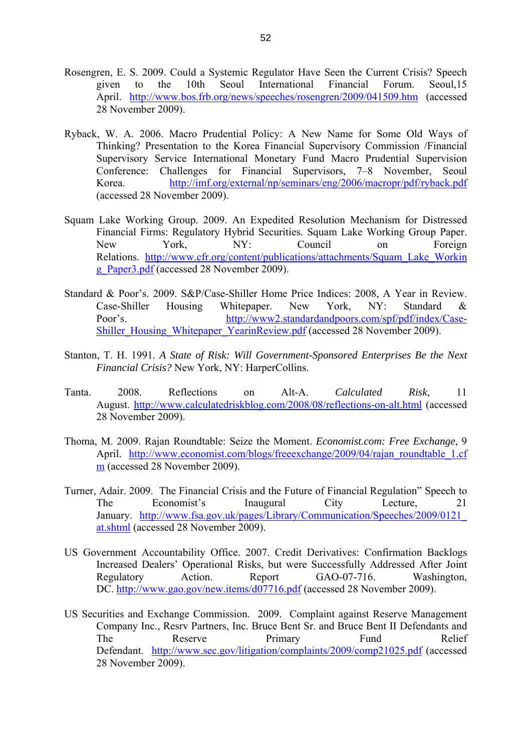Rosengren, E. S. 2009. Could a Systemic Regulator Have Seen the Current Crisis? Speech given to the 10th Seoul International Financial Forum. Seoul,15 April. http://www.bos.frb.org/news/speeches/rosengren/2009/041509.htm (accessed 28 November 2009).

Ryback, W. A. 2006. Macro Prudential Policy: A New Name for Some Old Ways of Thinking? Presentation to the Korea Financial Supervisory Commission /Financial Supervisory Service International Monetary Fund Macro Prudential Supervision Conference: Challenges for Financial Supervisors, 7–8 November, Seoul Korea. http://imf.org/external/np/seminars/eng/2006/macropr/pdf/ryback.pdf (accessed 28 November 2009).

Squam Lake Working Group. 2009. An Expedited Resolution Mechanism for Distressed Financial Firms: Regulatory Hybrid Securities. Squam Lake Working Group Paper. New York, NY: Council on Foreign Relations. http://www.cfr.org/content/publications/attachments/Squam_Lake_Working_Paper3.pdf (accessed 28 November 2009).

Standard & Poor's. 2009. S&P/Case-Shiller Home Price Indices: 2008, A Year in Review. Case-Shiller Housing Whitepaper. New York, NY: Standard & Poor's. http://www2.standardandpoors.com/spf/pdf/index/Case-Shiller_Housing_Whitepaper_YearinReview.pdf (accessed 28 November 2009).

Stanton, T. H. 1991. *A State of Risk: Will Government-Sponsored Enterprises Be the Next Financial Crisis?* New York, NY: HarperCollins.

Tanta. 2008. Reflections on Alt-A. *Calculated Risk*, 11 August. http://www.calculatedriskblog.com/2008/08/reflections-on-alt.html (accessed 28 November 2009).

Thoma, M. 2009. Rajan Roundtable: Seize the Moment. *Economist.com: Free Exchange*, 9 April. http://www.economist.com/blogs/freeexchange/2009/04/rajan_roundtable_1.cfm (accessed 28 November 2009).

Turner, Adair. 2009. The Financial Crisis and the Future of Financial Regulation" Speech to The Economist's Inaugural City Lecture, 21 January. http://www.fsa.gov.uk/pages/Library/Communication/Speeches/2009/0121_at.shtml (accessed 28 November 2009).

US Government Accountability Office. 2007. Credit Derivatives: Confirmation Backlogs Increased Dealers' Operational Risks, but were Successfully Addressed After Joint Regulatory Action. Report GAO-07-716. Washington, DC. http://www.gao.gov/new.items/d07716.pdf (accessed 28 November 2009).

US Securities and Exchange Commission. 2009. Complaint against Reserve Management Company Inc., Resrv Partners, Inc. Bruce Bent Sr. and Bruce Bent II Defendants and The Reserve Primary Fund Relief Defendant. http://www.sec.gov/litigation/complaints/2009/comp21025.pdf (accessed 28 November 2009).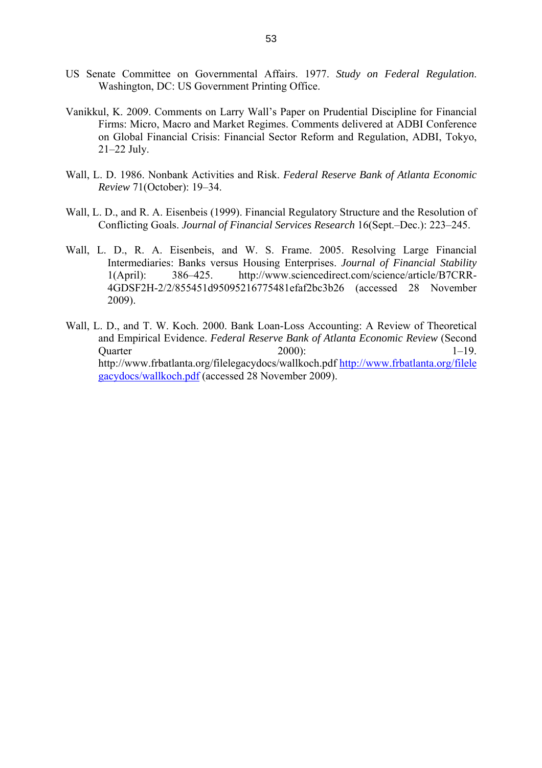US Senate Committee on Governmental Affairs. 1977. *Study on Federal Regulation*. Washington, DC: US Government Printing Office.

Vanikkul, K. 2009. Comments on Larry Wall's Paper on Prudential Discipline for Financial Firms: Micro, Macro and Market Regimes. Comments delivered at ADBI Conference on Global Financial Crisis: Financial Sector Reform and Regulation, ADBI, Tokyo, 21–22 July.

Wall, L. D. 1986. Nonbank Activities and Risk. *Federal Reserve Bank of Atlanta Economic Review* 71(October): 19–34.

Wall, L. D., and R. A. Eisenbeis (1999). Financial Regulatory Structure and the Resolution of Conflicting Goals. *Journal of Financial Services Research* 16(Sept.–Dec.): 223–245.

Wall, L. D., R. A. Eisenbeis, and W. S. Frame. 2005. Resolving Large Financial Intermediaries: Banks versus Housing Enterprises. *Journal of Financial Stability* 1(April): 386–425. http://www.sciencedirect.com/science/article/B7CRR-4GDSF2H-2/2/855451d95095216775481efaf2bc3b26 (accessed 28 November 2009).

Wall, L. D., and T. W. Koch. 2000. Bank Loan-Loss Accounting: A Review of Theoretical and Empirical Evidence. *Federal Reserve Bank of Atlanta Economic Review* (Second Quarter 2000): 1–19. http://www.frbatlanta.org/filelegacydocs/wallkoch.pdf http://www.frbatlanta.org/filelegacydocs/wallkoch.pdf (accessed 28 November 2009).